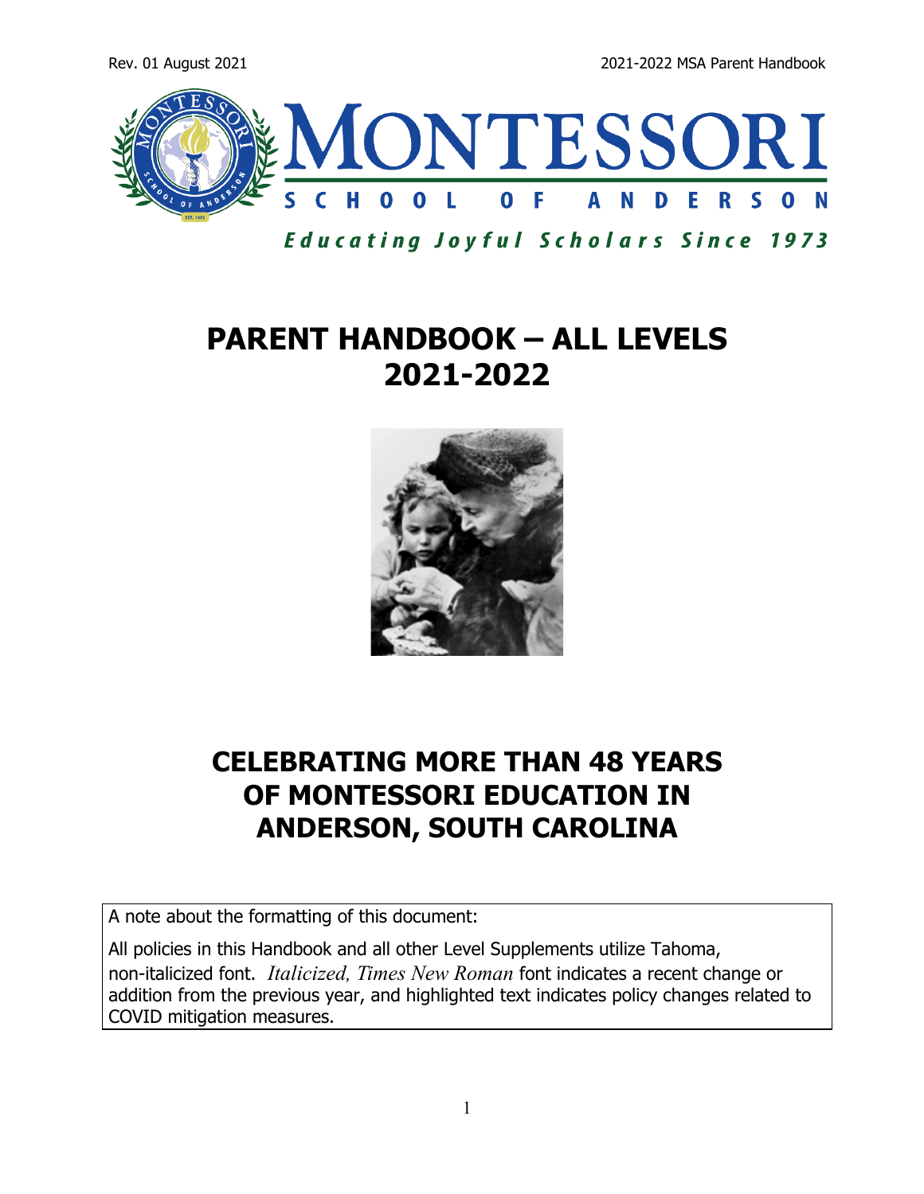# MONTESSORI

**SCHOOL OF ANDERSON**

*Educating Joyful Scholars Since 1973*

# PARENT HANDBOOK – ALL LEVELS 2021-2022

## CELEBRATING MORE THAN 48 YEARS OF MONTESSORI EDUCATION IN ANDERSON, SOUTH CAROLINA

A note about the formatting of this document:

All policies in this Handbook and all other Level Supplements utilize Tahoma, non-italicized font. *Italicized, Times New Roman* font indicates a recent change or addition from the previous year, and highlighted text indicates policy changes related to COVID mitigation measures.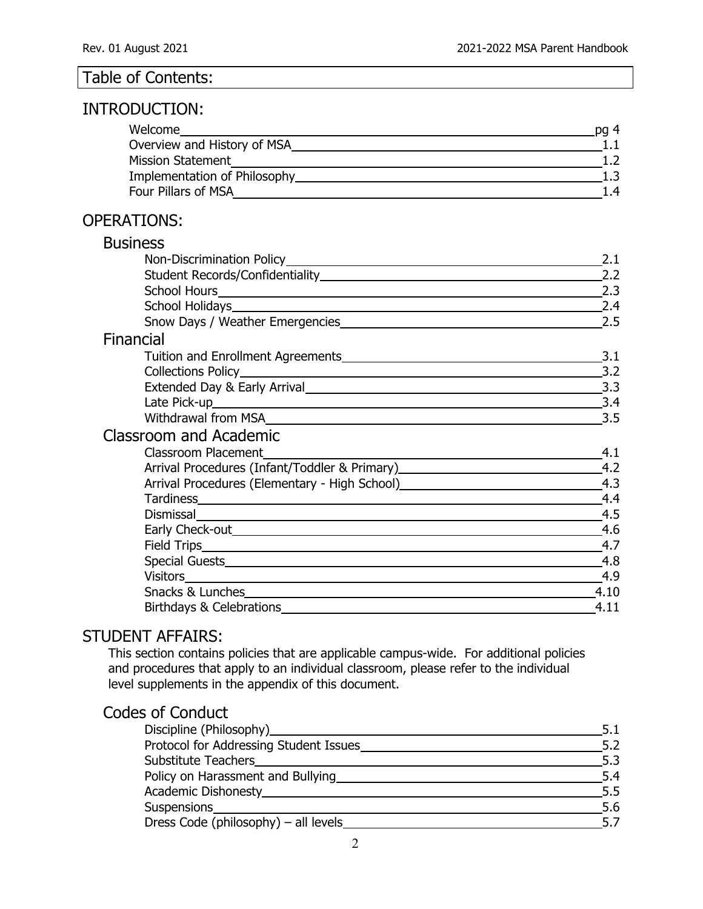# Table of Contents:

## INTRODUCTION:

| | |
|---|---|
| Welcome | pg 4 |
| Overview and History of MSA | 1.1 |
| Mission Statement | 1.2 |
| Implementation of Philosophy | 1.3 |
| Four Pillars of MSA | 1.4 |

## OPERATIONS:

### Business

| | |
|---|---|
| Non-Discrimination Policy | 2.1 |
| Student Records/Confidentiality | 2.2 |
| School Hours | 2.3 |
| School Holidays | 2.4 |
| Snow Days / Weather Emergencies | 2.5 |

### Financial

| | |
|---|---|
| Tuition and Enrollment Agreements | 3.1 |
| Collections Policy | 3.2 |
| Extended Day & Early Arrival | 3.3 |
| Late Pick-up | 3.4 |
| Withdrawal from MSA | 3.5 |

### Classroom and Academic

| | |
|---|---|
| Classroom Placement | 4.1 |
| Arrival Procedures (Infant/Toddler & Primary) | 4.2 |
| Arrival Procedures (Elementary - High School) | 4.3 |
| Tardiness | 4.4 |
| Dismissal | 4.5 |
| Early Check-out | 4.6 |
| Field Trips | 4.7 |
| Special Guests | 4.8 |
| Visitors | 4.9 |
| Snacks & Lunches | 4.10 |
| Birthdays & Celebrations | 4.11 |

## STUDENT AFFAIRS:

This section contains policies that are applicable campus-wide. For additional policies and procedures that apply to an individual classroom, please refer to the individual level supplements in the appendix of this document.

### Codes of Conduct

| | |
|---|---|
| Discipline (Philosophy) | 5.1 |
| Protocol for Addressing Student Issues | 5.2 |
| Substitute Teachers | 5.3 |
| Policy on Harassment and Bullying | 5.4 |
| Academic Dishonesty | 5.5 |
| Suspensions | 5.6 |
| Dress Code (philosophy) – all levels | 5.7 |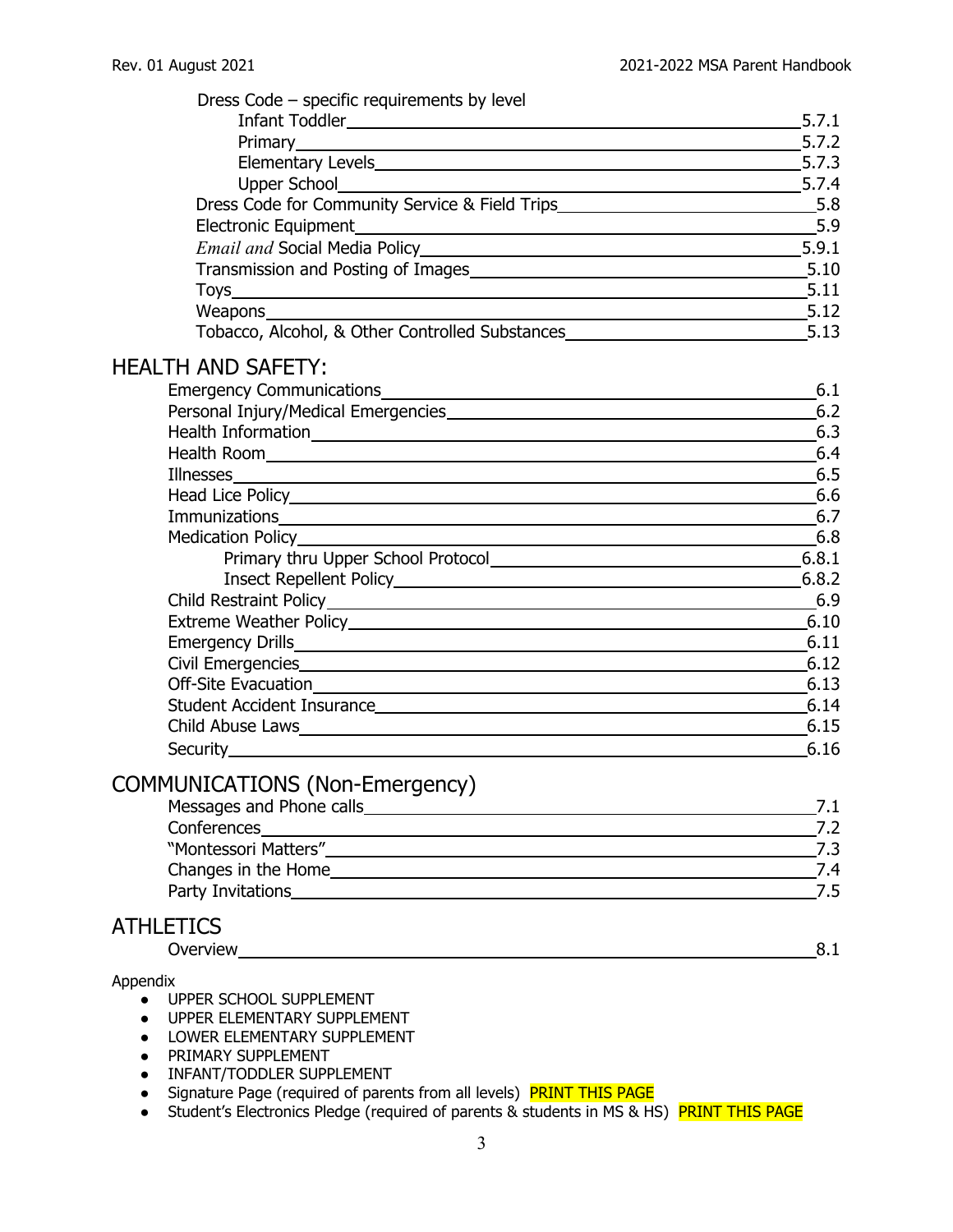Dress Code – specific requirements by level

- Infant Toddler ........ 5.7.1
- Primary ........ 5.7.2
- Elementary Levels ........ 5.7.3
- Upper School ........ 5.7.4

Dress Code for Community Service & Field Trips ........ 5.8
Electronic Equipment ........ 5.9
*Email and* Social Media Policy ........ 5.9.1
Transmission and Posting of Images ........ 5.10
Toys ........ 5.11
Weapons ........ 5.12
Tobacco, Alcohol, & Other Controlled Substances ........ 5.13

## HEALTH AND SAFETY:

Emergency Communications ........ 6.1
Personal Injury/Medical Emergencies ........ 6.2
Health Information ........ 6.3
Health Room ........ 6.4
Illnesses ........ 6.5
Head Lice Policy ........ 6.6
Immunizations ........ 6.7
Medication Policy ........ 6.8

- Primary thru Upper School Protocol ........ 6.8.1
- Insect Repellent Policy ........ 6.8.2

Child Restraint Policy ........ 6.9
Extreme Weather Policy ........ 6.10
Emergency Drills ........ 6.11
Civil Emergencies ........ 6.12
Off-Site Evacuation ........ 6.13
Student Accident Insurance ........ 6.14
Child Abuse Laws ........ 6.15
Security ........ 6.16

## COMMUNICATIONS (Non-Emergency)

Messages and Phone calls ........ 7.1
Conferences ........ 7.2
"Montessori Matters" ........ 7.3
Changes in the Home ........ 7.4
Party Invitations ........ 7.5

## ATHLETICS

Overview ........ 8.1

Appendix

- UPPER SCHOOL SUPPLEMENT
- UPPER ELEMENTARY SUPPLEMENT
- LOWER ELEMENTARY SUPPLEMENT
- PRIMARY SUPPLEMENT
- INFANT/TODDLER SUPPLEMENT
- Signature Page (required of parents from all levels) PRINT THIS PAGE
- Student's Electronics Pledge (required of parents & students in MS & HS) PRINT THIS PAGE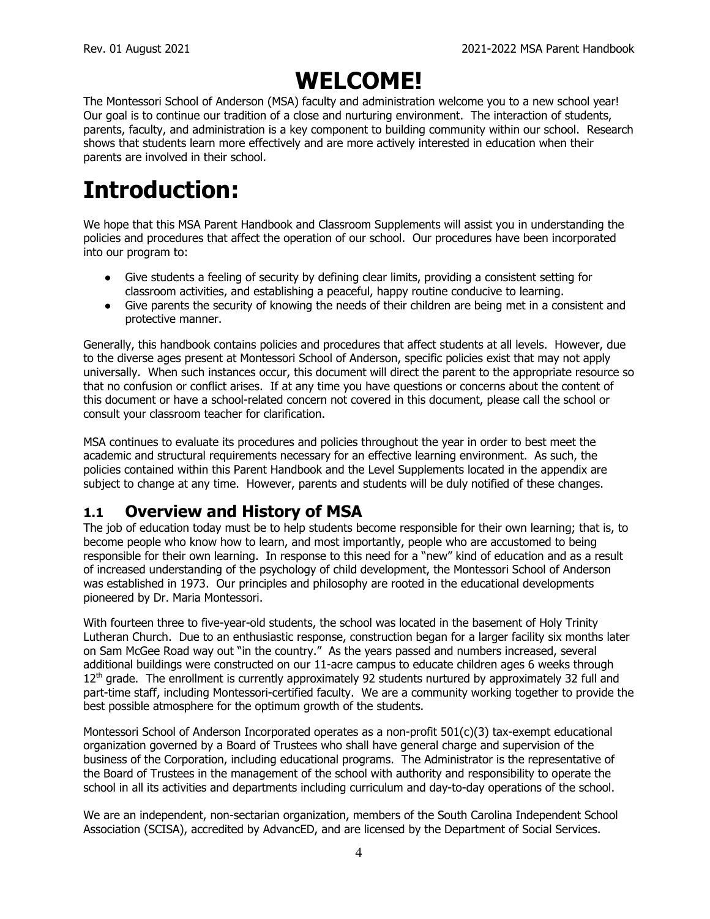# WELCOME!

The Montessori School of Anderson (MSA) faculty and administration welcome you to a new school year! Our goal is to continue our tradition of a close and nurturing environment. The interaction of students, parents, faculty, and administration is a key component to building community within our school. Research shows that students learn more effectively and are more actively interested in education when their parents are involved in their school.

# Introduction:

We hope that this MSA Parent Handbook and Classroom Supplements will assist you in understanding the policies and procedures that affect the operation of our school. Our procedures have been incorporated into our program to:

- Give students a feeling of security by defining clear limits, providing a consistent setting for classroom activities, and establishing a peaceful, happy routine conducive to learning.
- Give parents the security of knowing the needs of their children are being met in a consistent and protective manner.

Generally, this handbook contains policies and procedures that affect students at all levels. However, due to the diverse ages present at Montessori School of Anderson, specific policies exist that may not apply universally. When such instances occur, this document will direct the parent to the appropriate resource so that no confusion or conflict arises. If at any time you have questions or concerns about the content of this document or have a school-related concern not covered in this document, please call the school or consult your classroom teacher for clarification.

MSA continues to evaluate its procedures and policies throughout the year in order to best meet the academic and structural requirements necessary for an effective learning environment. As such, the policies contained within this Parent Handbook and the Level Supplements located in the appendix are subject to change at any time. However, parents and students will be duly notified of these changes.

## 1.1 Overview and History of MSA

The job of education today must be to help students become responsible for their own learning; that is, to become people who know how to learn, and most importantly, people who are accustomed to being responsible for their own learning. In response to this need for a "new" kind of education and as a result of increased understanding of the psychology of child development, the Montessori School of Anderson was established in 1973. Our principles and philosophy are rooted in the educational developments pioneered by Dr. Maria Montessori.

With fourteen three to five-year-old students, the school was located in the basement of Holy Trinity Lutheran Church. Due to an enthusiastic response, construction began for a larger facility six months later on Sam McGee Road way out "in the country." As the years passed and numbers increased, several additional buildings were constructed on our 11-acre campus to educate children ages 6 weeks through 12th grade. The enrollment is currently approximately 92 students nurtured by approximately 32 full and part-time staff, including Montessori-certified faculty. We are a community working together to provide the best possible atmosphere for the optimum growth of the students.

Montessori School of Anderson Incorporated operates as a non-profit 501(c)(3) tax-exempt educational organization governed by a Board of Trustees who shall have general charge and supervision of the business of the Corporation, including educational programs. The Administrator is the representative of the Board of Trustees in the management of the school with authority and responsibility to operate the school in all its activities and departments including curriculum and day-to-day operations of the school.

We are an independent, non-sectarian organization, members of the South Carolina Independent School Association (SCISA), accredited by AdvancED, and are licensed by the Department of Social Services.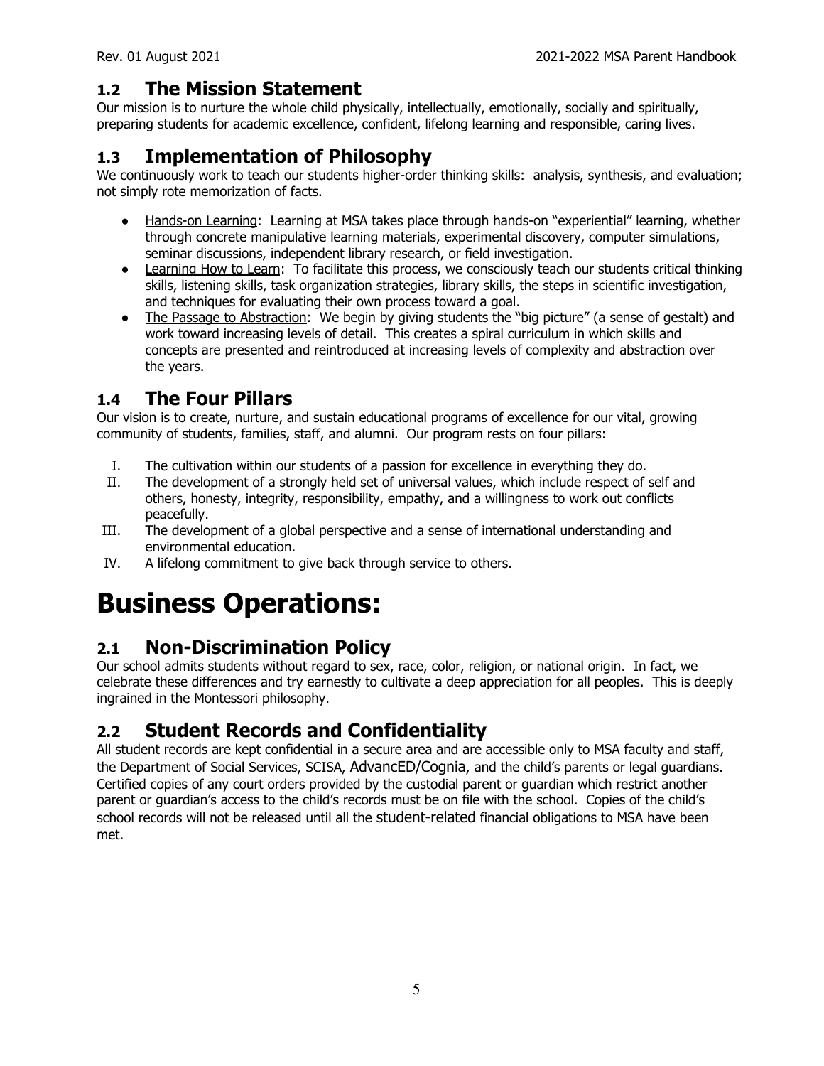## 1.2 The Mission Statement

Our mission is to nurture the whole child physically, intellectually, emotionally, socially and spiritually, preparing students for academic excellence, confident, lifelong learning and responsible, caring lives.

## 1.3 Implementation of Philosophy

We continuously work to teach our students higher-order thinking skills: analysis, synthesis, and evaluation; not simply rote memorization of facts.

- Hands-on Learning: Learning at MSA takes place through hands-on "experiential" learning, whether through concrete manipulative learning materials, experimental discovery, computer simulations, seminar discussions, independent library research, or field investigation.
- Learning How to Learn: To facilitate this process, we consciously teach our students critical thinking skills, listening skills, task organization strategies, library skills, the steps in scientific investigation, and techniques for evaluating their own process toward a goal.
- The Passage to Abstraction: We begin by giving students the "big picture" (a sense of gestalt) and work toward increasing levels of detail. This creates a spiral curriculum in which skills and concepts are presented and reintroduced at increasing levels of complexity and abstraction over the years.

## 1.4 The Four Pillars

Our vision is to create, nurture, and sustain educational programs of excellence for our vital, growing community of students, families, staff, and alumni. Our program rests on four pillars:

I. The cultivation within our students of a passion for excellence in everything they do.
II. The development of a strongly held set of universal values, which include respect of self and others, honesty, integrity, responsibility, empathy, and a willingness to work out conflicts peacefully.
III. The development of a global perspective and a sense of international understanding and environmental education.
IV. A lifelong commitment to give back through service to others.

# Business Operations:

## 2.1 Non-Discrimination Policy

Our school admits students without regard to sex, race, color, religion, or national origin. In fact, we celebrate these differences and try earnestly to cultivate a deep appreciation for all peoples. This is deeply ingrained in the Montessori philosophy.

## 2.2 Student Records and Confidentiality

All student records are kept confidential in a secure area and are accessible only to MSA faculty and staff, the Department of Social Services, SCISA, AdvancED/Cognia, and the child's parents or legal guardians. Certified copies of any court orders provided by the custodial parent or guardian which restrict another parent or guardian's access to the child's records must be on file with the school. Copies of the child's school records will not be released until all the student-related financial obligations to MSA have been met.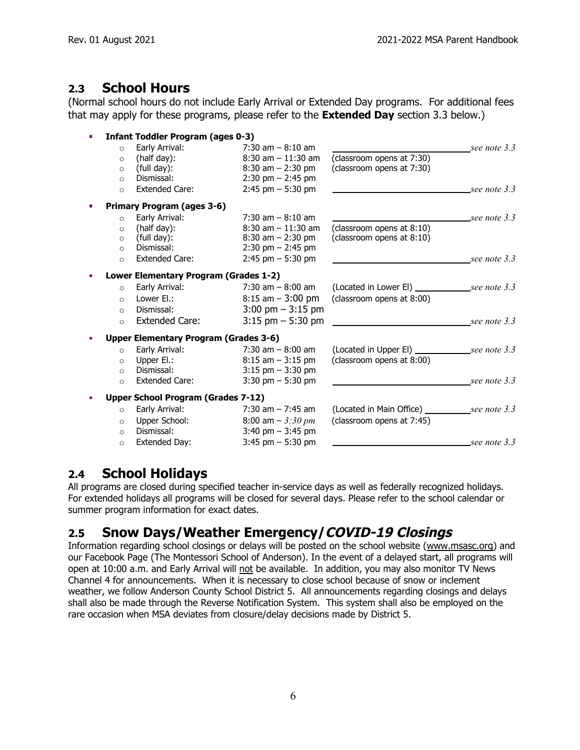## 2.3 School Hours

(Normal school hours do not include Early Arrival or Extended Day programs. For additional fees that may apply for these programs, please refer to the **Extended Day** section 3.3 below.)

- **Infant Toddler Program (ages 0-3)**
  - Early Arrival: 7:30 am – 8:10 am ______________ *see note 3.3*
  - (half day): 8:30 am – 11:30 am (classroom opens at 7:30)
  - (full day): 8:30 am – 2:30 pm (classroom opens at 7:30)
  - Dismissal: 2:30 pm – 2:45 pm
  - Extended Care: 2:45 pm – 5:30 pm ______________ *see note 3.3*
- **Primary Program (ages 3-6)**
  - Early Arrival: 7:30 am – 8:10 am ______________ *see note 3.3*
  - (half day): 8:30 am – 11:30 am (classroom opens at 8:10)
  - (full day): 8:30 am – 2:30 pm (classroom opens at 8:10)
  - Dismissal: 2:30 pm – 2:45 pm
  - Extended Care: 2:45 pm – 5:30 pm ______________ *see note 3.3*
- **Lower Elementary Program (Grades 1-2)**
  - Early Arrival: 7:30 am – 8:00 am (Located in Lower El) ______________ *see note 3.3*
  - Lower El.: 8:15 am – 3:00 pm (classroom opens at 8:00)
  - Dismissal: 3:00 pm – 3:15 pm
  - Extended Care: 3:15 pm – 5:30 pm ______________ *see note 3.3*
- **Upper Elementary Program (Grades 3-6)**
  - Early Arrival: 7:30 am – 8:00 am (Located in Upper El) ______________ *see note 3.3*
  - Upper El.: 8:15 am – 3:15 pm (classroom opens at 8:00)
  - Dismissal: 3:15 pm – 3:30 pm
  - Extended Care: 3:30 pm – 5:30 pm ______________ *see note 3.3*
- **Upper School Program (Grades 7-12)**
  - Early Arrival: 7:30 am – 7:45 am (Located in Main Office) ______________ *see note 3.3*
  - Upper School: 8:00 am – *3:30 pm* (classroom opens at 7:45)
  - Dismissal: 3:40 pm – 3:45 pm
  - Extended Day: 3:45 pm – 5:30 pm ______________ *see note 3.3*

## 2.4 School Holidays

All programs are closed during specified teacher in-service days as well as federally recognized holidays. For extended holidays all programs will be closed for several days. Please refer to the school calendar or summer program information for exact dates.

## 2.5 Snow Days/Weather Emergency/*COVID-19 Closings*

Information regarding school closings or delays will be posted on the school website (www.msasc.org) and our Facebook Page (The Montessori School of Anderson). In the event of a delayed start, all programs will open at 10:00 a.m. and Early Arrival will not be available. In addition, you may also monitor TV News Channel 4 for announcements. When it is necessary to close school because of snow or inclement weather, we follow Anderson County School District 5. All announcements regarding closings and delays shall also be made through the Reverse Notification System. This system shall also be employed on the rare occasion when MSA deviates from closure/delay decisions made by District 5.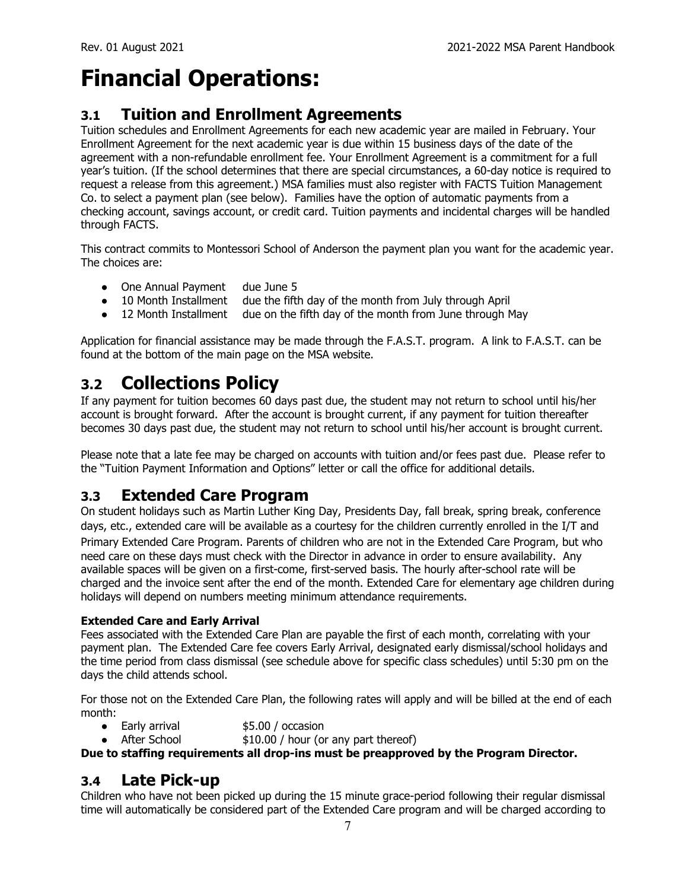# Financial Operations:

## 3.1 Tuition and Enrollment Agreements

Tuition schedules and Enrollment Agreements for each new academic year are mailed in February. Your Enrollment Agreement for the next academic year is due within 15 business days of the date of the agreement with a non-refundable enrollment fee. Your Enrollment Agreement is a commitment for a full year's tuition. (If the school determines that there are special circumstances, a 60-day notice is required to request a release from this agreement.) MSA families must also register with FACTS Tuition Management Co. to select a payment plan (see below). Families have the option of automatic payments from a checking account, savings account, or credit card. Tuition payments and incidental charges will be handled through FACTS.

This contract commits to Montessori School of Anderson the payment plan you want for the academic year. The choices are:

- One Annual Payment due June 5
- 10 Month Installment due the fifth day of the month from July through April
- 12 Month Installment due on the fifth day of the month from June through May

Application for financial assistance may be made through the F.A.S.T. program. A link to F.A.S.T. can be found at the bottom of the main page on the MSA website.

## 3.2 Collections Policy

If any payment for tuition becomes 60 days past due, the student may not return to school until his/her account is brought forward. After the account is brought current, if any payment for tuition thereafter becomes 30 days past due, the student may not return to school until his/her account is brought current.

Please note that a late fee may be charged on accounts with tuition and/or fees past due. Please refer to the "Tuition Payment Information and Options" letter or call the office for additional details.

## 3.3 Extended Care Program

On student holidays such as Martin Luther King Day, Presidents Day, fall break, spring break, conference days, etc., extended care will be available as a courtesy for the children currently enrolled in the I/T and Primary Extended Care Program. Parents of children who are not in the Extended Care Program, but who need care on these days must check with the Director in advance in order to ensure availability. Any available spaces will be given on a first-come, first-served basis. The hourly after-school rate will be charged and the invoice sent after the end of the month. Extended Care for elementary age children during holidays will depend on numbers meeting minimum attendance requirements.

**Extended Care and Early Arrival**

Fees associated with the Extended Care Plan are payable the first of each month, correlating with your payment plan. The Extended Care fee covers Early Arrival, designated early dismissal/school holidays and the time period from class dismissal (see schedule above for specific class schedules) until 5:30 pm on the days the child attends school.

For those not on the Extended Care Plan, the following rates will apply and will be billed at the end of each month:

- Early arrival $5.00 / occasion
- After School $10.00 / hour (or any part thereof)

**Due to staffing requirements all drop-ins must be preapproved by the Program Director.**

## 3.4 Late Pick-up

Children who have not been picked up during the 15 minute grace-period following their regular dismissal time will automatically be considered part of the Extended Care program and will be charged according to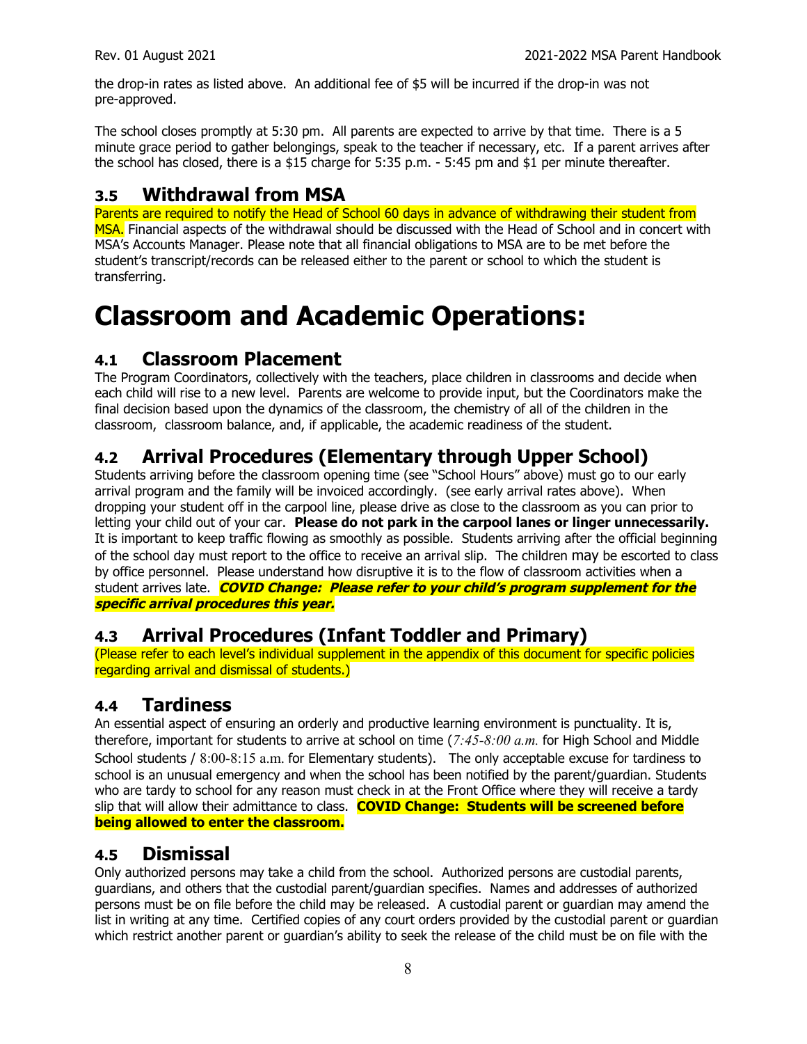the drop-in rates as listed above. An additional fee of $5 will be incurred if the drop-in was not pre-approved.

The school closes promptly at 5:30 pm. All parents are expected to arrive by that time. There is a 5 minute grace period to gather belongings, speak to the teacher if necessary, etc. If a parent arrives after the school has closed, there is a $15 charge for 5:35 p.m. - 5:45 pm and $1 per minute thereafter.

## 3.5 Withdrawal from MSA

Parents are required to notify the Head of School 60 days in advance of withdrawing their student from MSA. Financial aspects of the withdrawal should be discussed with the Head of School and in concert with MSA's Accounts Manager. Please note that all financial obligations to MSA are to be met before the student's transcript/records can be released either to the parent or school to which the student is transferring.

# Classroom and Academic Operations:

## 4.1 Classroom Placement

The Program Coordinators, collectively with the teachers, place children in classrooms and decide when each child will rise to a new level. Parents are welcome to provide input, but the Coordinators make the final decision based upon the dynamics of the classroom, the chemistry of all of the children in the classroom, classroom balance, and, if applicable, the academic readiness of the student.

## 4.2 Arrival Procedures (Elementary through Upper School)

Students arriving before the classroom opening time (see "School Hours" above) must go to our early arrival program and the family will be invoiced accordingly. (see early arrival rates above). When dropping your student off in the carpool line, please drive as close to the classroom as you can prior to letting your child out of your car. **Please do not park in the carpool lanes or linger unnecessarily.** It is important to keep traffic flowing as smoothly as possible. Students arriving after the official beginning of the school day must report to the office to receive an arrival slip. The children may be escorted to class by office personnel. Please understand how disruptive it is to the flow of classroom activities when a student arrives late. ***COVID Change: Please refer to your child's program supplement for the specific arrival procedures this year.***

## 4.3 Arrival Procedures (Infant Toddler and Primary)

(Please refer to each level's individual supplement in the appendix of this document for specific policies regarding arrival and dismissal of students.)

## 4.4 Tardiness

An essential aspect of ensuring an orderly and productive learning environment is punctuality. It is, therefore, important for students to arrive at school on time (*7:45-8:00 a.m.* for High School and Middle School students / 8:00-8:15 a.m. for Elementary students). The only acceptable excuse for tardiness to school is an unusual emergency and when the school has been notified by the parent/guardian. Students who are tardy to school for any reason must check in at the Front Office where they will receive a tardy slip that will allow their admittance to class. **COVID Change: Students will be screened before being allowed to enter the classroom.**

## 4.5 Dismissal

Only authorized persons may take a child from the school. Authorized persons are custodial parents, guardians, and others that the custodial parent/guardian specifies. Names and addresses of authorized persons must be on file before the child may be released. A custodial parent or guardian may amend the list in writing at any time. Certified copies of any court orders provided by the custodial parent or guardian which restrict another parent or guardian's ability to seek the release of the child must be on file with the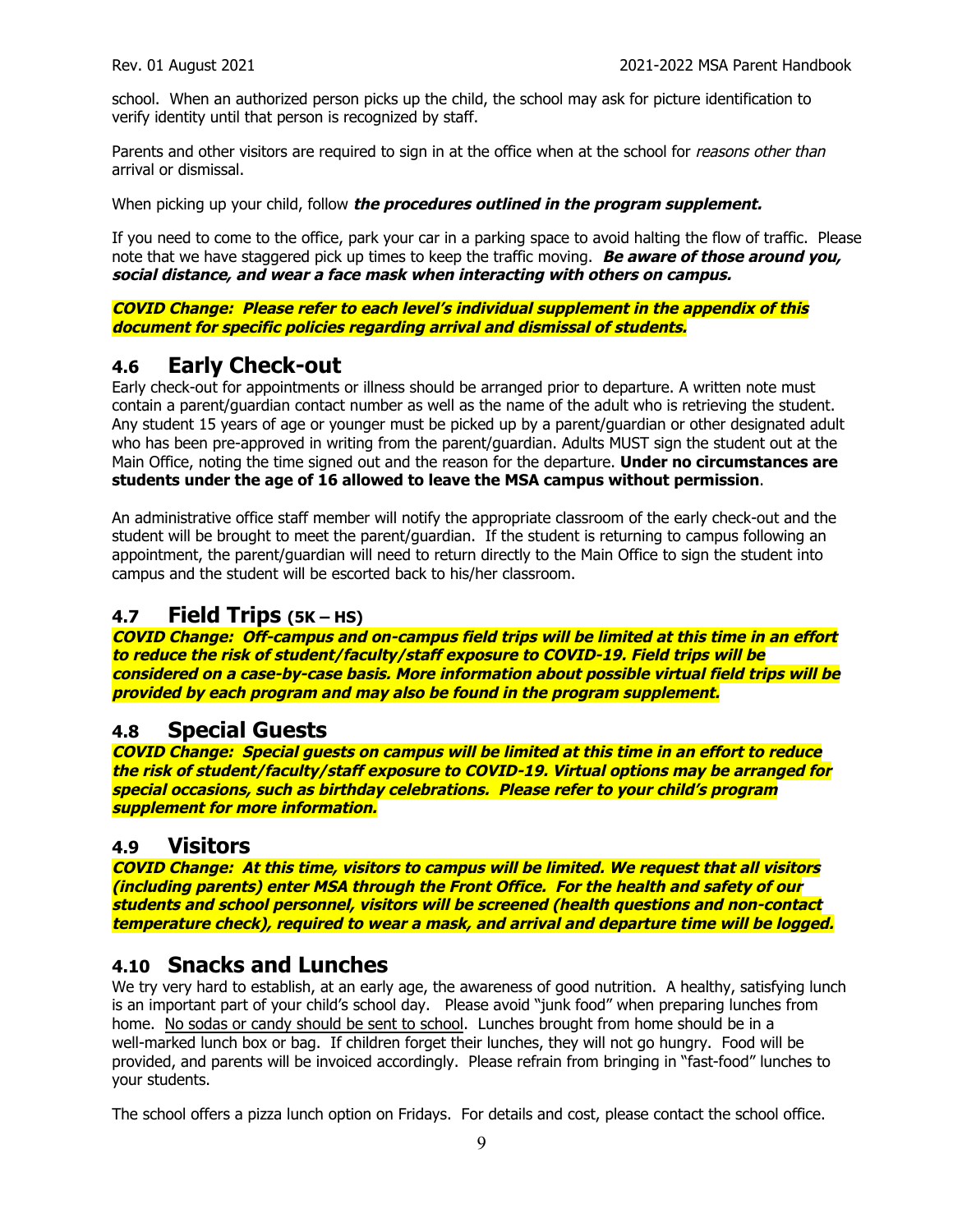school. When an authorized person picks up the child, the school may ask for picture identification to verify identity until that person is recognized by staff.

Parents and other visitors are required to sign in at the office when at the school for *reasons other than* arrival or dismissal.

When picking up your child, follow ***the procedures outlined in the program supplement.***

If you need to come to the office, park your car in a parking space to avoid halting the flow of traffic. Please note that we have staggered pick up times to keep the traffic moving. ***Be aware of those around you, social distance, and wear a face mask when interacting with others on campus.***

***COVID Change: Please refer to each level's individual supplement in the appendix of this document for specific policies regarding arrival and dismissal of students.***

## 4.6 Early Check-out

Early check-out for appointments or illness should be arranged prior to departure. A written note must contain a parent/guardian contact number as well as the name of the adult who is retrieving the student. Any student 15 years of age or younger must be picked up by a parent/guardian or other designated adult who has been pre-approved in writing from the parent/guardian. Adults MUST sign the student out at the Main Office, noting the time signed out and the reason for the departure. **Under no circumstances are students under the age of 16 allowed to leave the MSA campus without permission**.

An administrative office staff member will notify the appropriate classroom of the early check-out and the student will be brought to meet the parent/guardian. If the student is returning to campus following an appointment, the parent/guardian will need to return directly to the Main Office to sign the student into campus and the student will be escorted back to his/her classroom.

## 4.7 Field Trips (5K – HS)

***COVID Change: Off-campus and on-campus field trips will be limited at this time in an effort to reduce the risk of student/faculty/staff exposure to COVID-19. Field trips will be considered on a case-by-case basis. More information about possible virtual field trips will be provided by each program and may also be found in the program supplement.***

## 4.8 Special Guests

***COVID Change: Special guests on campus will be limited at this time in an effort to reduce the risk of student/faculty/staff exposure to COVID-19. Virtual options may be arranged for special occasions, such as birthday celebrations. Please refer to your child's program supplement for more information.***

## 4.9 Visitors

***COVID Change: At this time, visitors to campus will be limited. We request that all visitors (including parents) enter MSA through the Front Office. For the health and safety of our students and school personnel, visitors will be screened (health questions and non-contact temperature check), required to wear a mask, and arrival and departure time will be logged.***

## 4.10 Snacks and Lunches

We try very hard to establish, at an early age, the awareness of good nutrition. A healthy, satisfying lunch is an important part of your child's school day. Please avoid "junk food" when preparing lunches from home. No sodas or candy should be sent to school. Lunches brought from home should be in a well-marked lunch box or bag. If children forget their lunches, they will not go hungry. Food will be provided, and parents will be invoiced accordingly. Please refrain from bringing in "fast-food" lunches to your students.

The school offers a pizza lunch option on Fridays. For details and cost, please contact the school office.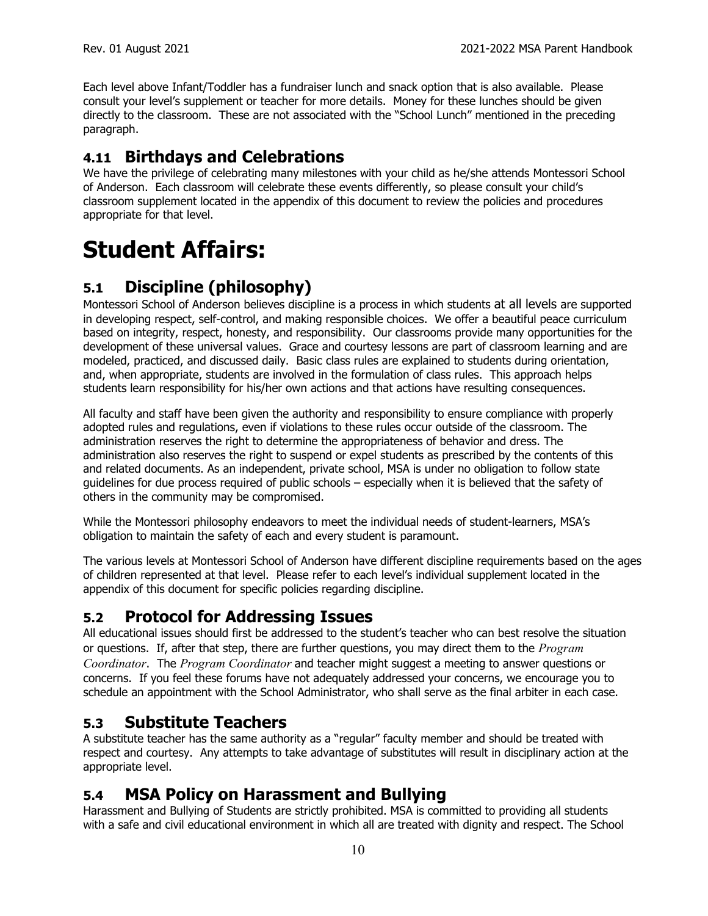Each level above Infant/Toddler has a fundraiser lunch and snack option that is also available. Please consult your level's supplement or teacher for more details. Money for these lunches should be given directly to the classroom. These are not associated with the "School Lunch" mentioned in the preceding paragraph.

## 4.11 Birthdays and Celebrations

We have the privilege of celebrating many milestones with your child as he/she attends Montessori School of Anderson. Each classroom will celebrate these events differently, so please consult your child's classroom supplement located in the appendix of this document to review the policies and procedures appropriate for that level.

# Student Affairs:

## 5.1 Discipline (philosophy)

Montessori School of Anderson believes discipline is a process in which students at all levels are supported in developing respect, self-control, and making responsible choices. We offer a beautiful peace curriculum based on integrity, respect, honesty, and responsibility. Our classrooms provide many opportunities for the development of these universal values. Grace and courtesy lessons are part of classroom learning and are modeled, practiced, and discussed daily. Basic class rules are explained to students during orientation, and, when appropriate, students are involved in the formulation of class rules. This approach helps students learn responsibility for his/her own actions and that actions have resulting consequences.

All faculty and staff have been given the authority and responsibility to ensure compliance with properly adopted rules and regulations, even if violations to these rules occur outside of the classroom. The administration reserves the right to determine the appropriateness of behavior and dress. The administration also reserves the right to suspend or expel students as prescribed by the contents of this and related documents. As an independent, private school, MSA is under no obligation to follow state guidelines for due process required of public schools – especially when it is believed that the safety of others in the community may be compromised.

While the Montessori philosophy endeavors to meet the individual needs of student-learners, MSA's obligation to maintain the safety of each and every student is paramount.

The various levels at Montessori School of Anderson have different discipline requirements based on the ages of children represented at that level. Please refer to each level's individual supplement located in the appendix of this document for specific policies regarding discipline.

## 5.2 Protocol for Addressing Issues

All educational issues should first be addressed to the student's teacher who can best resolve the situation or questions. If, after that step, there are further questions, you may direct them to the *Program Coordinator*. The *Program Coordinator* and teacher might suggest a meeting to answer questions or concerns. If you feel these forums have not adequately addressed your concerns, we encourage you to schedule an appointment with the School Administrator, who shall serve as the final arbiter in each case.

## 5.3 Substitute Teachers

A substitute teacher has the same authority as a "regular" faculty member and should be treated with respect and courtesy. Any attempts to take advantage of substitutes will result in disciplinary action at the appropriate level.

## 5.4 MSA Policy on Harassment and Bullying

Harassment and Bullying of Students are strictly prohibited. MSA is committed to providing all students with a safe and civil educational environment in which all are treated with dignity and respect. The School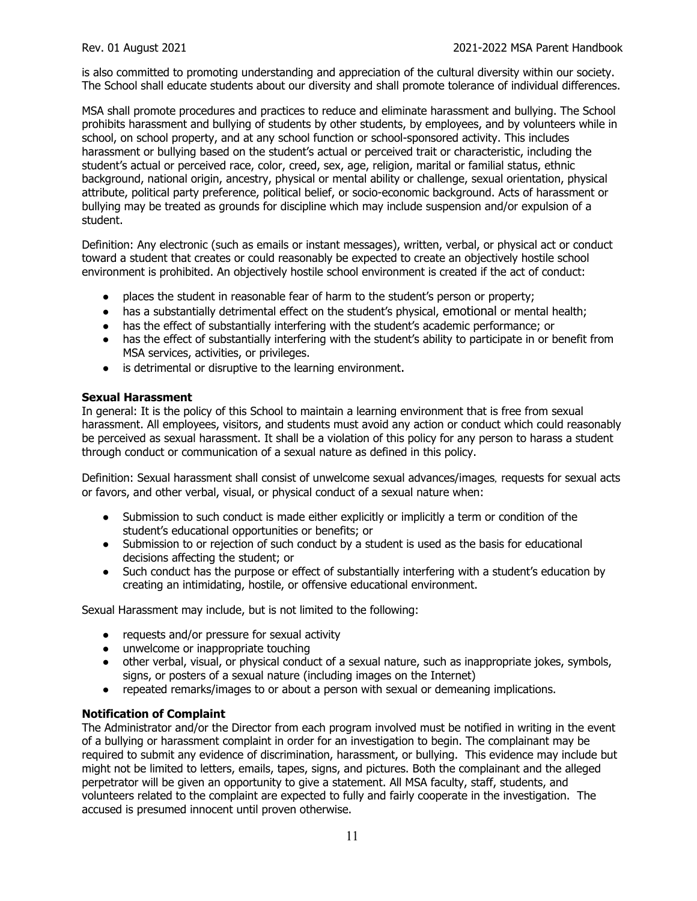is also committed to promoting understanding and appreciation of the cultural diversity within our society. The School shall educate students about our diversity and shall promote tolerance of individual differences.

MSA shall promote procedures and practices to reduce and eliminate harassment and bullying. The School prohibits harassment and bullying of students by other students, by employees, and by volunteers while in school, on school property, and at any school function or school-sponsored activity. This includes harassment or bullying based on the student's actual or perceived trait or characteristic, including the student's actual or perceived race, color, creed, sex, age, religion, marital or familial status, ethnic background, national origin, ancestry, physical or mental ability or challenge, sexual orientation, physical attribute, political party preference, political belief, or socio-economic background. Acts of harassment or bullying may be treated as grounds for discipline which may include suspension and/or expulsion of a student.

Definition: Any electronic (such as emails or instant messages), written, verbal, or physical act or conduct toward a student that creates or could reasonably be expected to create an objectively hostile school environment is prohibited. An objectively hostile school environment is created if the act of conduct:

- places the student in reasonable fear of harm to the student's person or property;
- has a substantially detrimental effect on the student's physical, emotional or mental health;
- has the effect of substantially interfering with the student's academic performance; or
- has the effect of substantially interfering with the student's ability to participate in or benefit from MSA services, activities, or privileges.
- is detrimental or disruptive to the learning environment.

**Sexual Harassment**

In general: It is the policy of this School to maintain a learning environment that is free from sexual harassment. All employees, visitors, and students must avoid any action or conduct which could reasonably be perceived as sexual harassment. It shall be a violation of this policy for any person to harass a student through conduct or communication of a sexual nature as defined in this policy.

Definition: Sexual harassment shall consist of unwelcome sexual advances/images, requests for sexual acts or favors, and other verbal, visual, or physical conduct of a sexual nature when:

- Submission to such conduct is made either explicitly or implicitly a term or condition of the student's educational opportunities or benefits; or
- Submission to or rejection of such conduct by a student is used as the basis for educational decisions affecting the student; or
- Such conduct has the purpose or effect of substantially interfering with a student's education by creating an intimidating, hostile, or offensive educational environment.

Sexual Harassment may include, but is not limited to the following:

- requests and/or pressure for sexual activity
- unwelcome or inappropriate touching
- other verbal, visual, or physical conduct of a sexual nature, such as inappropriate jokes, symbols, signs, or posters of a sexual nature (including images on the Internet)
- repeated remarks/images to or about a person with sexual or demeaning implications.

**Notification of Complaint**

The Administrator and/or the Director from each program involved must be notified in writing in the event of a bullying or harassment complaint in order for an investigation to begin. The complainant may be required to submit any evidence of discrimination, harassment, or bullying. This evidence may include but might not be limited to letters, emails, tapes, signs, and pictures. Both the complainant and the alleged perpetrator will be given an opportunity to give a statement. All MSA faculty, staff, students, and volunteers related to the complaint are expected to fully and fairly cooperate in the investigation. The accused is presumed innocent until proven otherwise.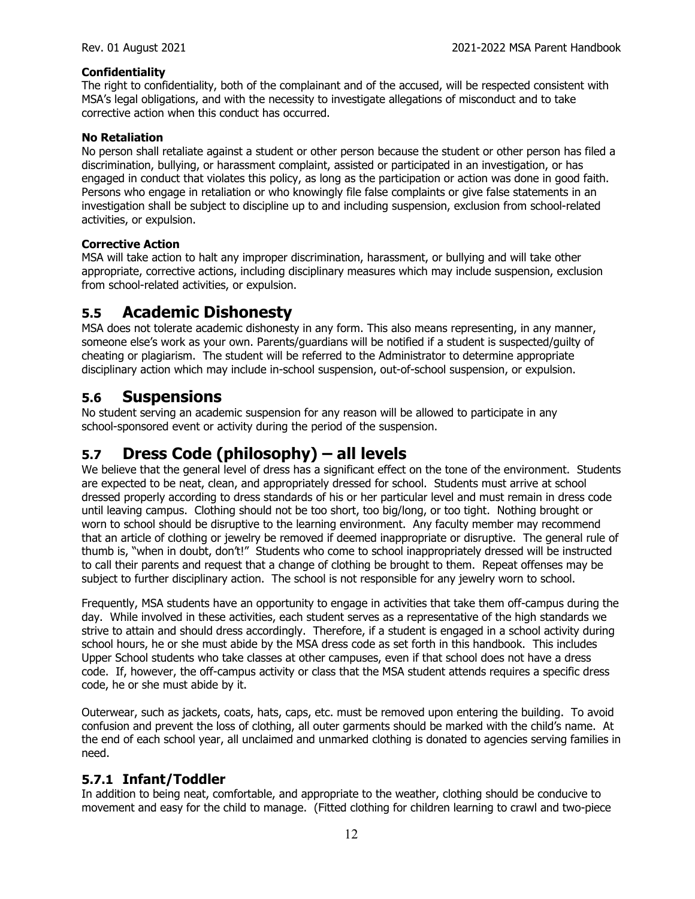**Confidentiality**

The right to confidentiality, both of the complainant and of the accused, will be respected consistent with MSA's legal obligations, and with the necessity to investigate allegations of misconduct and to take corrective action when this conduct has occurred.

**No Retaliation**

No person shall retaliate against a student or other person because the student or other person has filed a discrimination, bullying, or harassment complaint, assisted or participated in an investigation, or has engaged in conduct that violates this policy, as long as the participation or action was done in good faith. Persons who engage in retaliation or who knowingly file false complaints or give false statements in an investigation shall be subject to discipline up to and including suspension, exclusion from school-related activities, or expulsion.

**Corrective Action**

MSA will take action to halt any improper discrimination, harassment, or bullying and will take other appropriate, corrective actions, including disciplinary measures which may include suspension, exclusion from school-related activities, or expulsion.

## 5.5 Academic Dishonesty

MSA does not tolerate academic dishonesty in any form. This also means representing, in any manner, someone else's work as your own. Parents/guardians will be notified if a student is suspected/guilty of cheating or plagiarism. The student will be referred to the Administrator to determine appropriate disciplinary action which may include in-school suspension, out-of-school suspension, or expulsion.

## 5.6 Suspensions

No student serving an academic suspension for any reason will be allowed to participate in any school-sponsored event or activity during the period of the suspension.

## 5.7 Dress Code (philosophy) – all levels

We believe that the general level of dress has a significant effect on the tone of the environment. Students are expected to be neat, clean, and appropriately dressed for school. Students must arrive at school dressed properly according to dress standards of his or her particular level and must remain in dress code until leaving campus. Clothing should not be too short, too big/long, or too tight. Nothing brought or worn to school should be disruptive to the learning environment. Any faculty member may recommend that an article of clothing or jewelry be removed if deemed inappropriate or disruptive. The general rule of thumb is, "when in doubt, don't!" Students who come to school inappropriately dressed will be instructed to call their parents and request that a change of clothing be brought to them. Repeat offenses may be subject to further disciplinary action. The school is not responsible for any jewelry worn to school.

Frequently, MSA students have an opportunity to engage in activities that take them off-campus during the day. While involved in these activities, each student serves as a representative of the high standards we strive to attain and should dress accordingly. Therefore, if a student is engaged in a school activity during school hours, he or she must abide by the MSA dress code as set forth in this handbook. This includes Upper School students who take classes at other campuses, even if that school does not have a dress code. If, however, the off-campus activity or class that the MSA student attends requires a specific dress code, he or she must abide by it.

Outerwear, such as jackets, coats, hats, caps, etc. must be removed upon entering the building. To avoid confusion and prevent the loss of clothing, all outer garments should be marked with the child's name. At the end of each school year, all unclaimed and unmarked clothing is donated to agencies serving families in need.

### 5.7.1 Infant/Toddler

In addition to being neat, comfortable, and appropriate to the weather, clothing should be conducive to movement and easy for the child to manage. (Fitted clothing for children learning to crawl and two-piece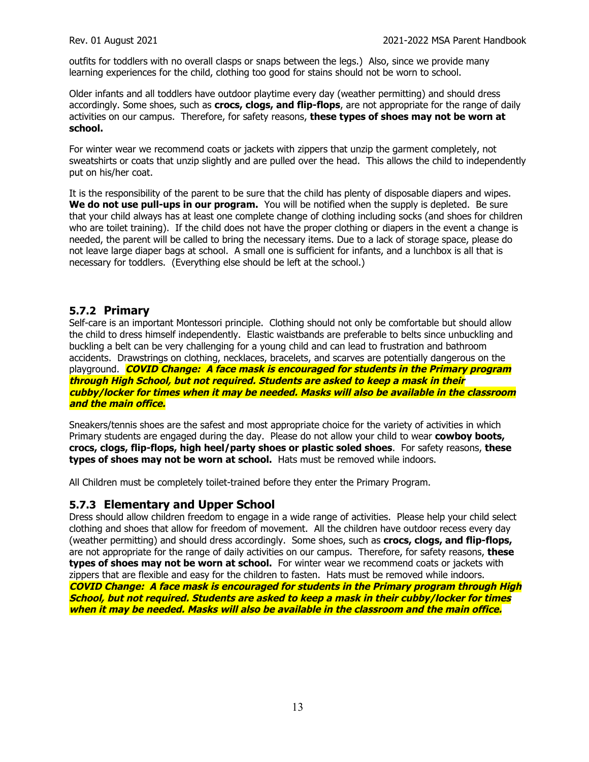outfits for toddlers with no overall clasps or snaps between the legs.) Also, since we provide many learning experiences for the child, clothing too good for stains should not be worn to school.

Older infants and all toddlers have outdoor playtime every day (weather permitting) and should dress accordingly. Some shoes, such as **crocs, clogs, and flip-flops**, are not appropriate for the range of daily activities on our campus. Therefore, for safety reasons, **these types of shoes may not be worn at school.**

For winter wear we recommend coats or jackets with zippers that unzip the garment completely, not sweatshirts or coats that unzip slightly and are pulled over the head. This allows the child to independently put on his/her coat.

It is the responsibility of the parent to be sure that the child has plenty of disposable diapers and wipes. **We do not use pull-ups in our program.** You will be notified when the supply is depleted. Be sure that your child always has at least one complete change of clothing including socks (and shoes for children who are toilet training). If the child does not have the proper clothing or diapers in the event a change is needed, the parent will be called to bring the necessary items. Due to a lack of storage space, please do not leave large diaper bags at school. A small one is sufficient for infants, and a lunchbox is all that is necessary for toddlers. (Everything else should be left at the school.)

### 5.7.2 Primary

Self-care is an important Montessori principle. Clothing should not only be comfortable but should allow the child to dress himself independently. Elastic waistbands are preferable to belts since unbuckling and buckling a belt can be very challenging for a young child and can lead to frustration and bathroom accidents. Drawstrings on clothing, necklaces, bracelets, and scarves are potentially dangerous on the playground. ***COVID Change: A face mask is encouraged for students in the Primary program through High School, but not required. Students are asked to keep a mask in their cubby/locker for times when it may be needed. Masks will also be available in the classroom and the main office.***

Sneakers/tennis shoes are the safest and most appropriate choice for the variety of activities in which Primary students are engaged during the day. Please do not allow your child to wear **cowboy boots, crocs, clogs, flip-flops, high heel/party shoes or plastic soled shoes**. For safety reasons, **these types of shoes may not be worn at school.** Hats must be removed while indoors.

All Children must be completely toilet-trained before they enter the Primary Program.

### 5.7.3 Elementary and Upper School

Dress should allow children freedom to engage in a wide range of activities. Please help your child select clothing and shoes that allow for freedom of movement. All the children have outdoor recess every day (weather permitting) and should dress accordingly. Some shoes, such as **crocs, clogs, and flip-flops,** are not appropriate for the range of daily activities on our campus. Therefore, for safety reasons, **these types of shoes may not be worn at school.** For winter wear we recommend coats or jackets with zippers that are flexible and easy for the children to fasten. Hats must be removed while indoors. ***COVID Change: A face mask is encouraged for students in the Primary program through High School, but not required. Students are asked to keep a mask in their cubby/locker for times when it may be needed. Masks will also be available in the classroom and the main office.***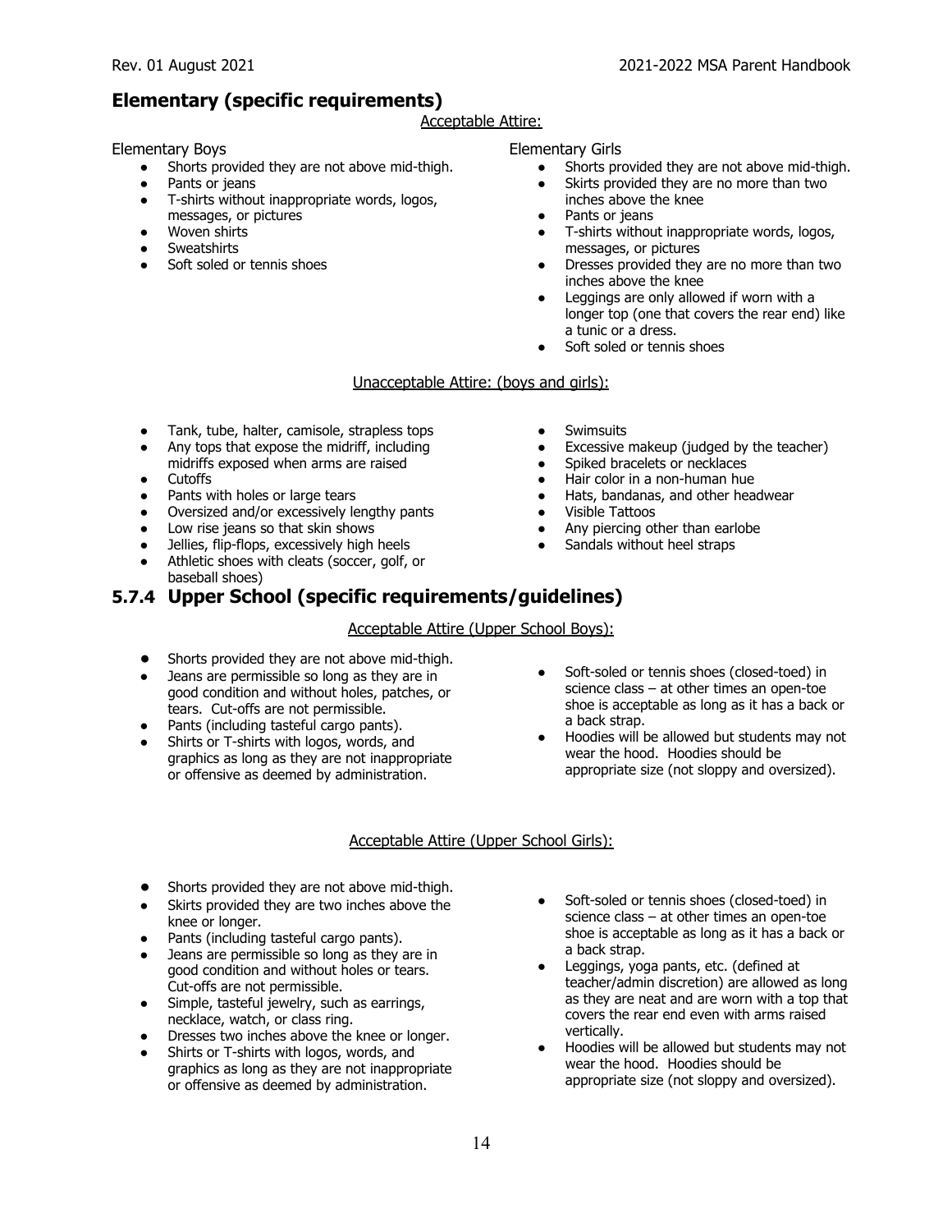## Elementary (specific requirements)

Acceptable Attire:

Elementary Boys

- Shorts provided they are not above mid-thigh.
- Pants or jeans
- T-shirts without inappropriate words, logos, messages, or pictures
- Woven shirts
- Sweatshirts
- Soft soled or tennis shoes

Elementary Girls

- Shorts provided they are not above mid-thigh.
- Skirts provided they are no more than two inches above the knee
- Pants or jeans
- T-shirts without inappropriate words, logos, messages, or pictures
- Dresses provided they are no more than two inches above the knee
- Leggings are only allowed if worn with a longer top (one that covers the rear end) like a tunic or a dress.
- Soft soled or tennis shoes

Unacceptable Attire: (boys and girls):

- Tank, tube, halter, camisole, strapless tops
- Any tops that expose the midriff, including midriffs exposed when arms are raised
- Cutoffs
- Pants with holes or large tears
- Oversized and/or excessively lengthy pants
- Low rise jeans so that skin shows
- Jellies, flip-flops, excessively high heels
- Athletic shoes with cleats (soccer, golf, or baseball shoes)
- Swimsuits
- Excessive makeup (judged by the teacher)
- Spiked bracelets or necklaces
- Hair color in a non-human hue
- Hats, bandanas, and other headwear
- Visible Tattoos
- Any piercing other than earlobe
- Sandals without heel straps

## 5.7.4 Upper School (specific requirements/guidelines)

Acceptable Attire (Upper School Boys):

- Shorts provided they are not above mid-thigh.
- Jeans are permissible so long as they are in good condition and without holes, patches, or tears. Cut-offs are not permissible.
- Pants (including tasteful cargo pants).
- Shirts or T-shirts with logos, words, and graphics as long as they are not inappropriate or offensive as deemed by administration.
- Soft-soled or tennis shoes (closed-toed) in science class – at other times an open-toe shoe is acceptable as long as it has a back or a back strap.
- Hoodies will be allowed but students may not wear the hood. Hoodies should be appropriate size (not sloppy and oversized).

Acceptable Attire (Upper School Girls):

- Shorts provided they are not above mid-thigh.
- Skirts provided they are two inches above the knee or longer.
- Pants (including tasteful cargo pants).
- Jeans are permissible so long as they are in good condition and without holes or tears. Cut-offs are not permissible.
- Simple, tasteful jewelry, such as earrings, necklace, watch, or class ring.
- Dresses two inches above the knee or longer.
- Shirts or T-shirts with logos, words, and graphics as long as they are not inappropriate or offensive as deemed by administration.
- Soft-soled or tennis shoes (closed-toed) in science class – at other times an open-toe shoe is acceptable as long as it has a back or a back strap.
- Leggings, yoga pants, etc. (defined at teacher/admin discretion) are allowed as long as they are neat and are worn with a top that covers the rear end even with arms raised vertically.
- Hoodies will be allowed but students may not wear the hood. Hoodies should be appropriate size (not sloppy and oversized).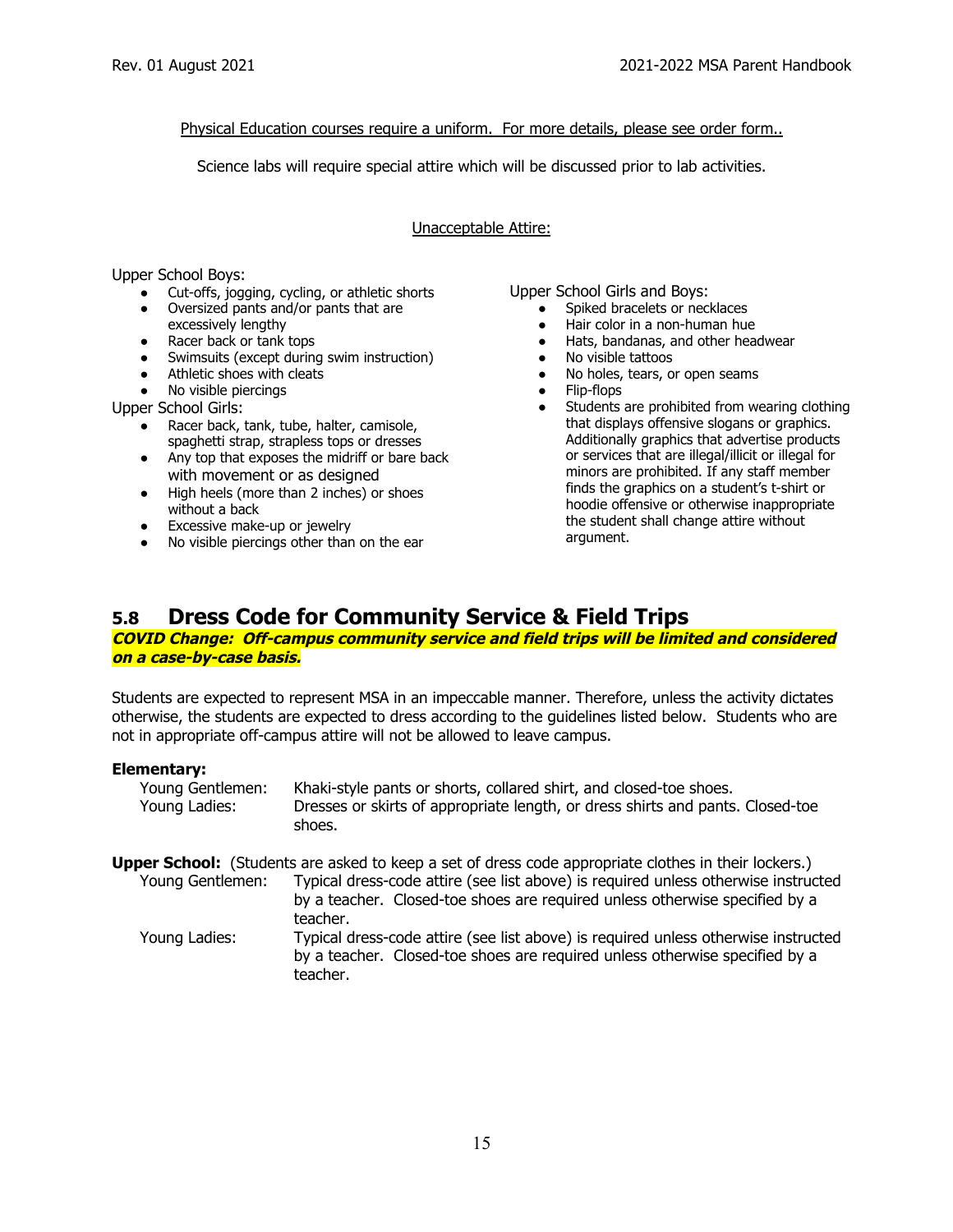Physical Education courses require a uniform. For more details, please see order form..

Science labs will require special attire which will be discussed prior to lab activities.

Unacceptable Attire:

Upper School Boys:

- Cut-offs, jogging, cycling, or athletic shorts
- Oversized pants and/or pants that are excessively lengthy
- Racer back or tank tops
- Swimsuits (except during swim instruction)
- Athletic shoes with cleats
- No visible piercings

Upper School Girls:

- Racer back, tank, tube, halter, camisole, spaghetti strap, strapless tops or dresses
- Any top that exposes the midriff or bare back with movement or as designed
- High heels (more than 2 inches) or shoes without a back
- Excessive make-up or jewelry
- No visible piercings other than on the ear

Upper School Girls and Boys:

- Spiked bracelets or necklaces
- Hair color in a non-human hue
- Hats, bandanas, and other headwear
- No visible tattoos
- No holes, tears, or open seams
- Flip-flops
- Students are prohibited from wearing clothing that displays offensive slogans or graphics. Additionally graphics that advertise products or services that are illegal/illicit or illegal for minors are prohibited. If any staff member finds the graphics on a student's t-shirt or hoodie offensive or otherwise inappropriate the student shall change attire without argument.

## 5.8 Dress Code for Community Service & Field Trips

***COVID Change: Off-campus community service and field trips will be limited and considered on a case-by-case basis.***

Students are expected to represent MSA in an impeccable manner. Therefore, unless the activity dictates otherwise, the students are expected to dress according to the guidelines listed below. Students who are not in appropriate off-campus attire will not be allowed to leave campus.

**Elementary:**

Young Gentlemen: Khaki-style pants or shorts, collared shirt, and closed-toe shoes.

Young Ladies: Dresses or skirts of appropriate length, or dress shirts and pants. Closed-toe shoes.

**Upper School:** (Students are asked to keep a set of dress code appropriate clothes in their lockers.)

Young Gentlemen: Typical dress-code attire (see list above) is required unless otherwise instructed by a teacher. Closed-toe shoes are required unless otherwise specified by a teacher.

Young Ladies: Typical dress-code attire (see list above) is required unless otherwise instructed by a teacher. Closed-toe shoes are required unless otherwise specified by a teacher.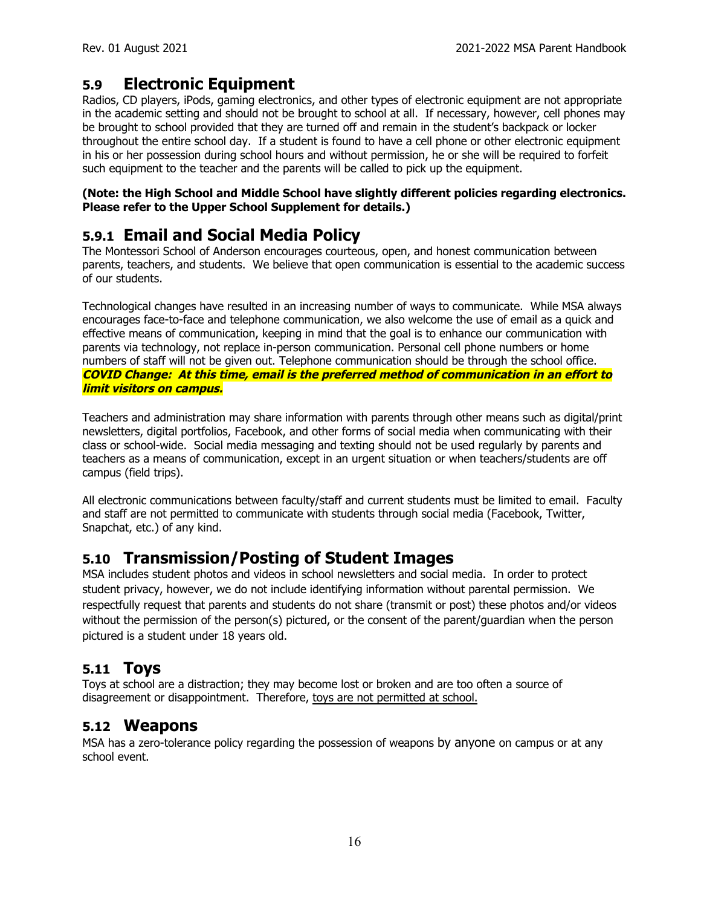## 5.9 Electronic Equipment

Radios, CD players, iPods, gaming electronics, and other types of electronic equipment are not appropriate in the academic setting and should not be brought to school at all. If necessary, however, cell phones may be brought to school provided that they are turned off and remain in the student's backpack or locker throughout the entire school day. If a student is found to have a cell phone or other electronic equipment in his or her possession during school hours and without permission, he or she will be required to forfeit such equipment to the teacher and the parents will be called to pick up the equipment.

**(Note: the High School and Middle School have slightly different policies regarding electronics. Please refer to the Upper School Supplement for details.)**

## 5.9.1 Email and Social Media Policy

The Montessori School of Anderson encourages courteous, open, and honest communication between parents, teachers, and students. We believe that open communication is essential to the academic success of our students.

Technological changes have resulted in an increasing number of ways to communicate. While MSA always encourages face-to-face and telephone communication, we also welcome the use of email as a quick and effective means of communication, keeping in mind that the goal is to enhance our communication with parents via technology, not replace in-person communication. Personal cell phone numbers or home numbers of staff will not be given out. Telephone communication should be through the school office. ***COVID Change: At this time, email is the preferred method of communication in an effort to limit visitors on campus.***

Teachers and administration may share information with parents through other means such as digital/print newsletters, digital portfolios, Facebook, and other forms of social media when communicating with their class or school-wide. Social media messaging and texting should not be used regularly by parents and teachers as a means of communication, except in an urgent situation or when teachers/students are off campus (field trips).

All electronic communications between faculty/staff and current students must be limited to email. Faculty and staff are not permitted to communicate with students through social media (Facebook, Twitter, Snapchat, etc.) of any kind.

## 5.10 Transmission/Posting of Student Images

MSA includes student photos and videos in school newsletters and social media. In order to protect student privacy, however, we do not include identifying information without parental permission. We respectfully request that parents and students do not share (transmit or post) these photos and/or videos without the permission of the person(s) pictured, or the consent of the parent/guardian when the person pictured is a student under 18 years old.

## 5.11 Toys

Toys at school are a distraction; they may become lost or broken and are too often a source of disagreement or disappointment. Therefore, <u>toys are not permitted at school.</u>

## 5.12 Weapons

MSA has a zero-tolerance policy regarding the possession of weapons by anyone on campus or at any school event.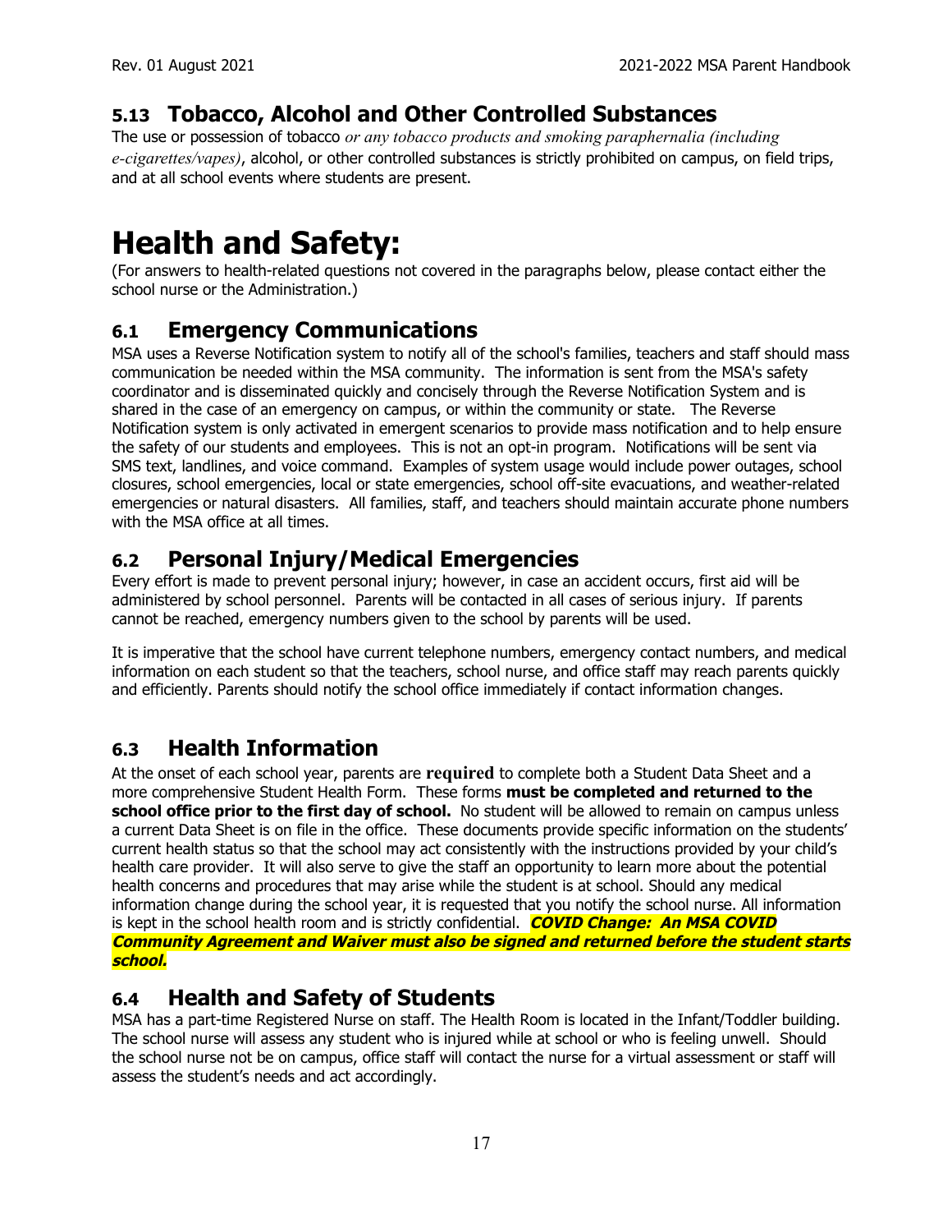## 5.13 Tobacco, Alcohol and Other Controlled Substances

The use or possession of tobacco *or any tobacco products and smoking paraphernalia (including e-cigarettes/vapes)*, alcohol, or other controlled substances is strictly prohibited on campus, on field trips, and at all school events where students are present.

# Health and Safety:

(For answers to health-related questions not covered in the paragraphs below, please contact either the school nurse or the Administration.)

## 6.1 Emergency Communications

MSA uses a Reverse Notification system to notify all of the school's families, teachers and staff should mass communication be needed within the MSA community. The information is sent from the MSA's safety coordinator and is disseminated quickly and concisely through the Reverse Notification System and is shared in the case of an emergency on campus, or within the community or state. The Reverse Notification system is only activated in emergent scenarios to provide mass notification and to help ensure the safety of our students and employees. This is not an opt-in program. Notifications will be sent via SMS text, landlines, and voice command. Examples of system usage would include power outages, school closures, school emergencies, local or state emergencies, school off-site evacuations, and weather-related emergencies or natural disasters. All families, staff, and teachers should maintain accurate phone numbers with the MSA office at all times.

## 6.2 Personal Injury/Medical Emergencies

Every effort is made to prevent personal injury; however, in case an accident occurs, first aid will be administered by school personnel. Parents will be contacted in all cases of serious injury. If parents cannot be reached, emergency numbers given to the school by parents will be used.

It is imperative that the school have current telephone numbers, emergency contact numbers, and medical information on each student so that the teachers, school nurse, and office staff may reach parents quickly and efficiently. Parents should notify the school office immediately if contact information changes.

## 6.3 Health Information

At the onset of each school year, parents are **required** to complete both a Student Data Sheet and a more comprehensive Student Health Form. These forms **must be completed and returned to the school office prior to the first day of school.** No student will be allowed to remain on campus unless a current Data Sheet is on file in the office. These documents provide specific information on the students' current health status so that the school may act consistently with the instructions provided by your child's health care provider. It will also serve to give the staff an opportunity to learn more about the potential health concerns and procedures that may arise while the student is at school. Should any medical information change during the school year, it is requested that you notify the school nurse. All information is kept in the school health room and is strictly confidential. ***COVID Change: An MSA COVID Community Agreement and Waiver must also be signed and returned before the student starts school.***

## 6.4 Health and Safety of Students

MSA has a part-time Registered Nurse on staff. The Health Room is located in the Infant/Toddler building. The school nurse will assess any student who is injured while at school or who is feeling unwell. Should the school nurse not be on campus, office staff will contact the nurse for a virtual assessment or staff will assess the student's needs and act accordingly.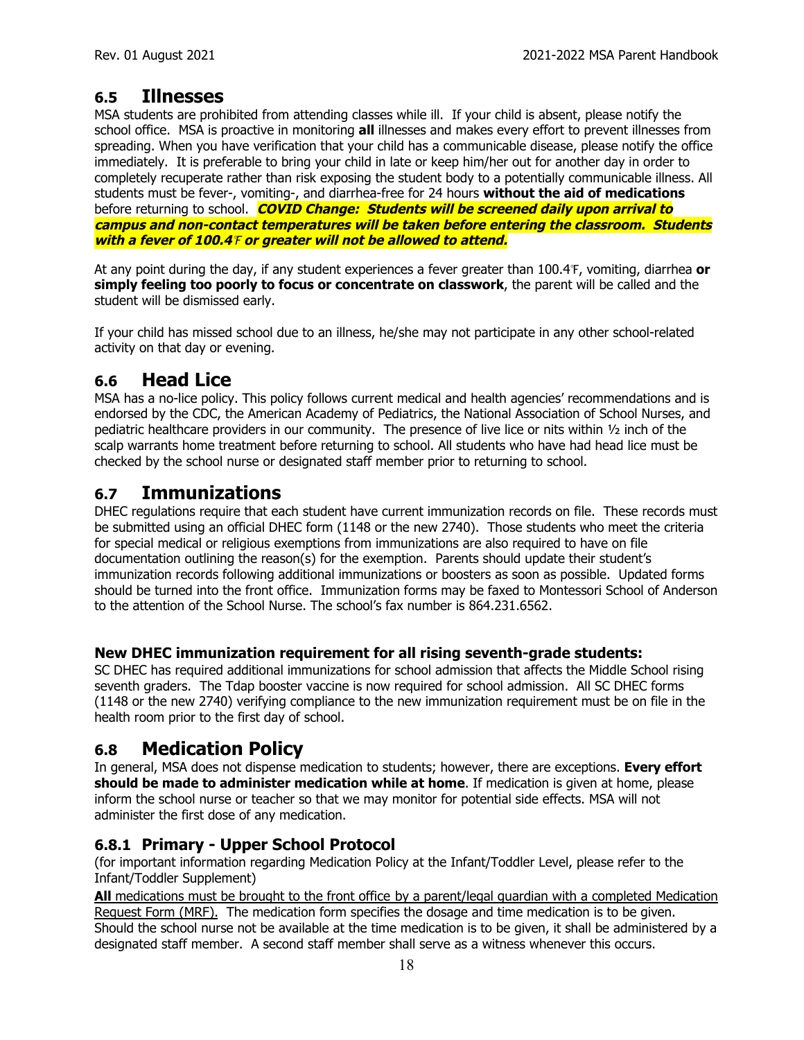## 6.5 Illnesses

MSA students are prohibited from attending classes while ill. If your child is absent, please notify the school office. MSA is proactive in monitoring **all** illnesses and makes every effort to prevent illnesses from spreading. When you have verification that your child has a communicable disease, please notify the office immediately. It is preferable to bring your child in late or keep him/her out for another day in order to completely recuperate rather than risk exposing the student body to a potentially communicable illness. All students must be fever-, vomiting-, and diarrhea-free for 24 hours **without the aid of medications** before returning to school. ***COVID Change: Students will be screened daily upon arrival to campus and non-contact temperatures will be taken before entering the classroom. Students with a fever of 100.4℉ or greater will not be allowed to attend.***

At any point during the day, if any student experiences a fever greater than 100.4℉, vomiting, diarrhea **or simply feeling too poorly to focus or concentrate on classwork**, the parent will be called and the student will be dismissed early.

If your child has missed school due to an illness, he/she may not participate in any other school-related activity on that day or evening.

## 6.6 Head Lice

MSA has a no-lice policy. This policy follows current medical and health agencies' recommendations and is endorsed by the CDC, the American Academy of Pediatrics, the National Association of School Nurses, and pediatric healthcare providers in our community. The presence of live lice or nits within ½ inch of the scalp warrants home treatment before returning to school. All students who have had head lice must be checked by the school nurse or designated staff member prior to returning to school.

## 6.7 Immunizations

DHEC regulations require that each student have current immunization records on file. These records must be submitted using an official DHEC form (1148 or the new 2740). Those students who meet the criteria for special medical or religious exemptions from immunizations are also required to have on file documentation outlining the reason(s) for the exemption. Parents should update their student's immunization records following additional immunizations or boosters as soon as possible. Updated forms should be turned into the front office. Immunization forms may be faxed to Montessori School of Anderson to the attention of the School Nurse. The school's fax number is 864.231.6562.

### New DHEC immunization requirement for all rising seventh-grade students:

SC DHEC has required additional immunizations for school admission that affects the Middle School rising seventh graders. The Tdap booster vaccine is now required for school admission. All SC DHEC forms (1148 or the new 2740) verifying compliance to the new immunization requirement must be on file in the health room prior to the first day of school.

## 6.8 Medication Policy

In general, MSA does not dispense medication to students; however, there are exceptions. **Every effort should be made to administer medication while at home**. If medication is given at home, please inform the school nurse or teacher so that we may monitor for potential side effects. MSA will not administer the first dose of any medication.

### 6.8.1 Primary - Upper School Protocol

(for important information regarding Medication Policy at the Infant/Toddler Level, please refer to the Infant/Toddler Supplement)

**All** medications must be brought to the front office by a parent/legal guardian with a completed Medication Request Form (MRF). The medication form specifies the dosage and time medication is to be given. Should the school nurse not be available at the time medication is to be given, it shall be administered by a designated staff member. A second staff member shall serve as a witness whenever this occurs.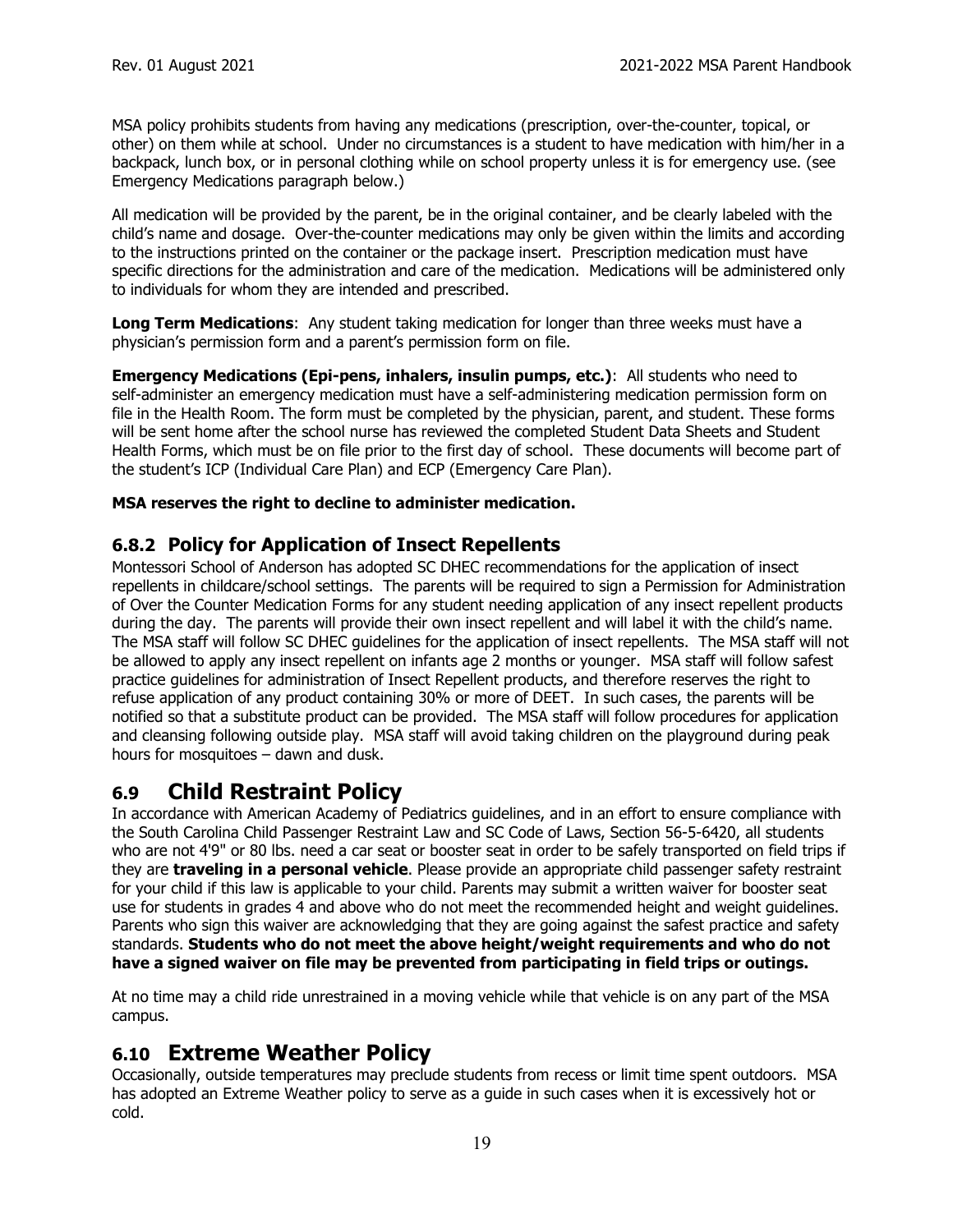MSA policy prohibits students from having any medications (prescription, over-the-counter, topical, or other) on them while at school. Under no circumstances is a student to have medication with him/her in a backpack, lunch box, or in personal clothing while on school property unless it is for emergency use. (see Emergency Medications paragraph below.)

All medication will be provided by the parent, be in the original container, and be clearly labeled with the child's name and dosage. Over-the-counter medications may only be given within the limits and according to the instructions printed on the container or the package insert. Prescription medication must have specific directions for the administration and care of the medication. Medications will be administered only to individuals for whom they are intended and prescribed.

**Long Term Medications**: Any student taking medication for longer than three weeks must have a physician's permission form and a parent's permission form on file.

**Emergency Medications (Epi-pens, inhalers, insulin pumps, etc.)**: All students who need to self-administer an emergency medication must have a self-administering medication permission form on file in the Health Room. The form must be completed by the physician, parent, and student. These forms will be sent home after the school nurse has reviewed the completed Student Data Sheets and Student Health Forms, which must be on file prior to the first day of school. These documents will become part of the student's ICP (Individual Care Plan) and ECP (Emergency Care Plan).

**MSA reserves the right to decline to administer medication.**

### 6.8.2 Policy for Application of Insect Repellents

Montessori School of Anderson has adopted SC DHEC recommendations for the application of insect repellents in childcare/school settings. The parents will be required to sign a Permission for Administration of Over the Counter Medication Forms for any student needing application of any insect repellent products during the day. The parents will provide their own insect repellent and will label it with the child's name. The MSA staff will follow SC DHEC guidelines for the application of insect repellents. The MSA staff will not be allowed to apply any insect repellent on infants age 2 months or younger. MSA staff will follow safest practice guidelines for administration of Insect Repellent products, and therefore reserves the right to refuse application of any product containing 30% or more of DEET. In such cases, the parents will be notified so that a substitute product can be provided. The MSA staff will follow procedures for application and cleansing following outside play. MSA staff will avoid taking children on the playground during peak hours for mosquitoes – dawn and dusk.

## 6.9 Child Restraint Policy

In accordance with American Academy of Pediatrics guidelines, and in an effort to ensure compliance with the South Carolina Child Passenger Restraint Law and SC Code of Laws, Section 56-5-6420, all students who are not 4'9" or 80 lbs. need a car seat or booster seat in order to be safely transported on field trips if they are **traveling in a personal vehicle**. Please provide an appropriate child passenger safety restraint for your child if this law is applicable to your child. Parents may submit a written waiver for booster seat use for students in grades 4 and above who do not meet the recommended height and weight guidelines. Parents who sign this waiver are acknowledging that they are going against the safest practice and safety standards. **Students who do not meet the above height/weight requirements and who do not have a signed waiver on file may be prevented from participating in field trips or outings.**

At no time may a child ride unrestrained in a moving vehicle while that vehicle is on any part of the MSA campus.

## 6.10 Extreme Weather Policy

Occasionally, outside temperatures may preclude students from recess or limit time spent outdoors. MSA has adopted an Extreme Weather policy to serve as a guide in such cases when it is excessively hot or cold.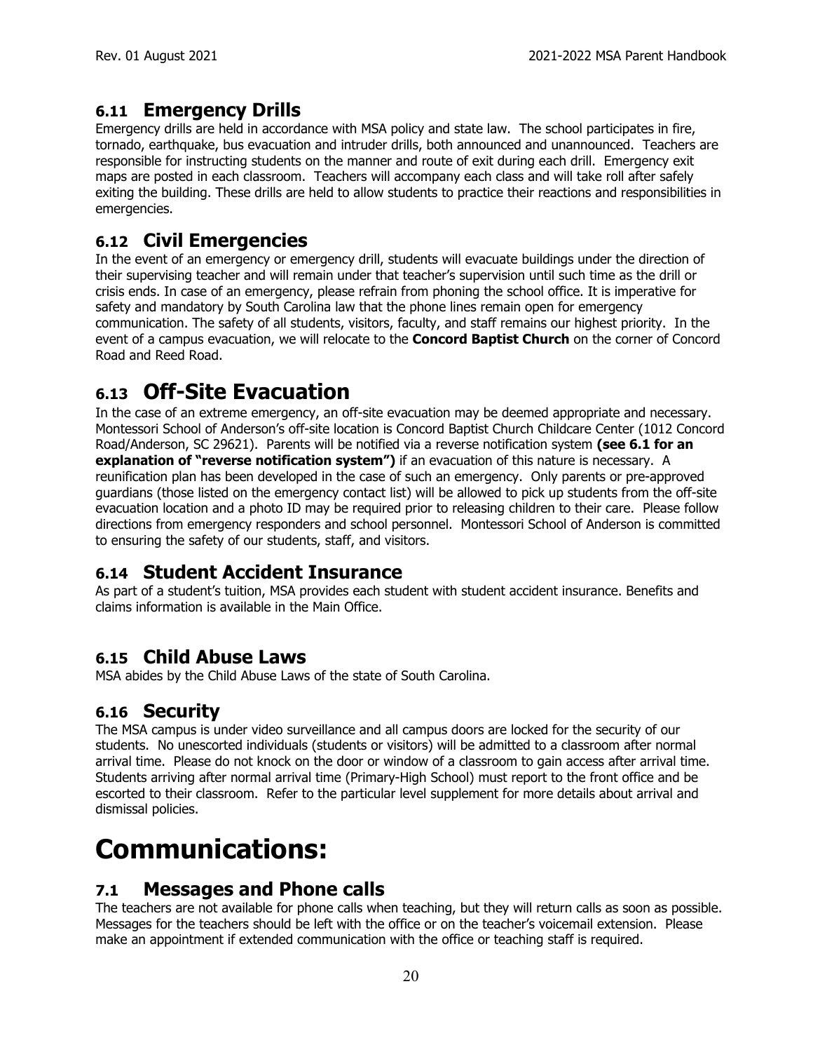## 6.11 Emergency Drills

Emergency drills are held in accordance with MSA policy and state law. The school participates in fire, tornado, earthquake, bus evacuation and intruder drills, both announced and unannounced. Teachers are responsible for instructing students on the manner and route of exit during each drill. Emergency exit maps are posted in each classroom. Teachers will accompany each class and will take roll after safely exiting the building. These drills are held to allow students to practice their reactions and responsibilities in emergencies.

## 6.12 Civil Emergencies

In the event of an emergency or emergency drill, students will evacuate buildings under the direction of their supervising teacher and will remain under that teacher's supervision until such time as the drill or crisis ends. In case of an emergency, please refrain from phoning the school office. It is imperative for safety and mandatory by South Carolina law that the phone lines remain open for emergency communication. The safety of all students, visitors, faculty, and staff remains our highest priority. In the event of a campus evacuation, we will relocate to the **Concord Baptist Church** on the corner of Concord Road and Reed Road.

## 6.13 Off-Site Evacuation

In the case of an extreme emergency, an off-site evacuation may be deemed appropriate and necessary. Montessori School of Anderson's off-site location is Concord Baptist Church Childcare Center (1012 Concord Road/Anderson, SC 29621). Parents will be notified via a reverse notification system **(see 6.1 for an explanation of "reverse notification system")** if an evacuation of this nature is necessary. A reunification plan has been developed in the case of such an emergency. Only parents or pre-approved guardians (those listed on the emergency contact list) will be allowed to pick up students from the off-site evacuation location and a photo ID may be required prior to releasing children to their care. Please follow directions from emergency responders and school personnel. Montessori School of Anderson is committed to ensuring the safety of our students, staff, and visitors.

## 6.14 Student Accident Insurance

As part of a student's tuition, MSA provides each student with student accident insurance. Benefits and claims information is available in the Main Office.

## 6.15 Child Abuse Laws

MSA abides by the Child Abuse Laws of the state of South Carolina.

## 6.16 Security

The MSA campus is under video surveillance and all campus doors are locked for the security of our students. No unescorted individuals (students or visitors) will be admitted to a classroom after normal arrival time. Please do not knock on the door or window of a classroom to gain access after arrival time. Students arriving after normal arrival time (Primary-High School) must report to the front office and be escorted to their classroom. Refer to the particular level supplement for more details about arrival and dismissal policies.

# Communications:

## 7.1 Messages and Phone calls

The teachers are not available for phone calls when teaching, but they will return calls as soon as possible. Messages for the teachers should be left with the office or on the teacher's voicemail extension. Please make an appointment if extended communication with the office or teaching staff is required.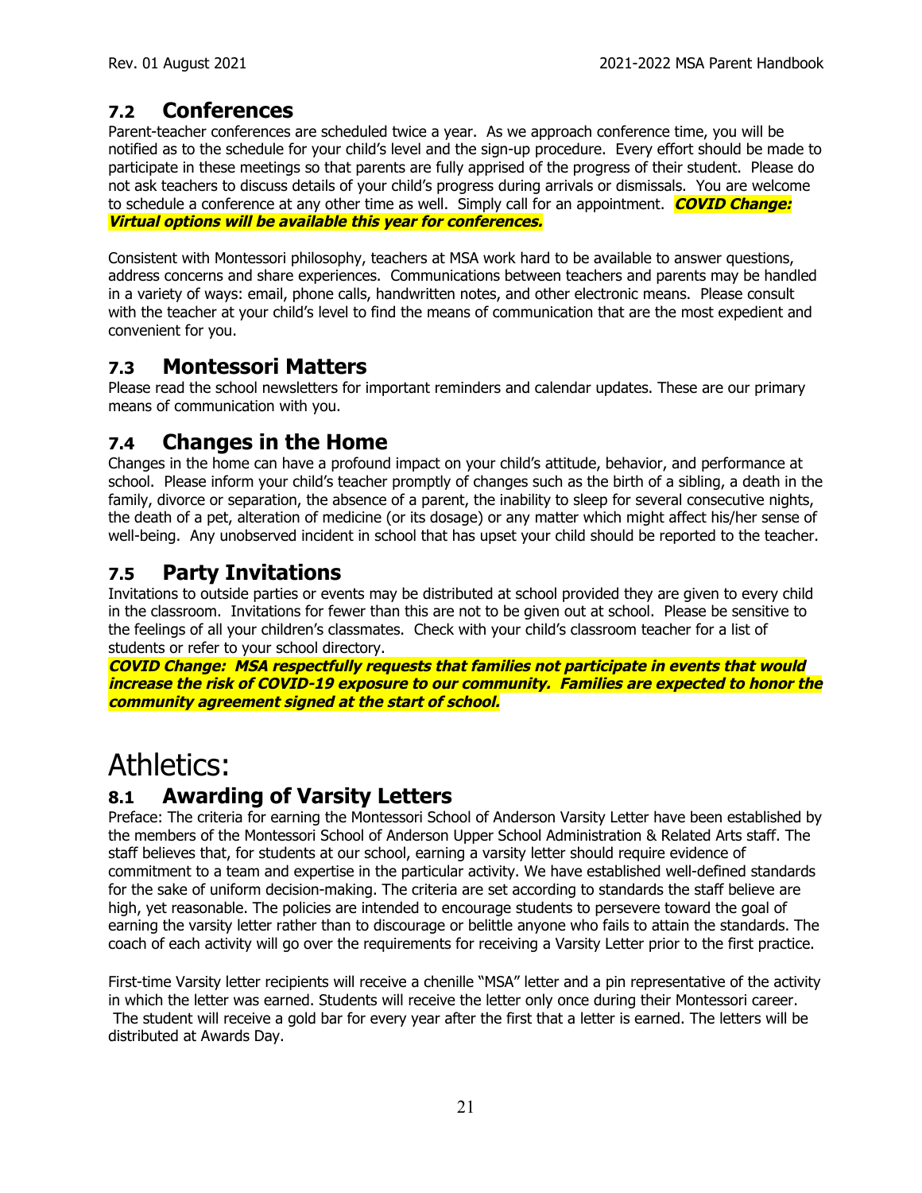## 7.2 Conferences

Parent-teacher conferences are scheduled twice a year. As we approach conference time, you will be notified as to the schedule for your child's level and the sign-up procedure. Every effort should be made to participate in these meetings so that parents are fully apprised of the progress of their student. Please do not ask teachers to discuss details of your child's progress during arrivals or dismissals. You are welcome to schedule a conference at any other time as well. Simply call for an appointment. ***COVID Change: Virtual options will be available this year for conferences.***

Consistent with Montessori philosophy, teachers at MSA work hard to be available to answer questions, address concerns and share experiences. Communications between teachers and parents may be handled in a variety of ways: email, phone calls, handwritten notes, and other electronic means. Please consult with the teacher at your child's level to find the means of communication that are the most expedient and convenient for you.

## 7.3 Montessori Matters

Please read the school newsletters for important reminders and calendar updates. These are our primary means of communication with you.

## 7.4 Changes in the Home

Changes in the home can have a profound impact on your child's attitude, behavior, and performance at school. Please inform your child's teacher promptly of changes such as the birth of a sibling, a death in the family, divorce or separation, the absence of a parent, the inability to sleep for several consecutive nights, the death of a pet, alteration of medicine (or its dosage) or any matter which might affect his/her sense of well-being. Any unobserved incident in school that has upset your child should be reported to the teacher.

## 7.5 Party Invitations

Invitations to outside parties or events may be distributed at school provided they are given to every child in the classroom. Invitations for fewer than this are not to be given out at school. Please be sensitive to the feelings of all your children's classmates. Check with your child's classroom teacher for a list of students or refer to your school directory.

***COVID Change: MSA respectfully requests that families not participate in events that would increase the risk of COVID-19 exposure to our community. Families are expected to honor the community agreement signed at the start of school.***

# Athletics:

## 8.1 Awarding of Varsity Letters

Preface: The criteria for earning the Montessori School of Anderson Varsity Letter have been established by the members of the Montessori School of Anderson Upper School Administration & Related Arts staff. The staff believes that, for students at our school, earning a varsity letter should require evidence of commitment to a team and expertise in the particular activity. We have established well-defined standards for the sake of uniform decision-making. The criteria are set according to standards the staff believe are high, yet reasonable. The policies are intended to encourage students to persevere toward the goal of earning the varsity letter rather than to discourage or belittle anyone who fails to attain the standards. The coach of each activity will go over the requirements for receiving a Varsity Letter prior to the first practice.

First-time Varsity letter recipients will receive a chenille "MSA" letter and a pin representative of the activity in which the letter was earned. Students will receive the letter only once during their Montessori career. The student will receive a gold bar for every year after the first that a letter is earned. The letters will be distributed at Awards Day.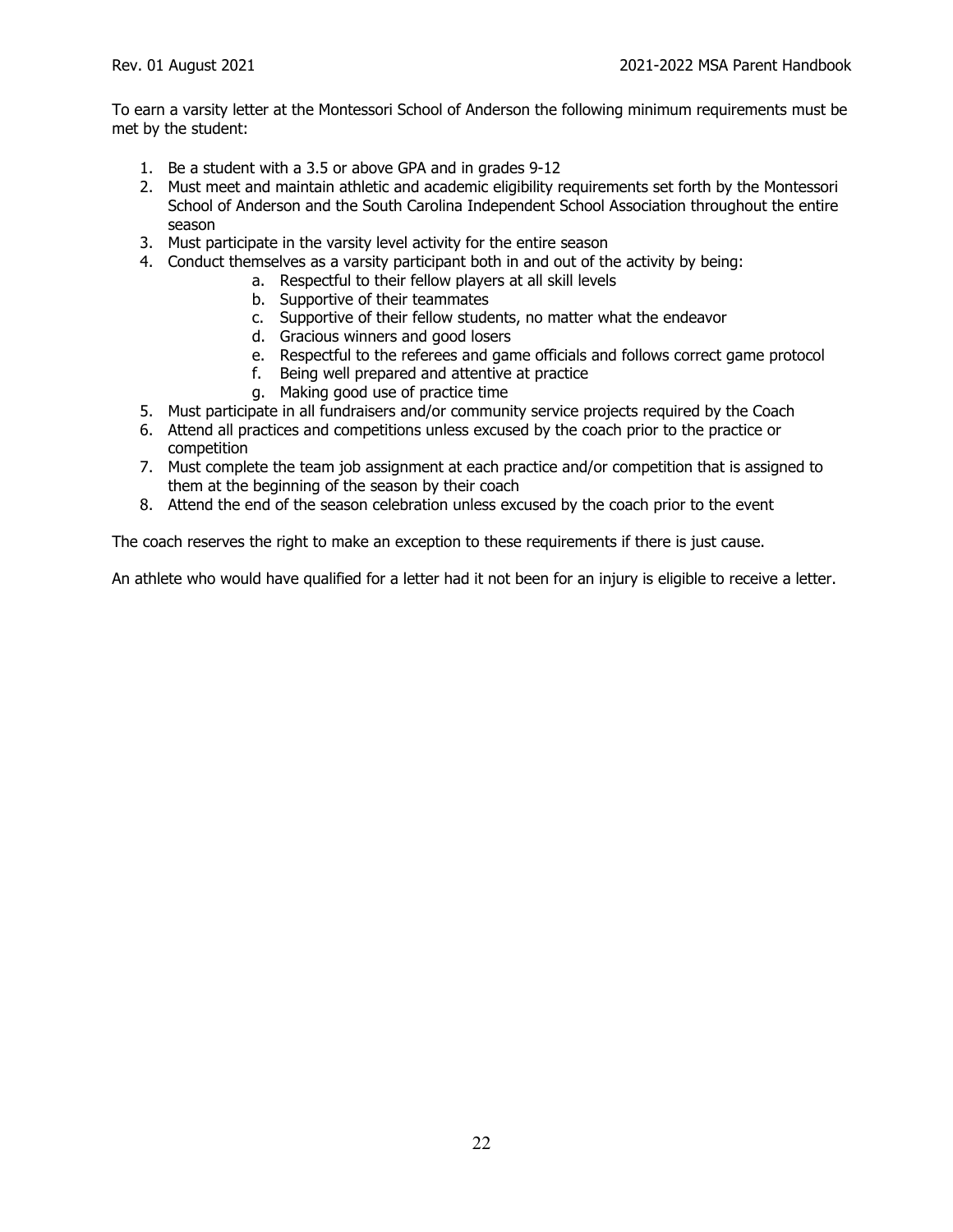To earn a varsity letter at the Montessori School of Anderson the following minimum requirements must be met by the student:

1. Be a student with a 3.5 or above GPA and in grades 9-12
2. Must meet and maintain athletic and academic eligibility requirements set forth by the Montessori School of Anderson and the South Carolina Independent School Association throughout the entire season
3. Must participate in the varsity level activity for the entire season
4. Conduct themselves as a varsity participant both in and out of the activity by being:
   a. Respectful to their fellow players at all skill levels
   b. Supportive of their teammates
   c. Supportive of their fellow students, no matter what the endeavor
   d. Gracious winners and good losers
   e. Respectful to the referees and game officials and follows correct game protocol
   f. Being well prepared and attentive at practice
   g. Making good use of practice time
5. Must participate in all fundraisers and/or community service projects required by the Coach
6. Attend all practices and competitions unless excused by the coach prior to the practice or competition
7. Must complete the team job assignment at each practice and/or competition that is assigned to them at the beginning of the season by their coach
8. Attend the end of the season celebration unless excused by the coach prior to the event

The coach reserves the right to make an exception to these requirements if there is just cause.

An athlete who would have qualified for a letter had it not been for an injury is eligible to receive a letter.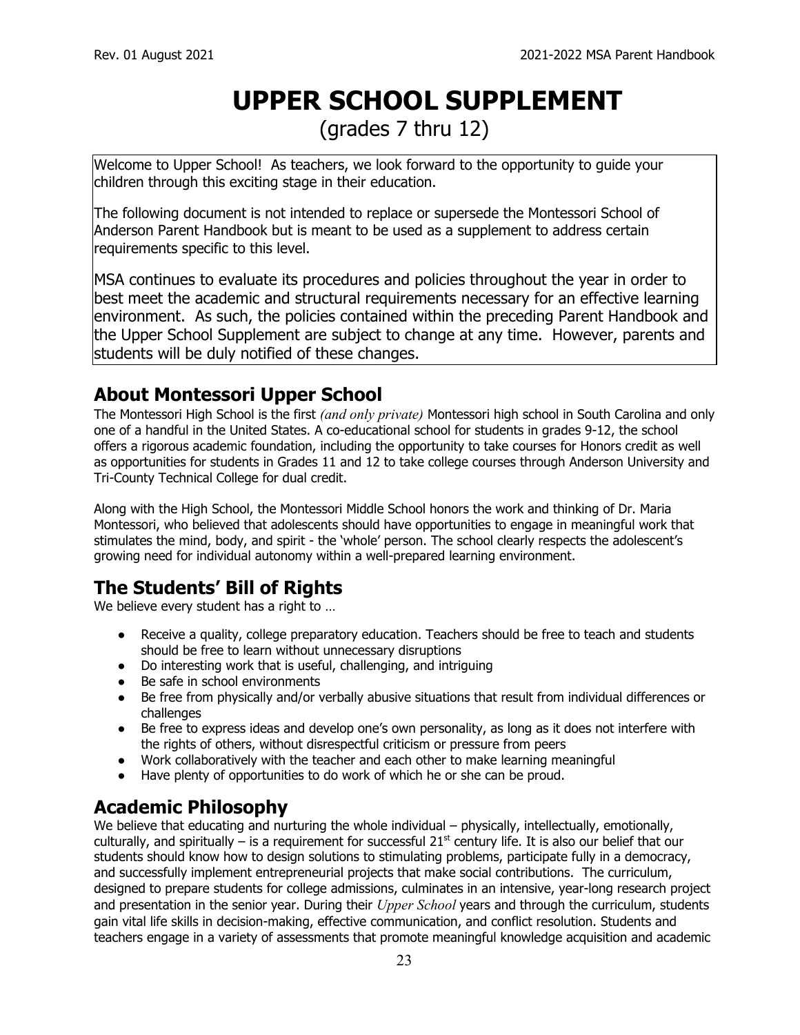# UPPER SCHOOL SUPPLEMENT

(grades 7 thru 12)

Welcome to Upper School! As teachers, we look forward to the opportunity to guide your children through this exciting stage in their education.

The following document is not intended to replace or supersede the Montessori School of Anderson Parent Handbook but is meant to be used as a supplement to address certain requirements specific to this level.

MSA continues to evaluate its procedures and policies throughout the year in order to best meet the academic and structural requirements necessary for an effective learning environment. As such, the policies contained within the preceding Parent Handbook and the Upper School Supplement are subject to change at any time. However, parents and students will be duly notified of these changes.

## About Montessori Upper School

The Montessori High School is the first *(and only private)* Montessori high school in South Carolina and only one of a handful in the United States. A co-educational school for students in grades 9-12, the school offers a rigorous academic foundation, including the opportunity to take courses for Honors credit as well as opportunities for students in Grades 11 and 12 to take college courses through Anderson University and Tri-County Technical College for dual credit.

Along with the High School, the Montessori Middle School honors the work and thinking of Dr. Maria Montessori, who believed that adolescents should have opportunities to engage in meaningful work that stimulates the mind, body, and spirit - the 'whole' person. The school clearly respects the adolescent's growing need for individual autonomy within a well-prepared learning environment.

## The Students' Bill of Rights

We believe every student has a right to …

- Receive a quality, college preparatory education. Teachers should be free to teach and students should be free to learn without unnecessary disruptions
- Do interesting work that is useful, challenging, and intriguing
- Be safe in school environments
- Be free from physically and/or verbally abusive situations that result from individual differences or challenges
- Be free to express ideas and develop one's own personality, as long as it does not interfere with the rights of others, without disrespectful criticism or pressure from peers
- Work collaboratively with the teacher and each other to make learning meaningful
- Have plenty of opportunities to do work of which he or she can be proud.

## Academic Philosophy

We believe that educating and nurturing the whole individual – physically, intellectually, emotionally, culturally, and spiritually – is a requirement for successful 21st century life. It is also our belief that our students should know how to design solutions to stimulating problems, participate fully in a democracy, and successfully implement entrepreneurial projects that make social contributions. The curriculum, designed to prepare students for college admissions, culminates in an intensive, year-long research project and presentation in the senior year. During their *Upper School* years and through the curriculum, students gain vital life skills in decision-making, effective communication, and conflict resolution. Students and teachers engage in a variety of assessments that promote meaningful knowledge acquisition and academic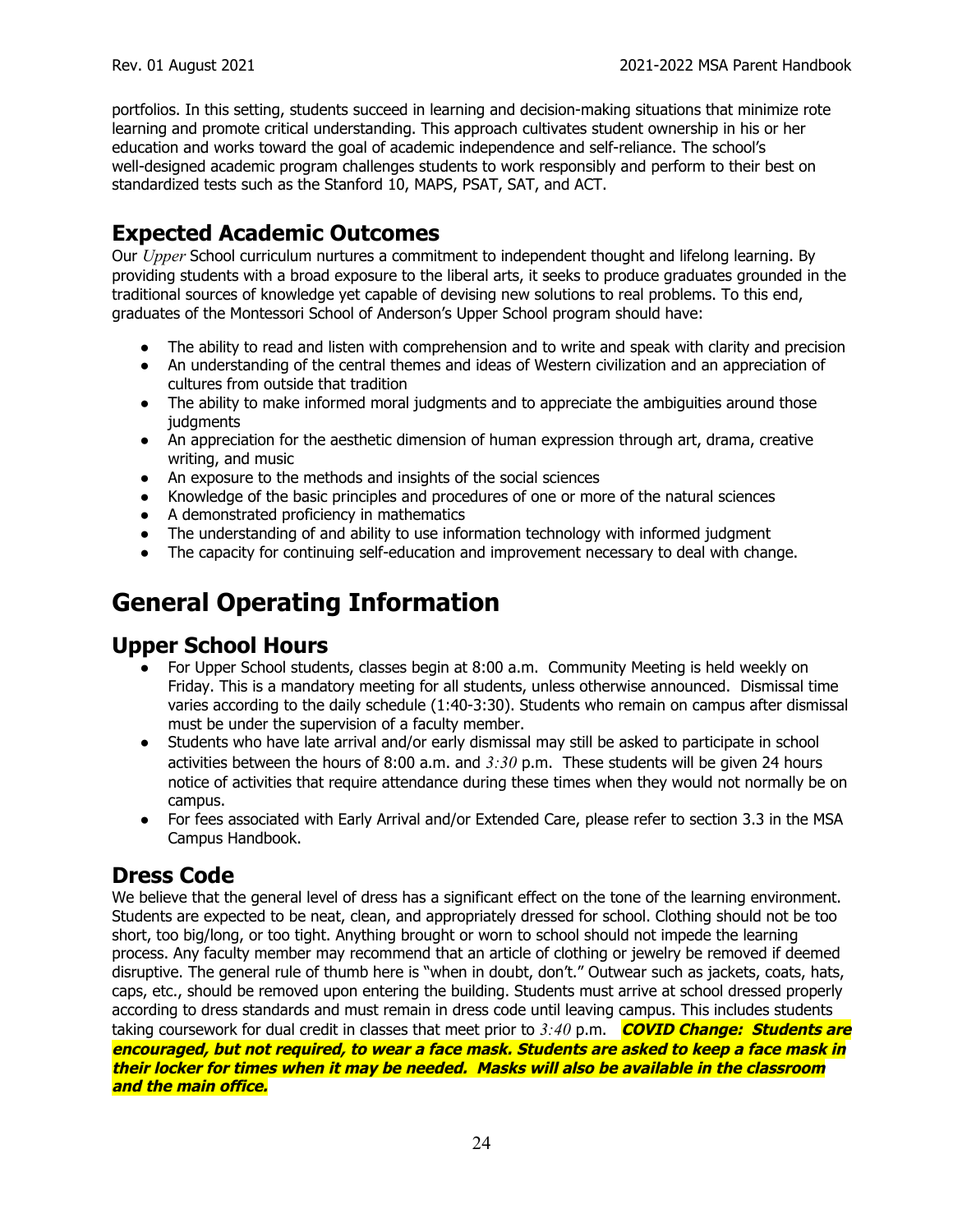portfolios. In this setting, students succeed in learning and decision-making situations that minimize rote learning and promote critical understanding. This approach cultivates student ownership in his or her education and works toward the goal of academic independence and self-reliance. The school's well-designed academic program challenges students to work responsibly and perform to their best on standardized tests such as the Stanford 10, MAPS, PSAT, SAT, and ACT.

## Expected Academic Outcomes

Our *Upper* School curriculum nurtures a commitment to independent thought and lifelong learning. By providing students with a broad exposure to the liberal arts, it seeks to produce graduates grounded in the traditional sources of knowledge yet capable of devising new solutions to real problems. To this end, graduates of the Montessori School of Anderson's Upper School program should have:

- The ability to read and listen with comprehension and to write and speak with clarity and precision
- An understanding of the central themes and ideas of Western civilization and an appreciation of cultures from outside that tradition
- The ability to make informed moral judgments and to appreciate the ambiguities around those judgments
- An appreciation for the aesthetic dimension of human expression through art, drama, creative writing, and music
- An exposure to the methods and insights of the social sciences
- Knowledge of the basic principles and procedures of one or more of the natural sciences
- A demonstrated proficiency in mathematics
- The understanding of and ability to use information technology with informed judgment
- The capacity for continuing self-education and improvement necessary to deal with change.

# General Operating Information

## Upper School Hours

- For Upper School students, classes begin at 8:00 a.m. Community Meeting is held weekly on Friday. This is a mandatory meeting for all students, unless otherwise announced. Dismissal time varies according to the daily schedule (1:40-3:30). Students who remain on campus after dismissal must be under the supervision of a faculty member.
- Students who have late arrival and/or early dismissal may still be asked to participate in school activities between the hours of 8:00 a.m. and *3:30* p.m. These students will be given 24 hours notice of activities that require attendance during these times when they would not normally be on campus.
- For fees associated with Early Arrival and/or Extended Care, please refer to section 3.3 in the MSA Campus Handbook.

## Dress Code

We believe that the general level of dress has a significant effect on the tone of the learning environment. Students are expected to be neat, clean, and appropriately dressed for school. Clothing should not be too short, too big/long, or too tight. Anything brought or worn to school should not impede the learning process. Any faculty member may recommend that an article of clothing or jewelry be removed if deemed disruptive. The general rule of thumb here is "when in doubt, don't." Outwear such as jackets, coats, hats, caps, etc., should be removed upon entering the building. Students must arrive at school dressed properly according to dress standards and must remain in dress code until leaving campus. This includes students taking coursework for dual credit in classes that meet prior to *3:40* p.m. ***COVID Change: Students are encouraged, but not required, to wear a face mask. Students are asked to keep a face mask in their locker for times when it may be needed. Masks will also be available in the classroom and the main office.***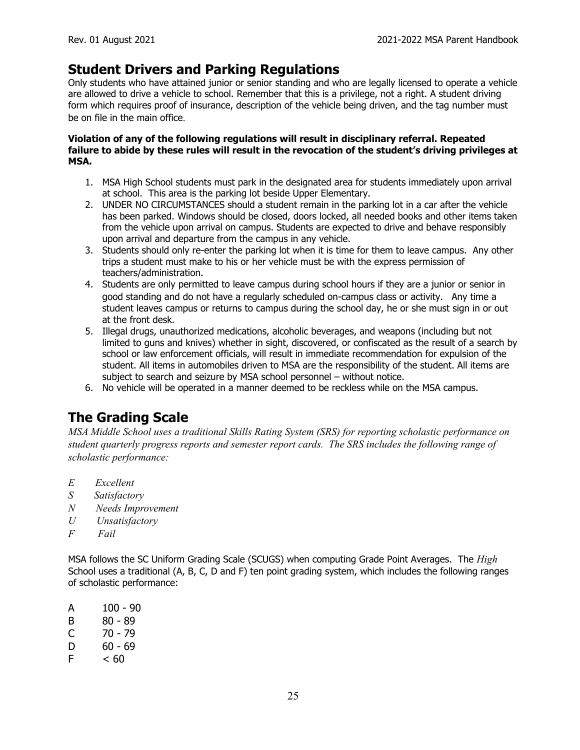## Student Drivers and Parking Regulations

Only students who have attained junior or senior standing and who are legally licensed to operate a vehicle are allowed to drive a vehicle to school. Remember that this is a privilege, not a right. A student driving form which requires proof of insurance, description of the vehicle being driven, and the tag number must be on file in the main office.

**Violation of any of the following regulations will result in disciplinary referral. Repeated failure to abide by these rules will result in the revocation of the student's driving privileges at MSA.**

1. MSA High School students must park in the designated area for students immediately upon arrival at school. This area is the parking lot beside Upper Elementary.
2. UNDER NO CIRCUMSTANCES should a student remain in the parking lot in a car after the vehicle has been parked. Windows should be closed, doors locked, all needed books and other items taken from the vehicle upon arrival on campus. Students are expected to drive and behave responsibly upon arrival and departure from the campus in any vehicle.
3. Students should only re-enter the parking lot when it is time for them to leave campus. Any other trips a student must make to his or her vehicle must be with the express permission of teachers/administration.
4. Students are only permitted to leave campus during school hours if they are a junior or senior in good standing and do not have a regularly scheduled on-campus class or activity. Any time a student leaves campus or returns to campus during the school day, he or she must sign in or out at the front desk.
5. Illegal drugs, unauthorized medications, alcoholic beverages, and weapons (including but not limited to guns and knives) whether in sight, discovered, or confiscated as the result of a search by school or law enforcement officials, will result in immediate recommendation for expulsion of the student. All items in automobiles driven to MSA are the responsibility of the student. All items are subject to search and seizure by MSA school personnel – without notice.
6. No vehicle will be operated in a manner deemed to be reckless while on the MSA campus.

## The Grading Scale

*MSA Middle School uses a traditional Skills Rating System (SRS) for reporting scholastic performance on student quarterly progress reports and semester report cards. The SRS includes the following range of scholastic performance:*

*E Excellent*
*S Satisfactory*
*N Needs Improvement*
*U Unsatisfactory*
*F Fail*

MSA follows the SC Uniform Grading Scale (SCUGS) when computing Grade Point Averages. The *High* School uses a traditional (A, B, C, D and F) ten point grading system, which includes the following ranges of scholastic performance:

A 100 - 90
B 80 - 89
C 70 - 79
D 60 - 69
F < 60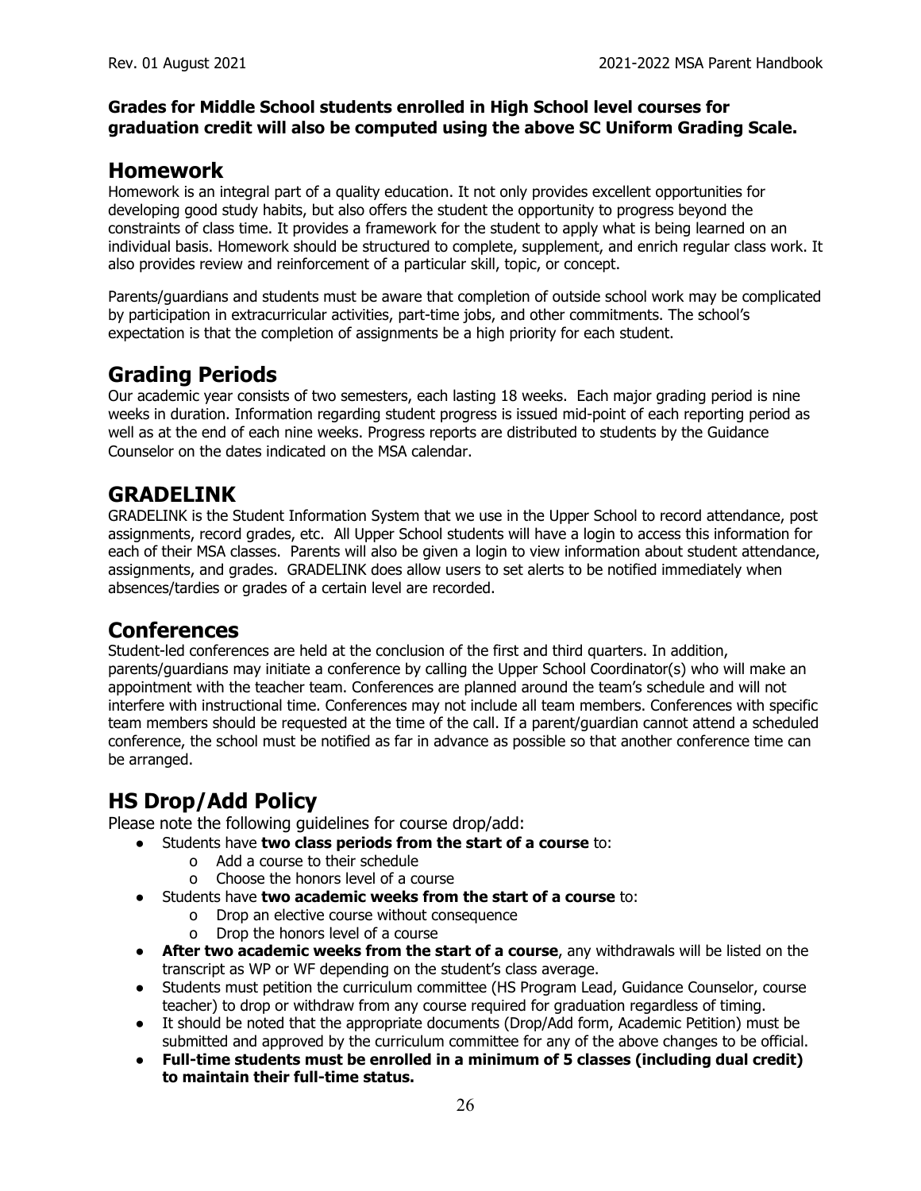**Grades for Middle School students enrolled in High School level courses for graduation credit will also be computed using the above SC Uniform Grading Scale.**

## Homework

Homework is an integral part of a quality education. It not only provides excellent opportunities for developing good study habits, but also offers the student the opportunity to progress beyond the constraints of class time. It provides a framework for the student to apply what is being learned on an individual basis. Homework should be structured to complete, supplement, and enrich regular class work. It also provides review and reinforcement of a particular skill, topic, or concept.

Parents/guardians and students must be aware that completion of outside school work may be complicated by participation in extracurricular activities, part-time jobs, and other commitments. The school's expectation is that the completion of assignments be a high priority for each student.

## Grading Periods

Our academic year consists of two semesters, each lasting 18 weeks. Each major grading period is nine weeks in duration. Information regarding student progress is issued mid-point of each reporting period as well as at the end of each nine weeks. Progress reports are distributed to students by the Guidance Counselor on the dates indicated on the MSA calendar.

## GRADELINK

GRADELINK is the Student Information System that we use in the Upper School to record attendance, post assignments, record grades, etc. All Upper School students will have a login to access this information for each of their MSA classes. Parents will also be given a login to view information about student attendance, assignments, and grades. GRADELINK does allow users to set alerts to be notified immediately when absences/tardies or grades of a certain level are recorded.

## Conferences

Student-led conferences are held at the conclusion of the first and third quarters. In addition, parents/guardians may initiate a conference by calling the Upper School Coordinator(s) who will make an appointment with the teacher team. Conferences are planned around the team's schedule and will not interfere with instructional time. Conferences may not include all team members. Conferences with specific team members should be requested at the time of the call. If a parent/guardian cannot attend a scheduled conference, the school must be notified as far in advance as possible so that another conference time can be arranged.

## HS Drop/Add Policy

Please note the following guidelines for course drop/add:

- Students have **two class periods from the start of a course** to:
  - Add a course to their schedule
  - Choose the honors level of a course
- Students have **two academic weeks from the start of a course** to:
  - Drop an elective course without consequence
  - Drop the honors level of a course
- **After two academic weeks from the start of a course**, any withdrawals will be listed on the transcript as WP or WF depending on the student's class average.
- Students must petition the curriculum committee (HS Program Lead, Guidance Counselor, course teacher) to drop or withdraw from any course required for graduation regardless of timing.
- It should be noted that the appropriate documents (Drop/Add form, Academic Petition) must be submitted and approved by the curriculum committee for any of the above changes to be official.
- **Full-time students must be enrolled in a minimum of 5 classes (including dual credit) to maintain their full-time status.**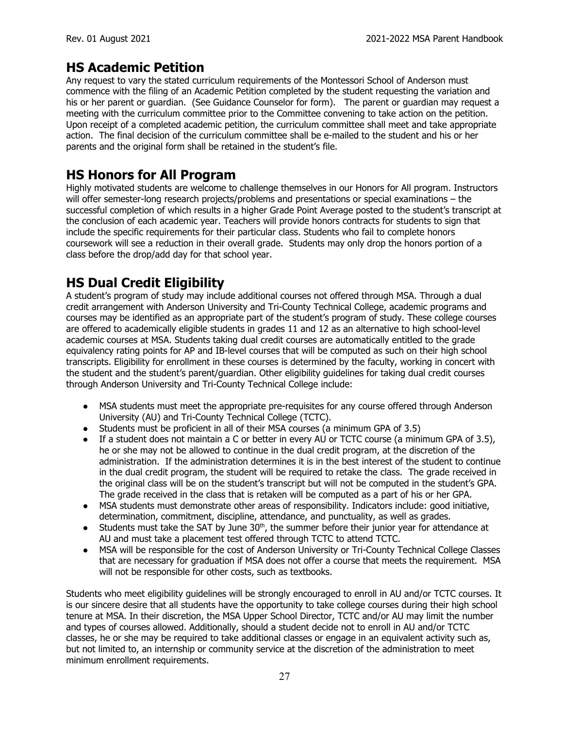## HS Academic Petition

Any request to vary the stated curriculum requirements of the Montessori School of Anderson must commence with the filing of an Academic Petition completed by the student requesting the variation and his or her parent or guardian. (See Guidance Counselor for form). The parent or guardian may request a meeting with the curriculum committee prior to the Committee convening to take action on the petition. Upon receipt of a completed academic petition, the curriculum committee shall meet and take appropriate action. The final decision of the curriculum committee shall be e-mailed to the student and his or her parents and the original form shall be retained in the student's file.

## HS Honors for All Program

Highly motivated students are welcome to challenge themselves in our Honors for All program. Instructors will offer semester-long research projects/problems and presentations or special examinations – the successful completion of which results in a higher Grade Point Average posted to the student's transcript at the conclusion of each academic year. Teachers will provide honors contracts for students to sign that include the specific requirements for their particular class. Students who fail to complete honors coursework will see a reduction in their overall grade. Students may only drop the honors portion of a class before the drop/add day for that school year.

## HS Dual Credit Eligibility

A student's program of study may include additional courses not offered through MSA. Through a dual credit arrangement with Anderson University and Tri-County Technical College, academic programs and courses may be identified as an appropriate part of the student's program of study. These college courses are offered to academically eligible students in grades 11 and 12 as an alternative to high school-level academic courses at MSA. Students taking dual credit courses are automatically entitled to the grade equivalency rating points for AP and IB-level courses that will be computed as such on their high school transcripts. Eligibility for enrollment in these courses is determined by the faculty, working in concert with the student and the student's parent/guardian. Other eligibility guidelines for taking dual credit courses through Anderson University and Tri-County Technical College include:

- MSA students must meet the appropriate pre-requisites for any course offered through Anderson University (AU) and Tri-County Technical College (TCTC).
- Students must be proficient in all of their MSA courses (a minimum GPA of 3.5)
- If a student does not maintain a C or better in every AU or TCTC course (a minimum GPA of 3.5), he or she may not be allowed to continue in the dual credit program, at the discretion of the administration. If the administration determines it is in the best interest of the student to continue in the dual credit program, the student will be required to retake the class. The grade received in the original class will be on the student's transcript but will not be computed in the student's GPA. The grade received in the class that is retaken will be computed as a part of his or her GPA.
- MSA students must demonstrate other areas of responsibility. Indicators include: good initiative, determination, commitment, discipline, attendance, and punctuality, as well as grades.
- Students must take the SAT by June 30th, the summer before their junior year for attendance at AU and must take a placement test offered through TCTC to attend TCTC.
- MSA will be responsible for the cost of Anderson University or Tri-County Technical College Classes that are necessary for graduation if MSA does not offer a course that meets the requirement. MSA will not be responsible for other costs, such as textbooks.

Students who meet eligibility guidelines will be strongly encouraged to enroll in AU and/or TCTC courses. It is our sincere desire that all students have the opportunity to take college courses during their high school tenure at MSA. In their discretion, the MSA Upper School Director, TCTC and/or AU may limit the number and types of courses allowed. Additionally, should a student decide not to enroll in AU and/or TCTC classes, he or she may be required to take additional classes or engage in an equivalent activity such as, but not limited to, an internship or community service at the discretion of the administration to meet minimum enrollment requirements.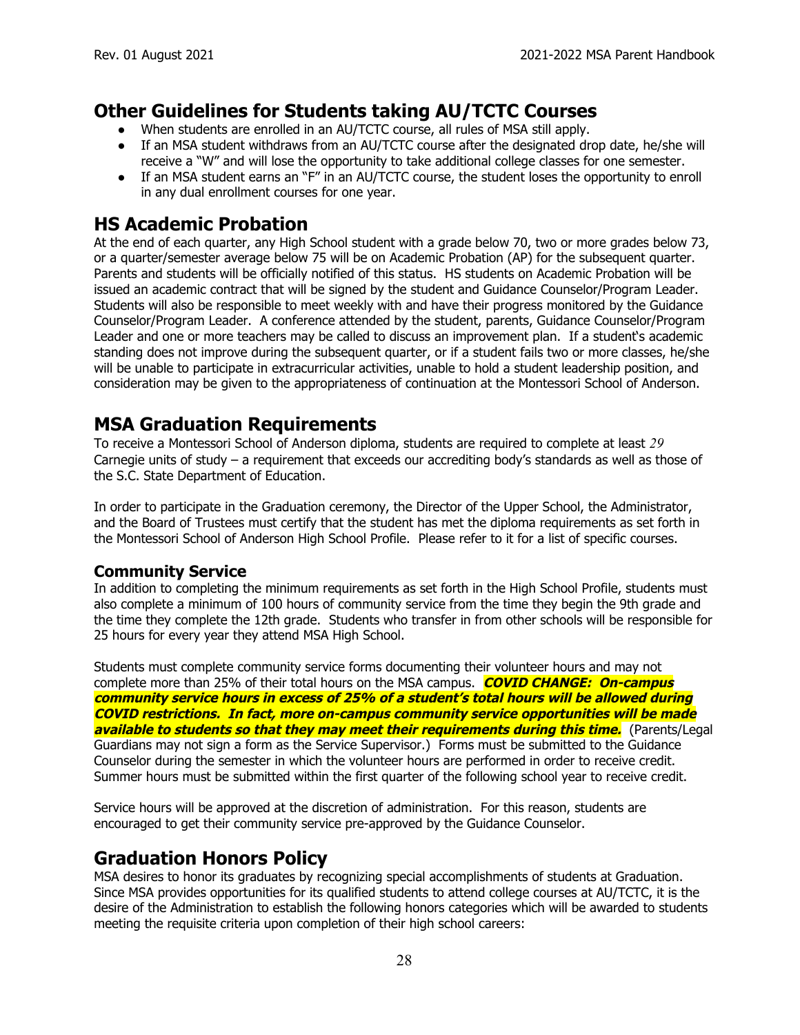## Other Guidelines for Students taking AU/TCTC Courses

- When students are enrolled in an AU/TCTC course, all rules of MSA still apply.
- If an MSA student withdraws from an AU/TCTC course after the designated drop date, he/she will receive a "W" and will lose the opportunity to take additional college classes for one semester.
- If an MSA student earns an "F" in an AU/TCTC course, the student loses the opportunity to enroll in any dual enrollment courses for one year.

## HS Academic Probation

At the end of each quarter, any High School student with a grade below 70, two or more grades below 73, or a quarter/semester average below 75 will be on Academic Probation (AP) for the subsequent quarter. Parents and students will be officially notified of this status. HS students on Academic Probation will be issued an academic contract that will be signed by the student and Guidance Counselor/Program Leader. Students will also be responsible to meet weekly with and have their progress monitored by the Guidance Counselor/Program Leader. A conference attended by the student, parents, Guidance Counselor/Program Leader and one or more teachers may be called to discuss an improvement plan. If a student's academic standing does not improve during the subsequent quarter, or if a student fails two or more classes, he/she will be unable to participate in extracurricular activities, unable to hold a student leadership position, and consideration may be given to the appropriateness of continuation at the Montessori School of Anderson.

## MSA Graduation Requirements

To receive a Montessori School of Anderson diploma, students are required to complete at least *29* Carnegie units of study – a requirement that exceeds our accrediting body's standards as well as those of the S.C. State Department of Education.

In order to participate in the Graduation ceremony, the Director of the Upper School, the Administrator, and the Board of Trustees must certify that the student has met the diploma requirements as set forth in the Montessori School of Anderson High School Profile. Please refer to it for a list of specific courses.

### Community Service

In addition to completing the minimum requirements as set forth in the High School Profile, students must also complete a minimum of 100 hours of community service from the time they begin the 9th grade and the time they complete the 12th grade. Students who transfer in from other schools will be responsible for 25 hours for every year they attend MSA High School.

Students must complete community service forms documenting their volunteer hours and may not complete more than 25% of their total hours on the MSA campus. ***COVID CHANGE: On-campus community service hours in excess of 25% of a student's total hours will be allowed during COVID restrictions. In fact, more on-campus community service opportunities will be made available to students so that they may meet their requirements during this time.*** (Parents/Legal Guardians may not sign a form as the Service Supervisor.) Forms must be submitted to the Guidance Counselor during the semester in which the volunteer hours are performed in order to receive credit. Summer hours must be submitted within the first quarter of the following school year to receive credit.

Service hours will be approved at the discretion of administration. For this reason, students are encouraged to get their community service pre-approved by the Guidance Counselor.

## Graduation Honors Policy

MSA desires to honor its graduates by recognizing special accomplishments of students at Graduation. Since MSA provides opportunities for its qualified students to attend college courses at AU/TCTC, it is the desire of the Administration to establish the following honors categories which will be awarded to students meeting the requisite criteria upon completion of their high school careers: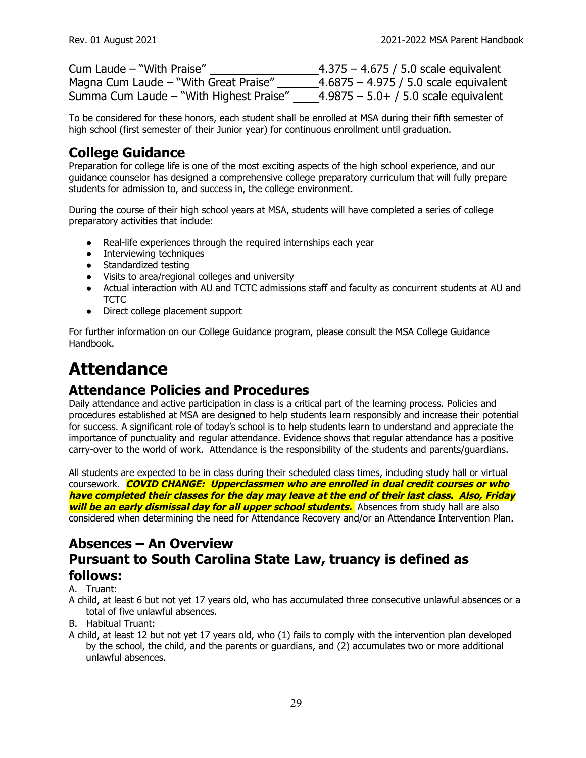Cum Laude – "With Praise" ________________ 4.375 – 4.675 / 5.0 scale equivalent
Magna Cum Laude – "With Great Praise" _______ 4.6875 – 4.975 / 5.0 scale equivalent
Summa Cum Laude – "With Highest Praise" ____ 4.9875 – 5.0+ / 5.0 scale equivalent

To be considered for these honors, each student shall be enrolled at MSA during their fifth semester of high school (first semester of their Junior year) for continuous enrollment until graduation.

## College Guidance

Preparation for college life is one of the most exciting aspects of the high school experience, and our guidance counselor has designed a comprehensive college preparatory curriculum that will fully prepare students for admission to, and success in, the college environment.

During the course of their high school years at MSA, students will have completed a series of college preparatory activities that include:

- Real-life experiences through the required internships each year
- Interviewing techniques
- Standardized testing
- Visits to area/regional colleges and university
- Actual interaction with AU and TCTC admissions staff and faculty as concurrent students at AU and TCTC
- Direct college placement support

For further information on our College Guidance program, please consult the MSA College Guidance Handbook.

# Attendance

## Attendance Policies and Procedures

Daily attendance and active participation in class is a critical part of the learning process. Policies and procedures established at MSA are designed to help students learn responsibly and increase their potential for success. A significant role of today's school is to help students learn to understand and appreciate the importance of punctuality and regular attendance. Evidence shows that regular attendance has a positive carry-over to the world of work. Attendance is the responsibility of the students and parents/guardians.

All students are expected to be in class during their scheduled class times, including study hall or virtual coursework. ***COVID CHANGE: Upperclassmen who are enrolled in dual credit courses or who have completed their classes for the day may leave at the end of their last class. Also, Friday will be an early dismissal day for all upper school students.*** Absences from study hall are also considered when determining the need for Attendance Recovery and/or an Attendance Intervention Plan.

## Absences – An Overview

## Pursuant to South Carolina State Law, truancy is defined as follows:

A. Truant:

A child, at least 6 but not yet 17 years old, who has accumulated three consecutive unlawful absences or a total of five unlawful absences.

B. Habitual Truant:

A child, at least 12 but not yet 17 years old, who (1) fails to comply with the intervention plan developed by the school, the child, and the parents or guardians, and (2) accumulates two or more additional unlawful absences.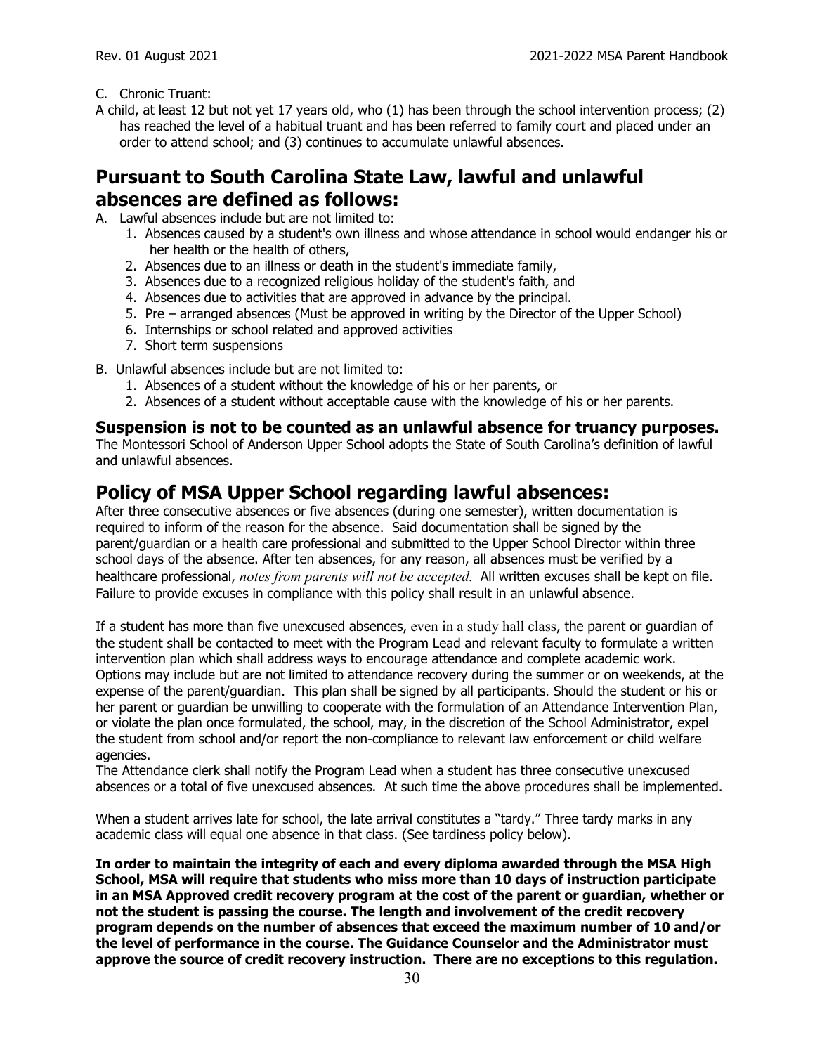C. Chronic Truant:

A child, at least 12 but not yet 17 years old, who (1) has been through the school intervention process; (2) has reached the level of a habitual truant and has been referred to family court and placed under an order to attend school; and (3) continues to accumulate unlawful absences.

## Pursuant to South Carolina State Law, lawful and unlawful absences are defined as follows:

A. Lawful absences include but are not limited to:
   1. Absences caused by a student's own illness and whose attendance in school would endanger his or her health or the health of others,
   2. Absences due to an illness or death in the student's immediate family,
   3. Absences due to a recognized religious holiday of the student's faith, and
   4. Absences due to activities that are approved in advance by the principal.
   5. Pre – arranged absences (Must be approved in writing by the Director of the Upper School)
   6. Internships or school related and approved activities
   7. Short term suspensions

B. Unlawful absences include but are not limited to:
   1. Absences of a student without the knowledge of his or her parents, or
   2. Absences of a student without acceptable cause with the knowledge of his or her parents.

### Suspension is not to be counted as an unlawful absence for truancy purposes.

The Montessori School of Anderson Upper School adopts the State of South Carolina's definition of lawful and unlawful absences.

## Policy of MSA Upper School regarding lawful absences:

After three consecutive absences or five absences (during one semester), written documentation is required to inform of the reason for the absence. Said documentation shall be signed by the parent/guardian or a health care professional and submitted to the Upper School Director within three school days of the absence. After ten absences, for any reason, all absences must be verified by a healthcare professional, *notes from parents will not be accepted.* All written excuses shall be kept on file. Failure to provide excuses in compliance with this policy shall result in an unlawful absence.

If a student has more than five unexcused absences, even in a study hall class, the parent or guardian of the student shall be contacted to meet with the Program Lead and relevant faculty to formulate a written intervention plan which shall address ways to encourage attendance and complete academic work. Options may include but are not limited to attendance recovery during the summer or on weekends, at the expense of the parent/guardian. This plan shall be signed by all participants. Should the student or his or her parent or guardian be unwilling to cooperate with the formulation of an Attendance Intervention Plan, or violate the plan once formulated, the school, may, in the discretion of the School Administrator, expel the student from school and/or report the non-compliance to relevant law enforcement or child welfare agencies.

The Attendance clerk shall notify the Program Lead when a student has three consecutive unexcused absences or a total of five unexcused absences. At such time the above procedures shall be implemented.

When a student arrives late for school, the late arrival constitutes a "tardy." Three tardy marks in any academic class will equal one absence in that class. (See tardiness policy below).

**In order to maintain the integrity of each and every diploma awarded through the MSA High School, MSA will require that students who miss more than 10 days of instruction participate in an MSA Approved credit recovery program at the cost of the parent or guardian, whether or not the student is passing the course. The length and involvement of the credit recovery program depends on the number of absences that exceed the maximum number of 10 and/or the level of performance in the course. The Guidance Counselor and the Administrator must approve the source of credit recovery instruction. There are no exceptions to this regulation.**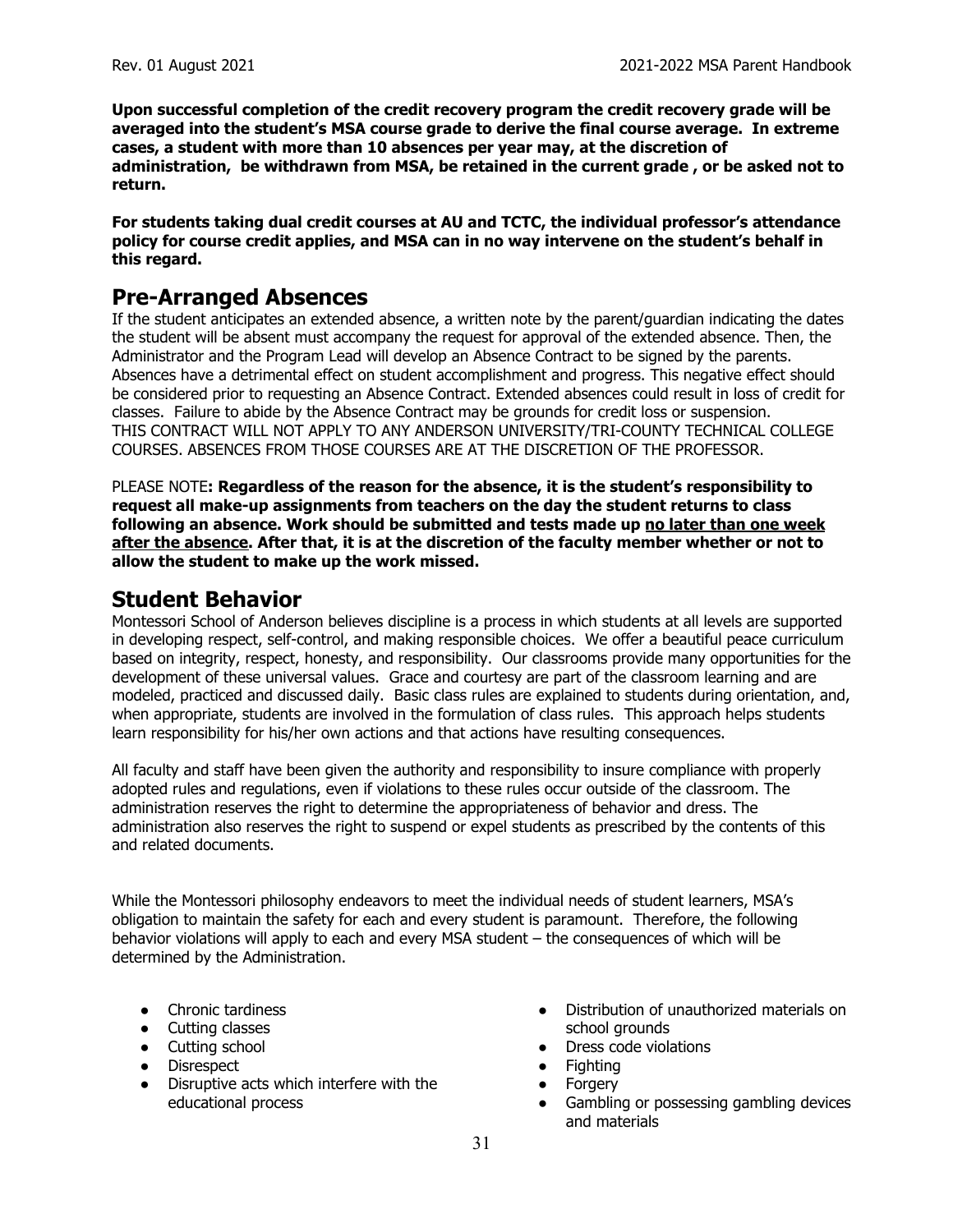**Upon successful completion of the credit recovery program the credit recovery grade will be averaged into the student's MSA course grade to derive the final course average. In extreme cases, a student with more than 10 absences per year may, at the discretion of administration, be withdrawn from MSA, be retained in the current grade , or be asked not to return.**

**For students taking dual credit courses at AU and TCTC, the individual professor's attendance policy for course credit applies, and MSA can in no way intervene on the student's behalf in this regard.**

## Pre-Arranged Absences

If the student anticipates an extended absence, a written note by the parent/guardian indicating the dates the student will be absent must accompany the request for approval of the extended absence. Then, the Administrator and the Program Lead will develop an Absence Contract to be signed by the parents. Absences have a detrimental effect on student accomplishment and progress. This negative effect should be considered prior to requesting an Absence Contract. Extended absences could result in loss of credit for classes. Failure to abide by the Absence Contract may be grounds for credit loss or suspension. THIS CONTRACT WILL NOT APPLY TO ANY ANDERSON UNIVERSITY/TRI-COUNTY TECHNICAL COLLEGE COURSES. ABSENCES FROM THOSE COURSES ARE AT THE DISCRETION OF THE PROFESSOR.

PLEASE NOTE**: Regardless of the reason for the absence, it is the student's responsibility to request all make-up assignments from teachers on the day the student returns to class following an absence. Work should be submitted and tests made up <u>no later than one week after the absence</u>. After that, it is at the discretion of the faculty member whether or not to allow the student to make up the work missed.**

## Student Behavior

Montessori School of Anderson believes discipline is a process in which students at all levels are supported in developing respect, self-control, and making responsible choices. We offer a beautiful peace curriculum based on integrity, respect, honesty, and responsibility. Our classrooms provide many opportunities for the development of these universal values. Grace and courtesy are part of the classroom learning and are modeled, practiced and discussed daily. Basic class rules are explained to students during orientation, and, when appropriate, students are involved in the formulation of class rules. This approach helps students learn responsibility for his/her own actions and that actions have resulting consequences.

All faculty and staff have been given the authority and responsibility to insure compliance with properly adopted rules and regulations, even if violations to these rules occur outside of the classroom. The administration reserves the right to determine the appropriateness of behavior and dress. The administration also reserves the right to suspend or expel students as prescribed by the contents of this and related documents.

While the Montessori philosophy endeavors to meet the individual needs of student learners, MSA's obligation to maintain the safety for each and every student is paramount. Therefore, the following behavior violations will apply to each and every MSA student – the consequences of which will be determined by the Administration.

- Chronic tardiness
- Cutting classes
- Cutting school
- Disrespect
- Disruptive acts which interfere with the educational process
- Distribution of unauthorized materials on school grounds
- Dress code violations
- Fighting
- Forgery
- Gambling or possessing gambling devices and materials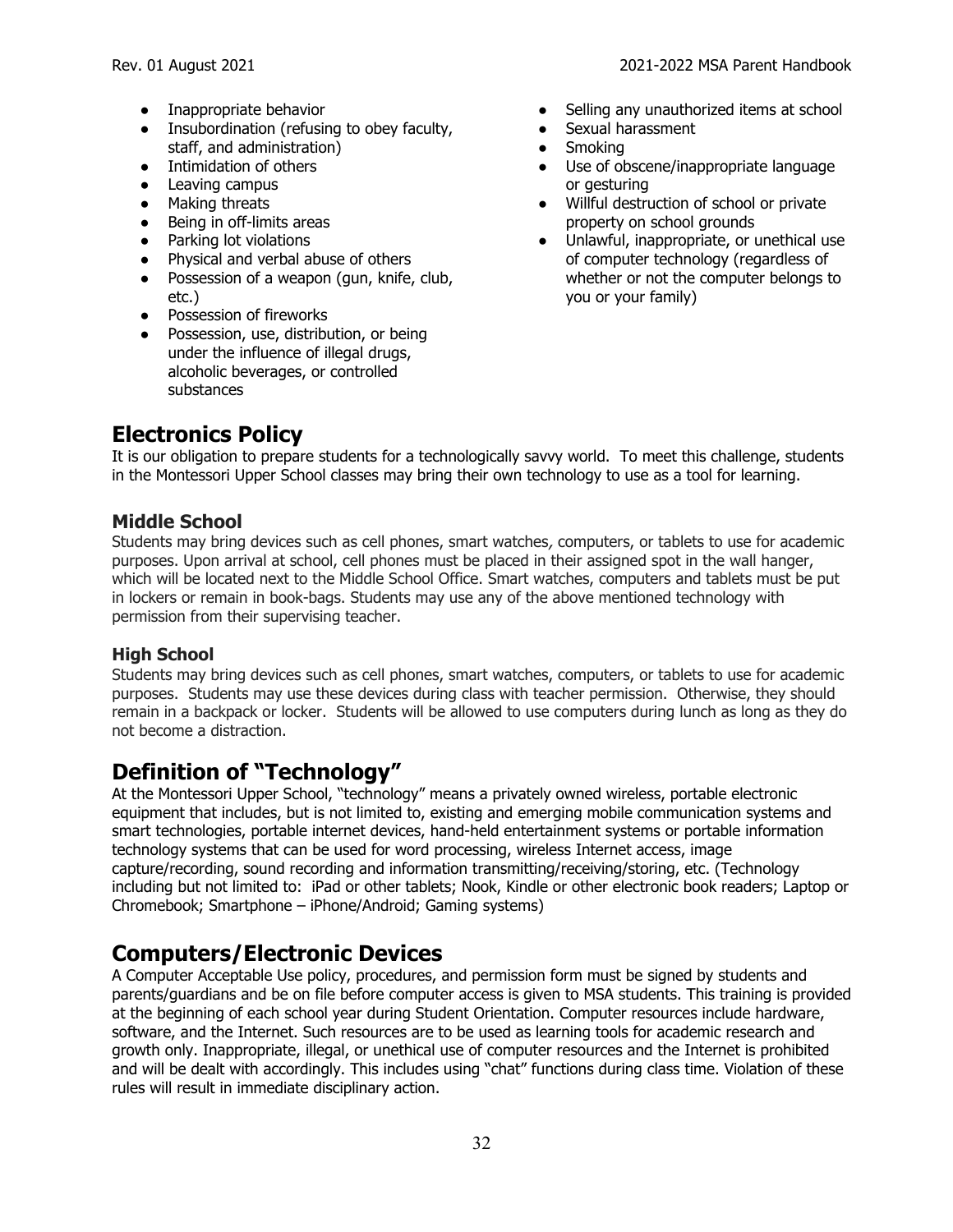- Inappropriate behavior
- Insubordination (refusing to obey faculty, staff, and administration)
- Intimidation of others
- Leaving campus
- Making threats
- Being in off-limits areas
- Parking lot violations
- Physical and verbal abuse of others
- Possession of a weapon (gun, knife, club, etc.)
- Possession of fireworks
- Possession, use, distribution, or being under the influence of illegal drugs, alcoholic beverages, or controlled substances
- Selling any unauthorized items at school
- Sexual harassment
- Smoking
- Use of obscene/inappropriate language or gesturing
- Willful destruction of school or private property on school grounds
- Unlawful, inappropriate, or unethical use of computer technology (regardless of whether or not the computer belongs to you or your family)

# Electronics Policy

It is our obligation to prepare students for a technologically savvy world. To meet this challenge, students in the Montessori Upper School classes may bring their own technology to use as a tool for learning.

### Middle School

Students may bring devices such as cell phones, smart watches, computers, or tablets to use for academic purposes. Upon arrival at school, cell phones must be placed in their assigned spot in the wall hanger, which will be located next to the Middle School Office. Smart watches, computers and tablets must be put in lockers or remain in book-bags. Students may use any of the above mentioned technology with permission from their supervising teacher.

### High School

Students may bring devices such as cell phones, smart watches, computers, or tablets to use for academic purposes. Students may use these devices during class with teacher permission. Otherwise, they should remain in a backpack or locker. Students will be allowed to use computers during lunch as long as they do not become a distraction.

# Definition of "Technology"

At the Montessori Upper School, "technology" means a privately owned wireless, portable electronic equipment that includes, but is not limited to, existing and emerging mobile communication systems and smart technologies, portable internet devices, hand-held entertainment systems or portable information technology systems that can be used for word processing, wireless Internet access, image capture/recording, sound recording and information transmitting/receiving/storing, etc. (Technology including but not limited to: iPad or other tablets; Nook, Kindle or other electronic book readers; Laptop or Chromebook; Smartphone – iPhone/Android; Gaming systems)

# Computers/Electronic Devices

A Computer Acceptable Use policy, procedures, and permission form must be signed by students and parents/guardians and be on file before computer access is given to MSA students. This training is provided at the beginning of each school year during Student Orientation. Computer resources include hardware, software, and the Internet. Such resources are to be used as learning tools for academic research and growth only. Inappropriate, illegal, or unethical use of computer resources and the Internet is prohibited and will be dealt with accordingly. This includes using "chat" functions during class time. Violation of these rules will result in immediate disciplinary action.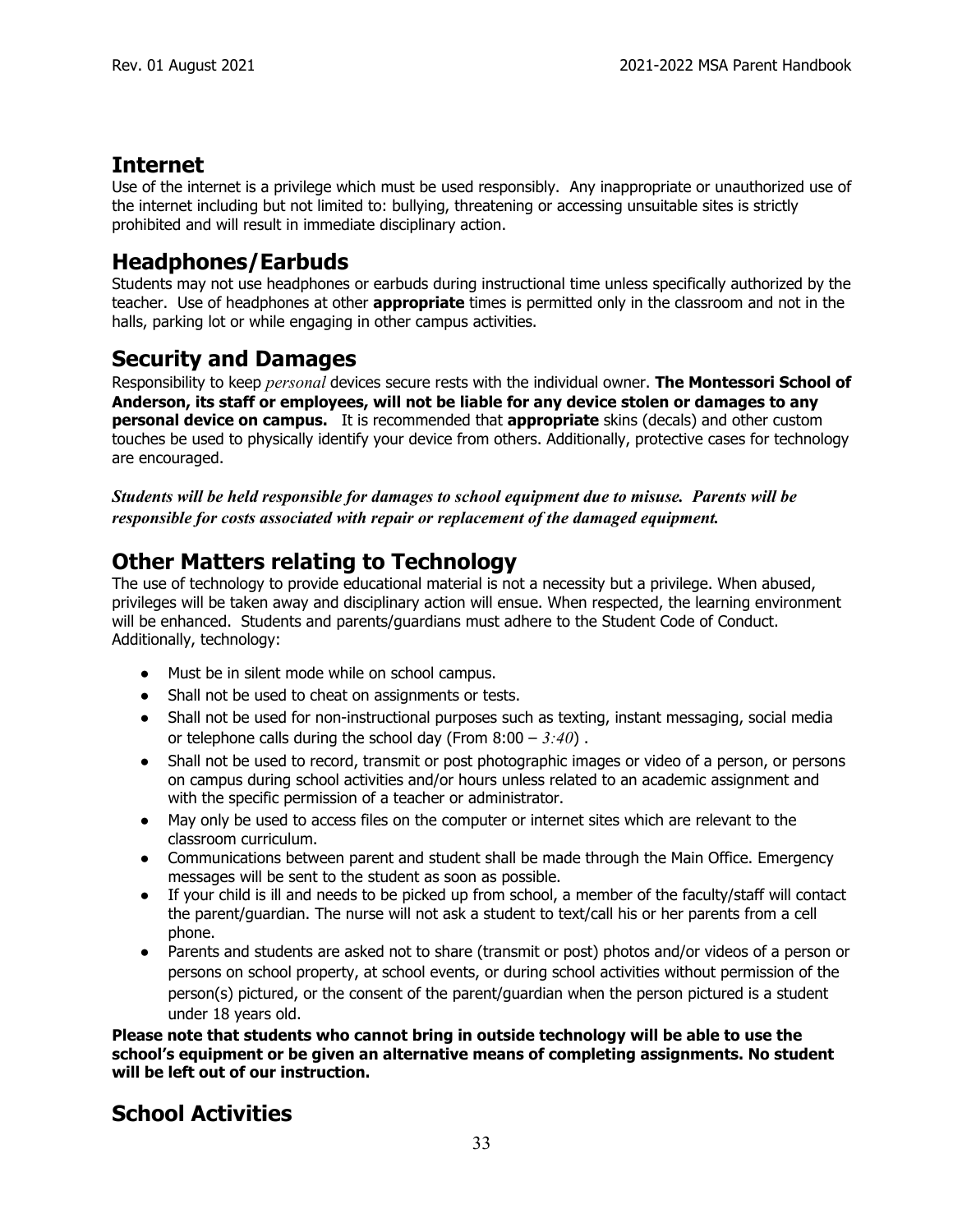## Internet

Use of the internet is a privilege which must be used responsibly. Any inappropriate or unauthorized use of the internet including but not limited to: bullying, threatening or accessing unsuitable sites is strictly prohibited and will result in immediate disciplinary action.

## Headphones/Earbuds

Students may not use headphones or earbuds during instructional time unless specifically authorized by the teacher. Use of headphones at other **appropriate** times is permitted only in the classroom and not in the halls, parking lot or while engaging in other campus activities.

## Security and Damages

Responsibility to keep *personal* devices secure rests with the individual owner. **The Montessori School of Anderson, its staff or employees, will not be liable for any device stolen or damages to any personal device on campus.** It is recommended that **appropriate** skins (decals) and other custom touches be used to physically identify your device from others. Additionally, protective cases for technology are encouraged.

***Students will be held responsible for damages to school equipment due to misuse. Parents will be responsible for costs associated with repair or replacement of the damaged equipment.***

## Other Matters relating to Technology

The use of technology to provide educational material is not a necessity but a privilege. When abused, privileges will be taken away and disciplinary action will ensue. When respected, the learning environment will be enhanced. Students and parents/guardians must adhere to the Student Code of Conduct. Additionally, technology:

- Must be in silent mode while on school campus.
- Shall not be used to cheat on assignments or tests.
- Shall not be used for non-instructional purposes such as texting, instant messaging, social media or telephone calls during the school day (From 8:00 – *3:40*) .
- Shall not be used to record, transmit or post photographic images or video of a person, or persons on campus during school activities and/or hours unless related to an academic assignment and with the specific permission of a teacher or administrator.
- May only be used to access files on the computer or internet sites which are relevant to the classroom curriculum.
- Communications between parent and student shall be made through the Main Office. Emergency messages will be sent to the student as soon as possible.
- If your child is ill and needs to be picked up from school, a member of the faculty/staff will contact the parent/guardian. The nurse will not ask a student to text/call his or her parents from a cell phone.
- Parents and students are asked not to share (transmit or post) photos and/or videos of a person or persons on school property, at school events, or during school activities without permission of the person(s) pictured, or the consent of the parent/guardian when the person pictured is a student under 18 years old.

**Please note that students who cannot bring in outside technology will be able to use the school's equipment or be given an alternative means of completing assignments. No student will be left out of our instruction.**

## School Activities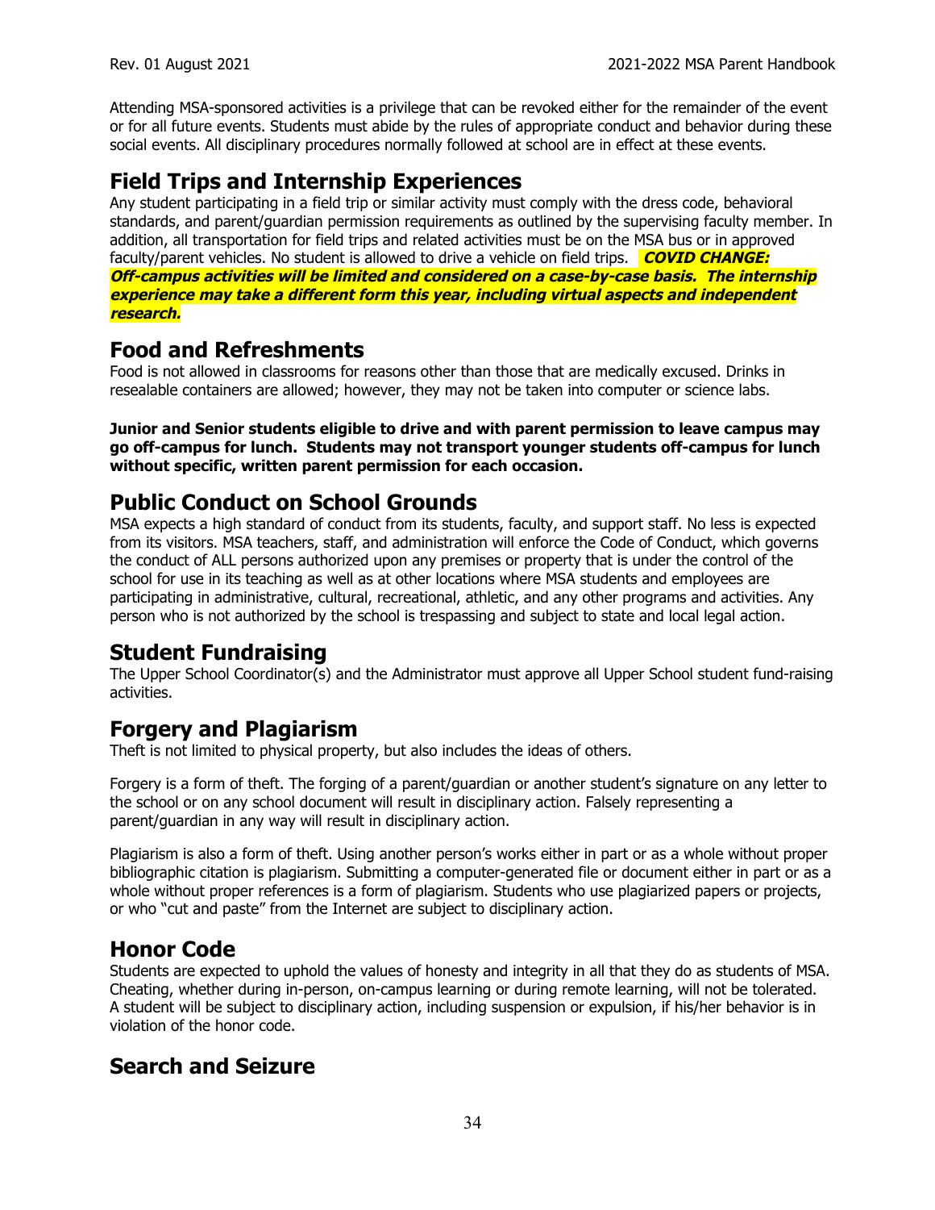Attending MSA-sponsored activities is a privilege that can be revoked either for the remainder of the event or for all future events. Students must abide by the rules of appropriate conduct and behavior during these social events. All disciplinary procedures normally followed at school are in effect at these events.

## Field Trips and Internship Experiences

Any student participating in a field trip or similar activity must comply with the dress code, behavioral standards, and parent/guardian permission requirements as outlined by the supervising faculty member. In addition, all transportation for field trips and related activities must be on the MSA bus or in approved faculty/parent vehicles. No student is allowed to drive a vehicle on field trips. ***COVID CHANGE: Off-campus activities will be limited and considered on a case-by-case basis. The internship experience may take a different form this year, including virtual aspects and independent research.***

## Food and Refreshments

Food is not allowed in classrooms for reasons other than those that are medically excused. Drinks in resealable containers are allowed; however, they may not be taken into computer or science labs.

**Junior and Senior students eligible to drive and with parent permission to leave campus may go off-campus for lunch. Students may not transport younger students off-campus for lunch without specific, written parent permission for each occasion.**

## Public Conduct on School Grounds

MSA expects a high standard of conduct from its students, faculty, and support staff. No less is expected from its visitors. MSA teachers, staff, and administration will enforce the Code of Conduct, which governs the conduct of ALL persons authorized upon any premises or property that is under the control of the school for use in its teaching as well as at other locations where MSA students and employees are participating in administrative, cultural, recreational, athletic, and any other programs and activities. Any person who is not authorized by the school is trespassing and subject to state and local legal action.

## Student Fundraising

The Upper School Coordinator(s) and the Administrator must approve all Upper School student fund-raising activities.

## Forgery and Plagiarism

Theft is not limited to physical property, but also includes the ideas of others.

Forgery is a form of theft. The forging of a parent/guardian or another student's signature on any letter to the school or on any school document will result in disciplinary action. Falsely representing a parent/guardian in any way will result in disciplinary action.

Plagiarism is also a form of theft. Using another person's works either in part or as a whole without proper bibliographic citation is plagiarism. Submitting a computer-generated file or document either in part or as a whole without proper references is a form of plagiarism. Students who use plagiarized papers or projects, or who "cut and paste" from the Internet are subject to disciplinary action.

## Honor Code

Students are expected to uphold the values of honesty and integrity in all that they do as students of MSA. Cheating, whether during in-person, on-campus learning or during remote learning, will not be tolerated. A student will be subject to disciplinary action, including suspension or expulsion, if his/her behavior is in violation of the honor code.

## Search and Seizure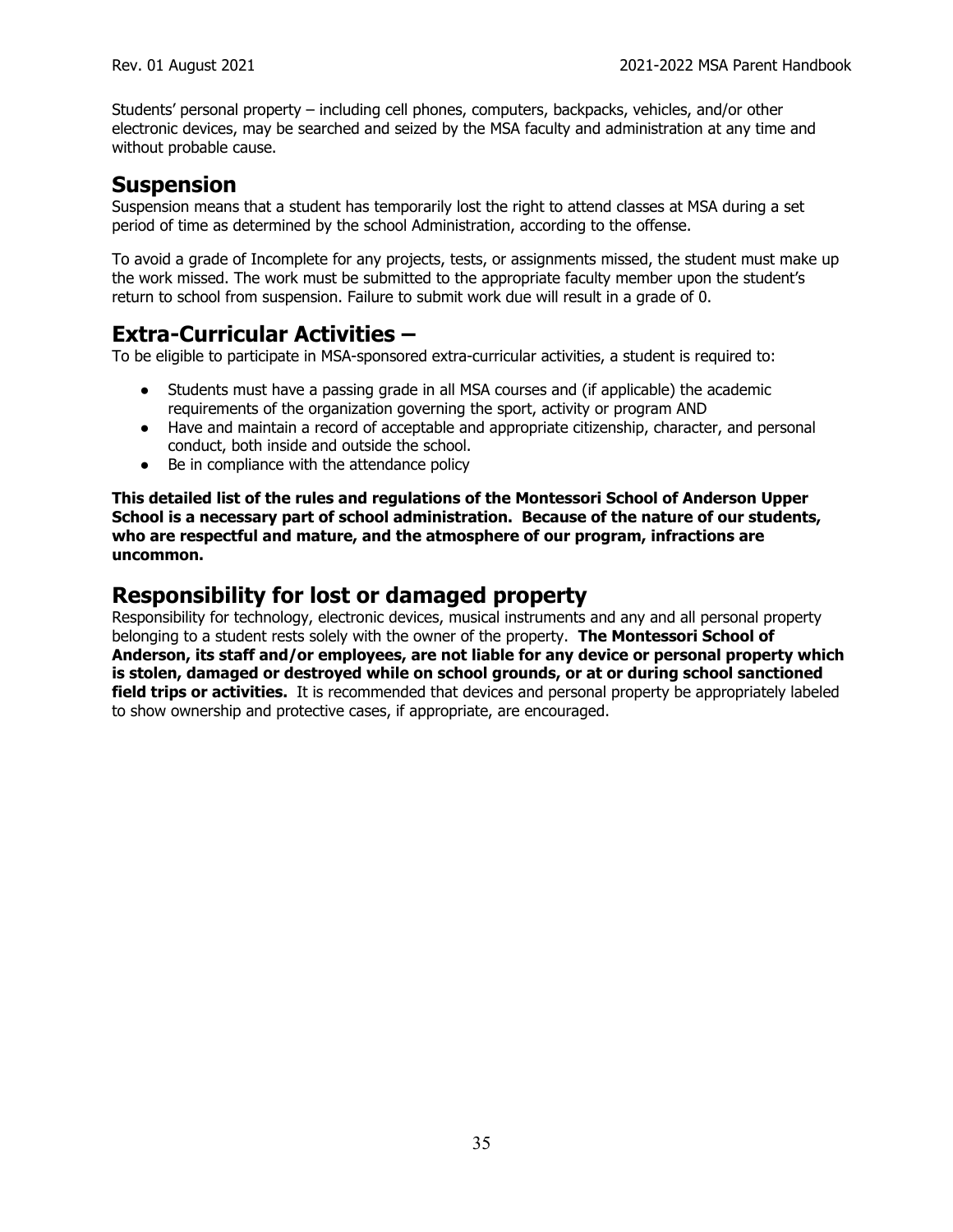Students' personal property – including cell phones, computers, backpacks, vehicles, and/or other electronic devices, may be searched and seized by the MSA faculty and administration at any time and without probable cause.

## Suspension

Suspension means that a student has temporarily lost the right to attend classes at MSA during a set period of time as determined by the school Administration, according to the offense.

To avoid a grade of Incomplete for any projects, tests, or assignments missed, the student must make up the work missed. The work must be submitted to the appropriate faculty member upon the student's return to school from suspension. Failure to submit work due will result in a grade of 0.

## Extra-Curricular Activities –

To be eligible to participate in MSA-sponsored extra-curricular activities, a student is required to:

- Students must have a passing grade in all MSA courses and (if applicable) the academic requirements of the organization governing the sport, activity or program AND
- Have and maintain a record of acceptable and appropriate citizenship, character, and personal conduct, both inside and outside the school.
- Be in compliance with the attendance policy

**This detailed list of the rules and regulations of the Montessori School of Anderson Upper School is a necessary part of school administration. Because of the nature of our students, who are respectful and mature, and the atmosphere of our program, infractions are uncommon.**

## Responsibility for lost or damaged property

Responsibility for technology, electronic devices, musical instruments and any and all personal property belonging to a student rests solely with the owner of the property. **The Montessori School of Anderson, its staff and/or employees, are not liable for any device or personal property which is stolen, damaged or destroyed while on school grounds, or at or during school sanctioned field trips or activities.** It is recommended that devices and personal property be appropriately labeled to show ownership and protective cases, if appropriate, are encouraged.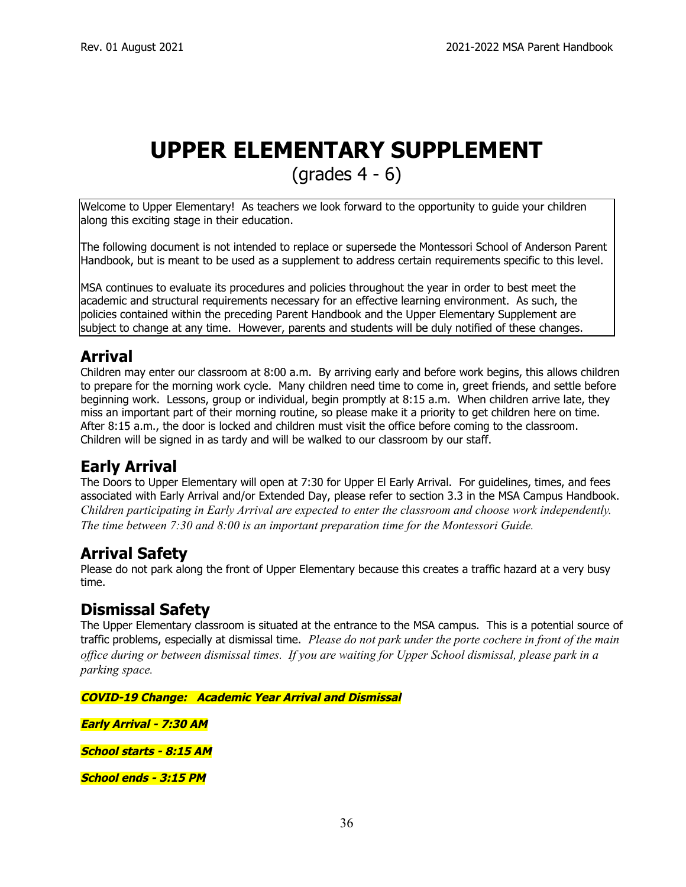# UPPER ELEMENTARY SUPPLEMENT

(grades 4 - 6)

Welcome to Upper Elementary! As teachers we look forward to the opportunity to guide your children along this exciting stage in their education.

The following document is not intended to replace or supersede the Montessori School of Anderson Parent Handbook, but is meant to be used as a supplement to address certain requirements specific to this level.

MSA continues to evaluate its procedures and policies throughout the year in order to best meet the academic and structural requirements necessary for an effective learning environment. As such, the policies contained within the preceding Parent Handbook and the Upper Elementary Supplement are subject to change at any time. However, parents and students will be duly notified of these changes.

## Arrival

Children may enter our classroom at 8:00 a.m. By arriving early and before work begins, this allows children to prepare for the morning work cycle. Many children need time to come in, greet friends, and settle before beginning work. Lessons, group or individual, begin promptly at 8:15 a.m. When children arrive late, they miss an important part of their morning routine, so please make it a priority to get children here on time. After 8:15 a.m., the door is locked and children must visit the office before coming to the classroom. Children will be signed in as tardy and will be walked to our classroom by our staff.

## Early Arrival

The Doors to Upper Elementary will open at 7:30 for Upper El Early Arrival. For guidelines, times, and fees associated with Early Arrival and/or Extended Day, please refer to section 3.3 in the MSA Campus Handbook. *Children participating in Early Arrival are expected to enter the classroom and choose work independently. The time between 7:30 and 8:00 is an important preparation time for the Montessori Guide.*

## Arrival Safety

Please do not park along the front of Upper Elementary because this creates a traffic hazard at a very busy time.

## Dismissal Safety

The Upper Elementary classroom is situated at the entrance to the MSA campus. This is a potential source of traffic problems, especially at dismissal time. *Please do not park under the porte cochere in front of the main office during or between dismissal times. If you are waiting for Upper School dismissal, please park in a parking space.*

***COVID-19 Change: Academic Year Arrival and Dismissal***

***Early Arrival - 7:30 AM***

***School starts - 8:15 AM***

***School ends - 3:15 PM***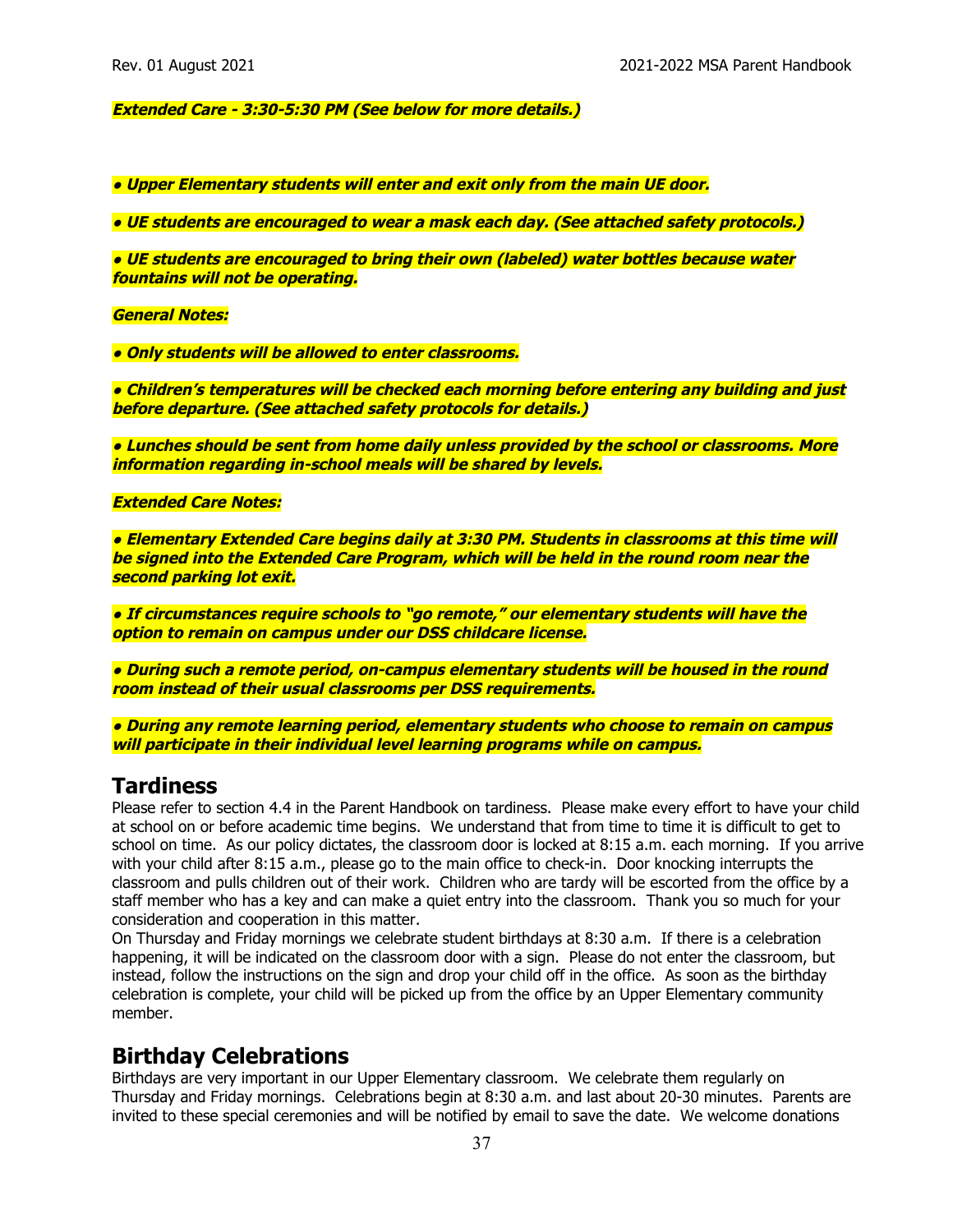***Extended Care - 3:30-5:30 PM (See below for more details.)***

***• Upper Elementary students will enter and exit only from the main UE door.***

***• UE students are encouraged to wear a mask each day. (See attached safety protocols.)***

***• UE students are encouraged to bring their own (labeled) water bottles because water fountains will not be operating.***

***General Notes:***

***• Only students will be allowed to enter classrooms.***

***• Children's temperatures will be checked each morning before entering any building and just before departure. (See attached safety protocols for details.)***

***• Lunches should be sent from home daily unless provided by the school or classrooms. More information regarding in-school meals will be shared by levels.***

***Extended Care Notes:***

***• Elementary Extended Care begins daily at 3:30 PM. Students in classrooms at this time will be signed into the Extended Care Program, which will be held in the round room near the second parking lot exit.***

***• If circumstances require schools to "go remote," our elementary students will have the option to remain on campus under our DSS childcare license.***

***• During such a remote period, on-campus elementary students will be housed in the round room instead of their usual classrooms per DSS requirements.***

***• During any remote learning period, elementary students who choose to remain on campus will participate in their individual level learning programs while on campus.***

## Tardiness

Please refer to section 4.4 in the Parent Handbook on tardiness. Please make every effort to have your child at school on or before academic time begins. We understand that from time to time it is difficult to get to school on time. As our policy dictates, the classroom door is locked at 8:15 a.m. each morning. If you arrive with your child after 8:15 a.m., please go to the main office to check-in. Door knocking interrupts the classroom and pulls children out of their work. Children who are tardy will be escorted from the office by a staff member who has a key and can make a quiet entry into the classroom. Thank you so much for your consideration and cooperation in this matter.

On Thursday and Friday mornings we celebrate student birthdays at 8:30 a.m. If there is a celebration happening, it will be indicated on the classroom door with a sign. Please do not enter the classroom, but instead, follow the instructions on the sign and drop your child off in the office. As soon as the birthday celebration is complete, your child will be picked up from the office by an Upper Elementary community member.

## Birthday Celebrations

Birthdays are very important in our Upper Elementary classroom. We celebrate them regularly on Thursday and Friday mornings. Celebrations begin at 8:30 a.m. and last about 20-30 minutes. Parents are invited to these special ceremonies and will be notified by email to save the date. We welcome donations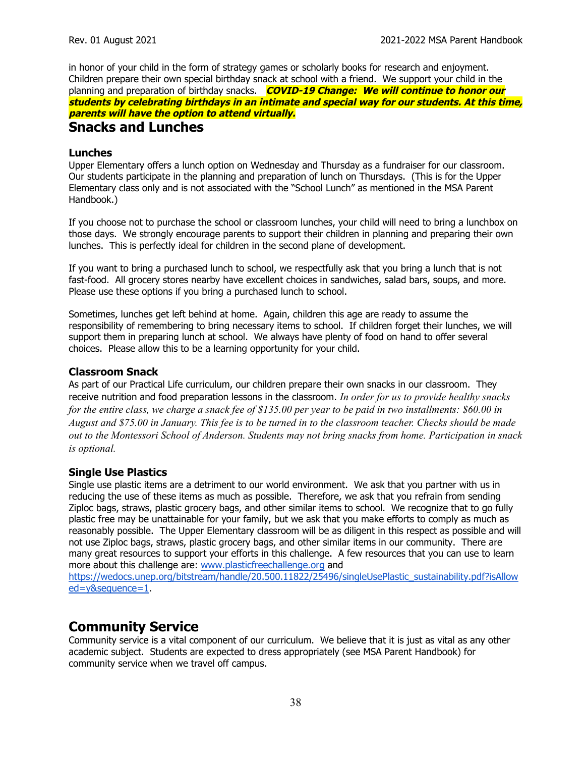in honor of your child in the form of strategy games or scholarly books for research and enjoyment. Children prepare their own special birthday snack at school with a friend. We support your child in the planning and preparation of birthday snacks. ***COVID-19 Change: We will continue to honor our students by celebrating birthdays in an intimate and special way for our students. At this time, parents will have the option to attend virtually.***

## Snacks and Lunches

### Lunches

Upper Elementary offers a lunch option on Wednesday and Thursday as a fundraiser for our classroom. Our students participate in the planning and preparation of lunch on Thursdays. (This is for the Upper Elementary class only and is not associated with the "School Lunch" as mentioned in the MSA Parent Handbook.)

If you choose not to purchase the school or classroom lunches, your child will need to bring a lunchbox on those days. We strongly encourage parents to support their children in planning and preparing their own lunches. This is perfectly ideal for children in the second plane of development.

If you want to bring a purchased lunch to school, we respectfully ask that you bring a lunch that is not fast-food. All grocery stores nearby have excellent choices in sandwiches, salad bars, soups, and more. Please use these options if you bring a purchased lunch to school.

Sometimes, lunches get left behind at home. Again, children this age are ready to assume the responsibility of remembering to bring necessary items to school. If children forget their lunches, we will support them in preparing lunch at school. We always have plenty of food on hand to offer several choices. Please allow this to be a learning opportunity for your child.

### Classroom Snack

As part of our Practical Life curriculum, our children prepare their own snacks in our classroom. They receive nutrition and food preparation lessons in the classroom. *In order for us to provide healthy snacks for the entire class, we charge a snack fee of $135.00 per year to be paid in two installments: $60.00 in August and $75.00 in January. This fee is to be turned in to the classroom teacher. Checks should be made out to the Montessori School of Anderson. Students may not bring snacks from home. Participation in snack is optional.*

### Single Use Plastics

Single use plastic items are a detriment to our world environment. We ask that you partner with us in reducing the use of these items as much as possible. Therefore, we ask that you refrain from sending Ziploc bags, straws, plastic grocery bags, and other similar items to school. We recognize that to go fully plastic free may be unattainable for your family, but we ask that you make efforts to comply as much as reasonably possible. The Upper Elementary classroom will be as diligent in this respect as possible and will not use Ziploc bags, straws, plastic grocery bags, and other similar items in our community. There are many great resources to support your efforts in this challenge. A few resources that you can use to learn more about this challenge are: www.plasticfreechallenge.org and https://wedocs.unep.org/bitstream/handle/20.500.11822/25496/singleUsePlastic_sustainability.pdf?isAllowed=y&sequence=1.

## Community Service

Community service is a vital component of our curriculum. We believe that it is just as vital as any other academic subject. Students are expected to dress appropriately (see MSA Parent Handbook) for community service when we travel off campus.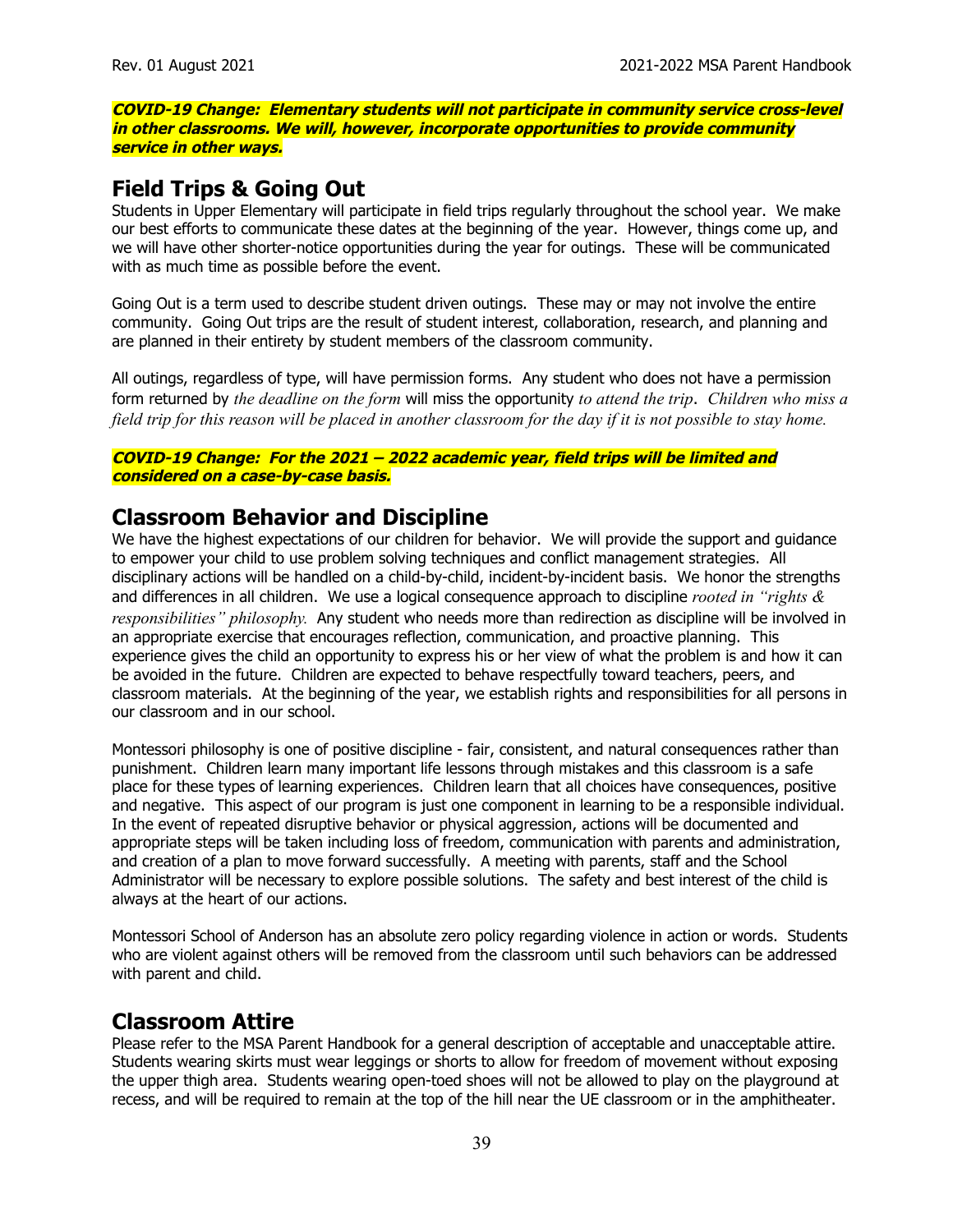***COVID-19 Change: Elementary students will not participate in community service cross-level in other classrooms. We will, however, incorporate opportunities to provide community service in other ways.***

## Field Trips & Going Out

Students in Upper Elementary will participate in field trips regularly throughout the school year. We make our best efforts to communicate these dates at the beginning of the year. However, things come up, and we will have other shorter-notice opportunities during the year for outings. These will be communicated with as much time as possible before the event.

Going Out is a term used to describe student driven outings. These may or may not involve the entire community. Going Out trips are the result of student interest, collaboration, research, and planning and are planned in their entirety by student members of the classroom community.

All outings, regardless of type, will have permission forms. Any student who does not have a permission form returned by *the deadline on the form* will miss the opportunity *to attend the trip*. *Children who miss a field trip for this reason will be placed in another classroom for the day if it is not possible to stay home.*

***COVID-19 Change: For the 2021 – 2022 academic year, field trips will be limited and considered on a case-by-case basis.***

## Classroom Behavior and Discipline

We have the highest expectations of our children for behavior. We will provide the support and guidance to empower your child to use problem solving techniques and conflict management strategies. All disciplinary actions will be handled on a child-by-child, incident-by-incident basis. We honor the strengths and differences in all children. We use a logical consequence approach to discipline *rooted in "rights & responsibilities" philosophy.* Any student who needs more than redirection as discipline will be involved in an appropriate exercise that encourages reflection, communication, and proactive planning. This experience gives the child an opportunity to express his or her view of what the problem is and how it can be avoided in the future. Children are expected to behave respectfully toward teachers, peers, and classroom materials. At the beginning of the year, we establish rights and responsibilities for all persons in our classroom and in our school.

Montessori philosophy is one of positive discipline - fair, consistent, and natural consequences rather than punishment. Children learn many important life lessons through mistakes and this classroom is a safe place for these types of learning experiences. Children learn that all choices have consequences, positive and negative. This aspect of our program is just one component in learning to be a responsible individual. In the event of repeated disruptive behavior or physical aggression, actions will be documented and appropriate steps will be taken including loss of freedom, communication with parents and administration, and creation of a plan to move forward successfully. A meeting with parents, staff and the School Administrator will be necessary to explore possible solutions. The safety and best interest of the child is always at the heart of our actions.

Montessori School of Anderson has an absolute zero policy regarding violence in action or words. Students who are violent against others will be removed from the classroom until such behaviors can be addressed with parent and child.

## Classroom Attire

Please refer to the MSA Parent Handbook for a general description of acceptable and unacceptable attire. Students wearing skirts must wear leggings or shorts to allow for freedom of movement without exposing the upper thigh area. Students wearing open-toed shoes will not be allowed to play on the playground at recess, and will be required to remain at the top of the hill near the UE classroom or in the amphitheater.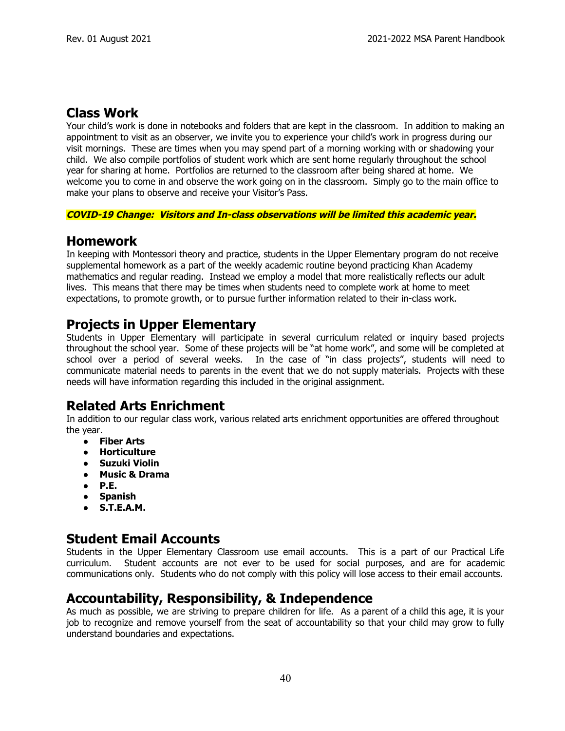## Class Work

Your child's work is done in notebooks and folders that are kept in the classroom. In addition to making an appointment to visit as an observer, we invite you to experience your child's work in progress during our visit mornings. These are times when you may spend part of a morning working with or shadowing your child. We also compile portfolios of student work which are sent home regularly throughout the school year for sharing at home. Portfolios are returned to the classroom after being shared at home. We welcome you to come in and observe the work going on in the classroom. Simply go to the main office to make your plans to observe and receive your Visitor's Pass.

***COVID-19 Change: Visitors and In-class observations will be limited this academic year.***

## Homework

In keeping with Montessori theory and practice, students in the Upper Elementary program do not receive supplemental homework as a part of the weekly academic routine beyond practicing Khan Academy mathematics and regular reading. Instead we employ a model that more realistically reflects our adult lives. This means that there may be times when students need to complete work at home to meet expectations, to promote growth, or to pursue further information related to their in-class work.

## Projects in Upper Elementary

Students in Upper Elementary will participate in several curriculum related or inquiry based projects throughout the school year. Some of these projects will be "at home work", and some will be completed at school over a period of several weeks. In the case of "in class projects", students will need to communicate material needs to parents in the event that we do not supply materials. Projects with these needs will have information regarding this included in the original assignment.

## Related Arts Enrichment

In addition to our regular class work, various related arts enrichment opportunities are offered throughout the year.

- **Fiber Arts**
- **Horticulture**
- **Suzuki Violin**
- **Music & Drama**
- **P.E.**
- **Spanish**
- **S.T.E.A.M.**

## Student Email Accounts

Students in the Upper Elementary Classroom use email accounts. This is a part of our Practical Life curriculum. Student accounts are not ever to be used for social purposes, and are for academic communications only. Students who do not comply with this policy will lose access to their email accounts.

## Accountability, Responsibility, & Independence

As much as possible, we are striving to prepare children for life. As a parent of a child this age, it is your job to recognize and remove yourself from the seat of accountability so that your child may grow to fully understand boundaries and expectations.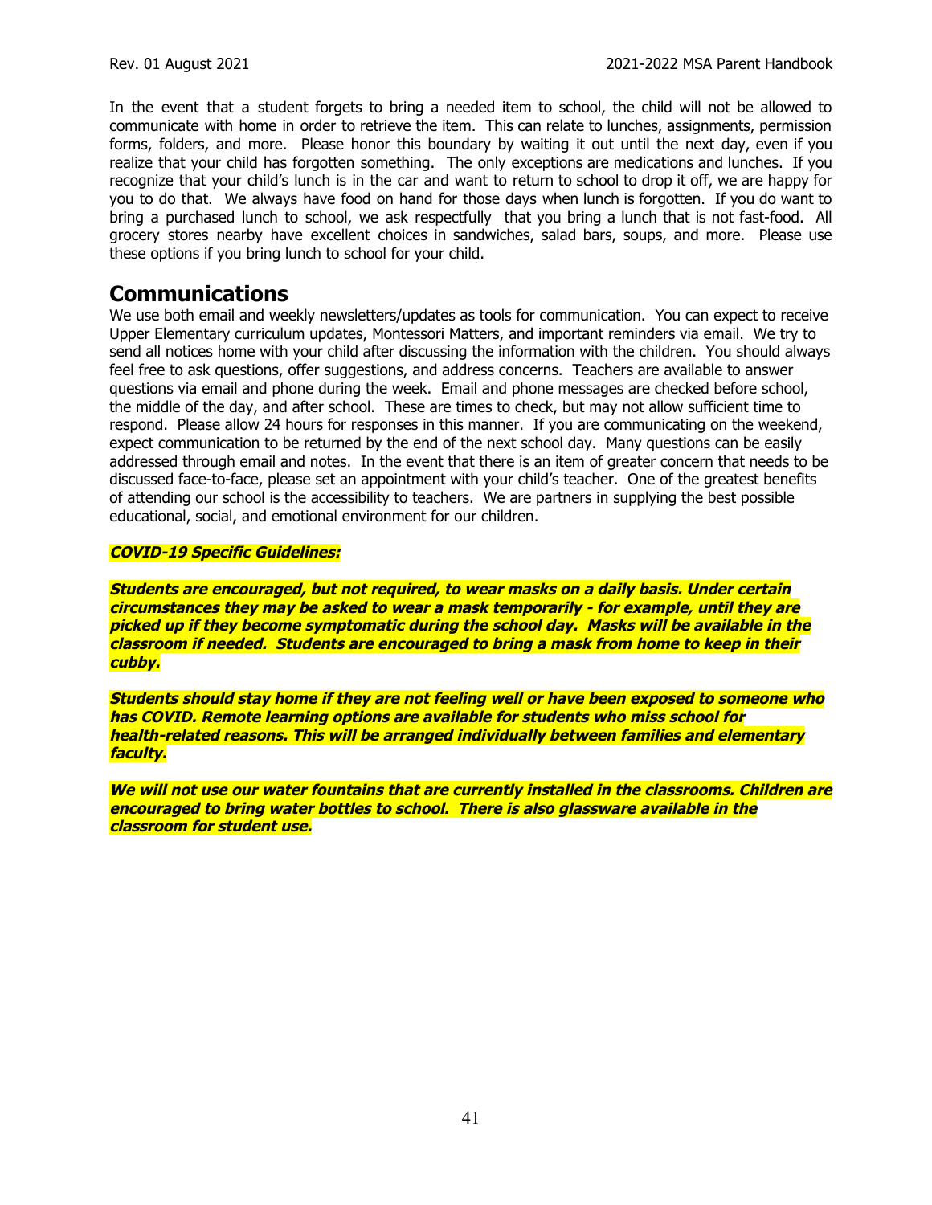In the event that a student forgets to bring a needed item to school, the child will not be allowed to communicate with home in order to retrieve the item. This can relate to lunches, assignments, permission forms, folders, and more. Please honor this boundary by waiting it out until the next day, even if you realize that your child has forgotten something. The only exceptions are medications and lunches. If you recognize that your child's lunch is in the car and want to return to school to drop it off, we are happy for you to do that. We always have food on hand for those days when lunch is forgotten. If you do want to bring a purchased lunch to school, we ask respectfully that you bring a lunch that is not fast-food. All grocery stores nearby have excellent choices in sandwiches, salad bars, soups, and more. Please use these options if you bring lunch to school for your child.

## Communications

We use both email and weekly newsletters/updates as tools for communication. You can expect to receive Upper Elementary curriculum updates, Montessori Matters, and important reminders via email. We try to send all notices home with your child after discussing the information with the children. You should always feel free to ask questions, offer suggestions, and address concerns. Teachers are available to answer questions via email and phone during the week. Email and phone messages are checked before school, the middle of the day, and after school. These are times to check, but may not allow sufficient time to respond. Please allow 24 hours for responses in this manner. If you are communicating on the weekend, expect communication to be returned by the end of the next school day. Many questions can be easily addressed through email and notes. In the event that there is an item of greater concern that needs to be discussed face-to-face, please set an appointment with your child's teacher. One of the greatest benefits of attending our school is the accessibility to teachers. We are partners in supplying the best possible educational, social, and emotional environment for our children.

***COVID-19 Specific Guidelines:***

***Students are encouraged, but not required, to wear masks on a daily basis. Under certain circumstances they may be asked to wear a mask temporarily - for example, until they are picked up if they become symptomatic during the school day. Masks will be available in the classroom if needed. Students are encouraged to bring a mask from home to keep in their cubby.***

***Students should stay home if they are not feeling well or have been exposed to someone who has COVID. Remote learning options are available for students who miss school for health-related reasons. This will be arranged individually between families and elementary faculty.***

***We will not use our water fountains that are currently installed in the classrooms. Children are encouraged to bring water bottles to school. There is also glassware available in the classroom for student use.***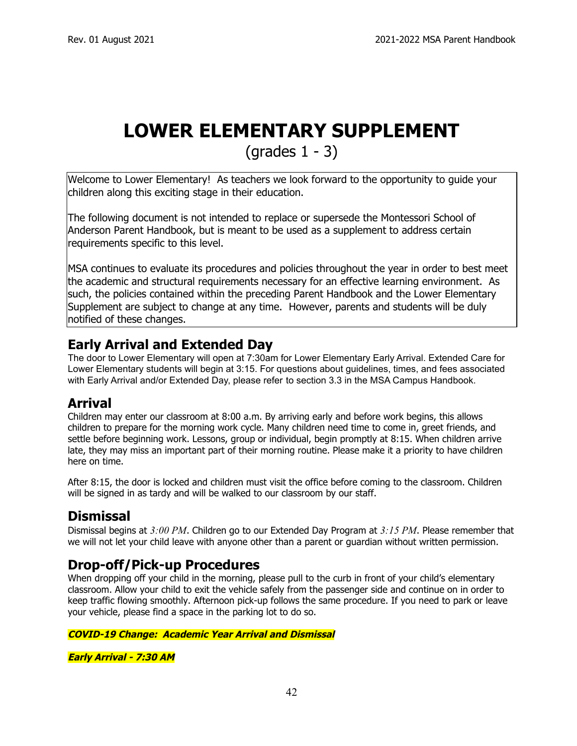# LOWER ELEMENTARY SUPPLEMENT

(grades 1 - 3)

Welcome to Lower Elementary! As teachers we look forward to the opportunity to guide your children along this exciting stage in their education.

The following document is not intended to replace or supersede the Montessori School of Anderson Parent Handbook, but is meant to be used as a supplement to address certain requirements specific to this level.

MSA continues to evaluate its procedures and policies throughout the year in order to best meet the academic and structural requirements necessary for an effective learning environment. As such, the policies contained within the preceding Parent Handbook and the Lower Elementary Supplement are subject to change at any time. However, parents and students will be duly notified of these changes.

## Early Arrival and Extended Day

The door to Lower Elementary will open at 7:30am for Lower Elementary Early Arrival. Extended Care for Lower Elementary students will begin at 3:15. For questions about guidelines, times, and fees associated with Early Arrival and/or Extended Day, please refer to section 3.3 in the MSA Campus Handbook.

## Arrival

Children may enter our classroom at 8:00 a.m. By arriving early and before work begins, this allows children to prepare for the morning work cycle. Many children need time to come in, greet friends, and settle before beginning work. Lessons, group or individual, begin promptly at 8:15. When children arrive late, they may miss an important part of their morning routine. Please make it a priority to have children here on time.

After 8:15, the door is locked and children must visit the office before coming to the classroom. Children will be signed in as tardy and will be walked to our classroom by our staff.

## Dismissal

Dismissal begins at *3:00 PM*. Children go to our Extended Day Program at *3:15 PM*. Please remember that we will not let your child leave with anyone other than a parent or guardian without written permission.

## Drop-off/Pick-up Procedures

When dropping off your child in the morning, please pull to the curb in front of your child's elementary classroom. Allow your child to exit the vehicle safely from the passenger side and continue on in order to keep traffic flowing smoothly. Afternoon pick-up follows the same procedure. If you need to park or leave your vehicle, please find a space in the parking lot to do so.

***COVID-19 Change: Academic Year Arrival and Dismissal***

***Early Arrival - 7:30 AM***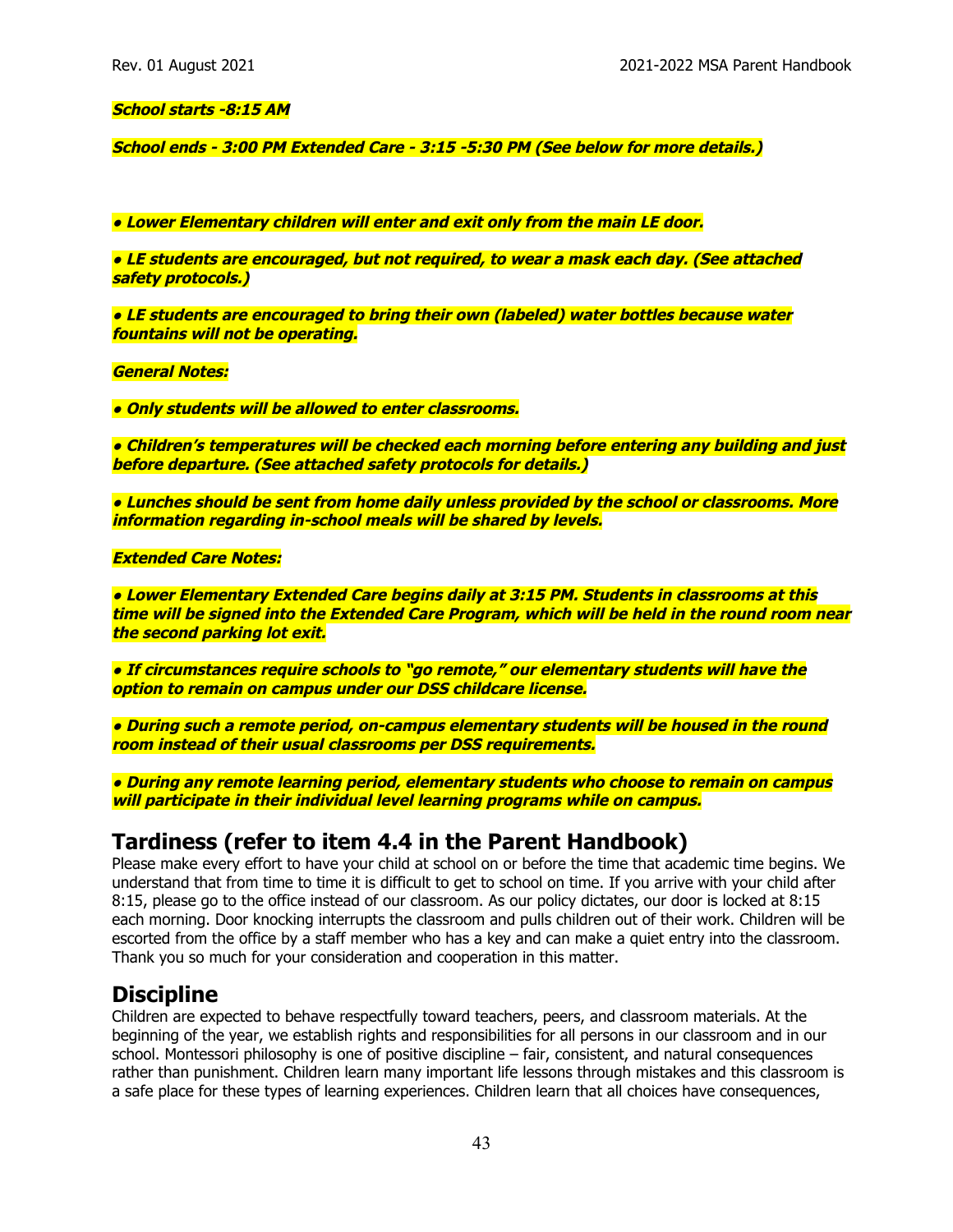***School starts -8:15 AM***

***School ends - 3:00 PM Extended Care - 3:15 -5:30 PM (See below for more details.)***

- ***Lower Elementary children will enter and exit only from the main LE door.***
- ***LE students are encouraged, but not required, to wear a mask each day. (See attached safety protocols.)***
- ***LE students are encouraged to bring their own (labeled) water bottles because water fountains will not be operating.***

***General Notes:***

- ***Only students will be allowed to enter classrooms.***
- ***Children's temperatures will be checked each morning before entering any building and just before departure. (See attached safety protocols for details.)***
- ***Lunches should be sent from home daily unless provided by the school or classrooms. More information regarding in-school meals will be shared by levels.***

***Extended Care Notes:***

- ***Lower Elementary Extended Care begins daily at 3:15 PM. Students in classrooms at this time will be signed into the Extended Care Program, which will be held in the round room near the second parking lot exit.***
- ***If circumstances require schools to "go remote," our elementary students will have the option to remain on campus under our DSS childcare license.***
- ***During such a remote period, on-campus elementary students will be housed in the round room instead of their usual classrooms per DSS requirements.***
- ***During any remote learning period, elementary students who choose to remain on campus will participate in their individual level learning programs while on campus.***

## Tardiness (refer to item 4.4 in the Parent Handbook)

Please make every effort to have your child at school on or before the time that academic time begins. We understand that from time to time it is difficult to get to school on time. If you arrive with your child after 8:15, please go to the office instead of our classroom. As our policy dictates, our door is locked at 8:15 each morning. Door knocking interrupts the classroom and pulls children out of their work. Children will be escorted from the office by a staff member who has a key and can make a quiet entry into the classroom. Thank you so much for your consideration and cooperation in this matter.

## Discipline

Children are expected to behave respectfully toward teachers, peers, and classroom materials. At the beginning of the year, we establish rights and responsibilities for all persons in our classroom and in our school. Montessori philosophy is one of positive discipline – fair, consistent, and natural consequences rather than punishment. Children learn many important life lessons through mistakes and this classroom is a safe place for these types of learning experiences. Children learn that all choices have consequences,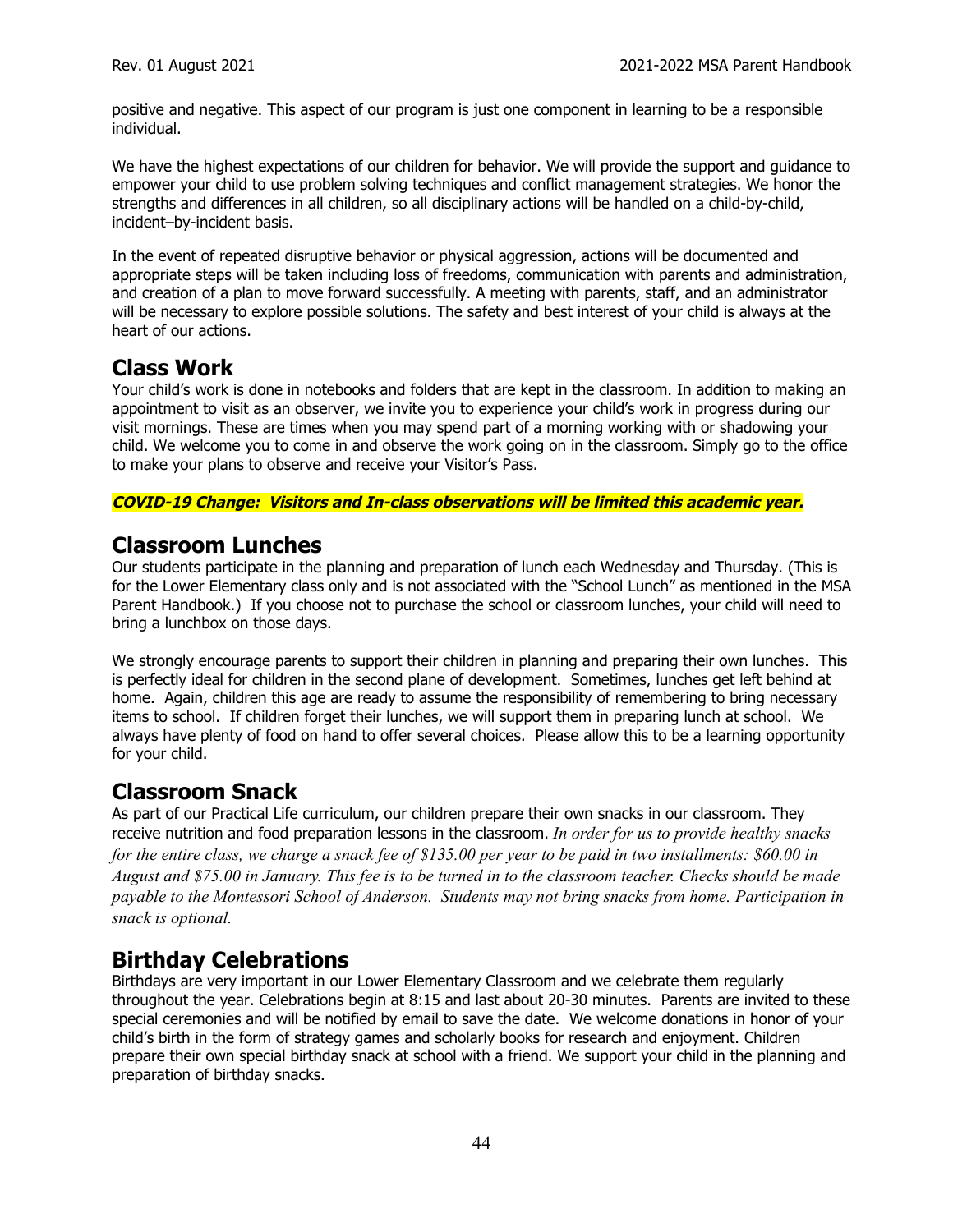positive and negative. This aspect of our program is just one component in learning to be a responsible individual.

We have the highest expectations of our children for behavior. We will provide the support and guidance to empower your child to use problem solving techniques and conflict management strategies. We honor the strengths and differences in all children, so all disciplinary actions will be handled on a child-by-child, incident–by-incident basis.

In the event of repeated disruptive behavior or physical aggression, actions will be documented and appropriate steps will be taken including loss of freedoms, communication with parents and administration, and creation of a plan to move forward successfully. A meeting with parents, staff, and an administrator will be necessary to explore possible solutions. The safety and best interest of your child is always at the heart of our actions.

## Class Work

Your child's work is done in notebooks and folders that are kept in the classroom. In addition to making an appointment to visit as an observer, we invite you to experience your child's work in progress during our visit mornings. These are times when you may spend part of a morning working with or shadowing your child. We welcome you to come in and observe the work going on in the classroom. Simply go to the office to make your plans to observe and receive your Visitor's Pass.

***COVID-19 Change: Visitors and In-class observations will be limited this academic year.***

## Classroom Lunches

Our students participate in the planning and preparation of lunch each Wednesday and Thursday. (This is for the Lower Elementary class only and is not associated with the "School Lunch" as mentioned in the MSA Parent Handbook.) If you choose not to purchase the school or classroom lunches, your child will need to bring a lunchbox on those days.

We strongly encourage parents to support their children in planning and preparing their own lunches. This is perfectly ideal for children in the second plane of development. Sometimes, lunches get left behind at home. Again, children this age are ready to assume the responsibility of remembering to bring necessary items to school. If children forget their lunches, we will support them in preparing lunch at school. We always have plenty of food on hand to offer several choices. Please allow this to be a learning opportunity for your child.

## Classroom Snack

As part of our Practical Life curriculum, our children prepare their own snacks in our classroom. They receive nutrition and food preparation lessons in the classroom. *In order for us to provide healthy snacks for the entire class, we charge a snack fee of $135.00 per year to be paid in two installments: $60.00 in August and $75.00 in January. This fee is to be turned in to the classroom teacher. Checks should be made payable to the Montessori School of Anderson. Students may not bring snacks from home. Participation in snack is optional.*

## Birthday Celebrations

Birthdays are very important in our Lower Elementary Classroom and we celebrate them regularly throughout the year. Celebrations begin at 8:15 and last about 20-30 minutes. Parents are invited to these special ceremonies and will be notified by email to save the date. We welcome donations in honor of your child's birth in the form of strategy games and scholarly books for research and enjoyment. Children prepare their own special birthday snack at school with a friend. We support your child in the planning and preparation of birthday snacks.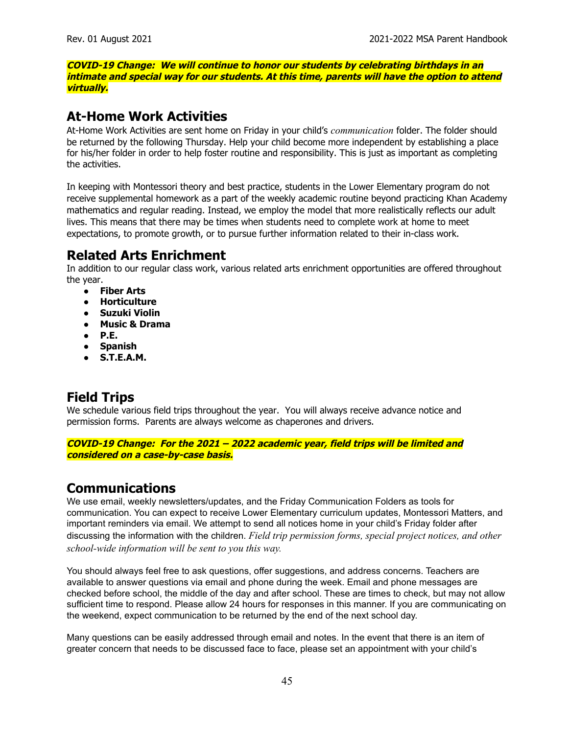***COVID-19 Change: We will continue to honor our students by celebrating birthdays in an intimate and special way for our students. At this time, parents will have the option to attend virtually.***

## At-Home Work Activities

At-Home Work Activities are sent home on Friday in your child's *communication* folder. The folder should be returned by the following Thursday. Help your child become more independent by establishing a place for his/her folder in order to help foster routine and responsibility. This is just as important as completing the activities.

In keeping with Montessori theory and best practice, students in the Lower Elementary program do not receive supplemental homework as a part of the weekly academic routine beyond practicing Khan Academy mathematics and regular reading. Instead, we employ the model that more realistically reflects our adult lives. This means that there may be times when students need to complete work at home to meet expectations, to promote growth, or to pursue further information related to their in-class work.

## Related Arts Enrichment

In addition to our regular class work, various related arts enrichment opportunities are offered throughout the year.

- **Fiber Arts**
- **Horticulture**
- **Suzuki Violin**
- **Music & Drama**
- **P.E.**
- **Spanish**
- **S.T.E.A.M.**

## Field Trips

We schedule various field trips throughout the year. You will always receive advance notice and permission forms. Parents are always welcome as chaperones and drivers.

***COVID-19 Change: For the 2021 – 2022 academic year, field trips will be limited and considered on a case-by-case basis.***

## Communications

We use email, weekly newsletters/updates, and the Friday Communication Folders as tools for communication. You can expect to receive Lower Elementary curriculum updates, Montessori Matters, and important reminders via email. We attempt to send all notices home in your child's Friday folder after discussing the information with the children. *Field trip permission forms, special project notices, and other school-wide information will be sent to you this way.*

You should always feel free to ask questions, offer suggestions, and address concerns. Teachers are available to answer questions via email and phone during the week. Email and phone messages are checked before school, the middle of the day and after school. These are times to check, but may not allow sufficient time to respond. Please allow 24 hours for responses in this manner. If you are communicating on the weekend, expect communication to be returned by the end of the next school day.

Many questions can be easily addressed through email and notes. In the event that there is an item of greater concern that needs to be discussed face to face, please set an appointment with your child's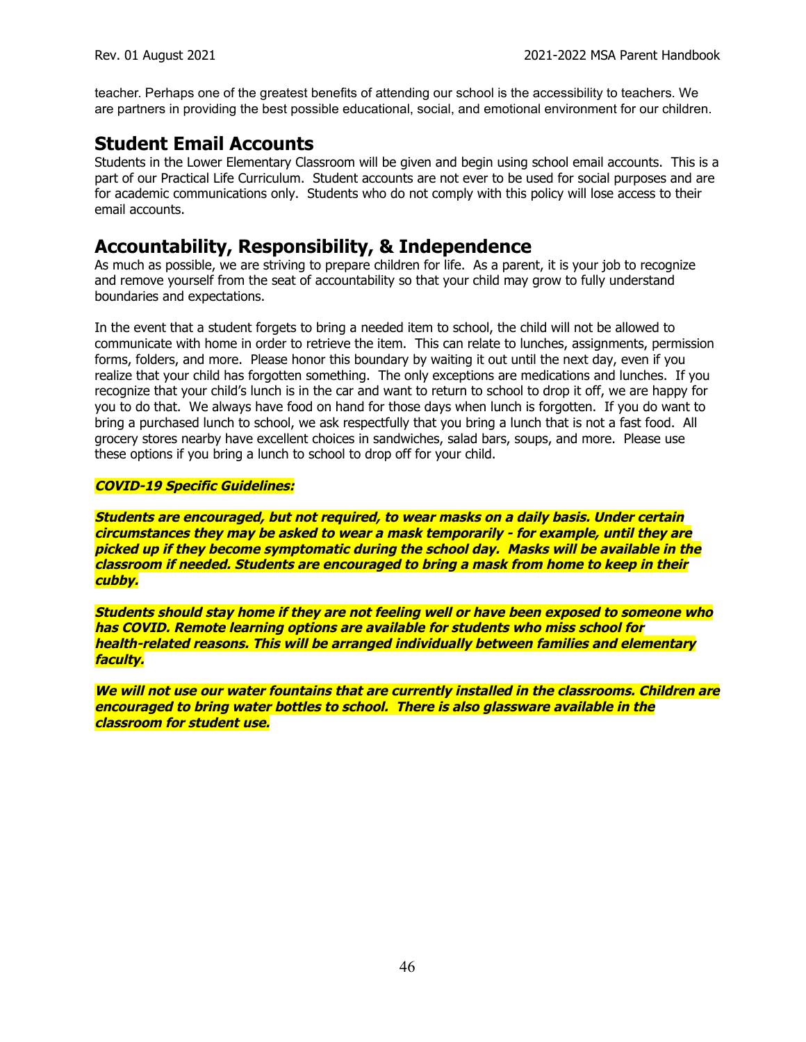teacher. Perhaps one of the greatest benefits of attending our school is the accessibility to teachers. We are partners in providing the best possible educational, social, and emotional environment for our children.

## Student Email Accounts

Students in the Lower Elementary Classroom will be given and begin using school email accounts. This is a part of our Practical Life Curriculum. Student accounts are not ever to be used for social purposes and are for academic communications only. Students who do not comply with this policy will lose access to their email accounts.

## Accountability, Responsibility, & Independence

As much as possible, we are striving to prepare children for life. As a parent, it is your job to recognize and remove yourself from the seat of accountability so that your child may grow to fully understand boundaries and expectations.

In the event that a student forgets to bring a needed item to school, the child will not be allowed to communicate with home in order to retrieve the item. This can relate to lunches, assignments, permission forms, folders, and more. Please honor this boundary by waiting it out until the next day, even if you realize that your child has forgotten something. The only exceptions are medications and lunches. If you recognize that your child's lunch is in the car and want to return to school to drop it off, we are happy for you to do that. We always have food on hand for those days when lunch is forgotten. If you do want to bring a purchased lunch to school, we ask respectfully that you bring a lunch that is not a fast food. All grocery stores nearby have excellent choices in sandwiches, salad bars, soups, and more. Please use these options if you bring a lunch to school to drop off for your child.

***COVID-19 Specific Guidelines:***

***Students are encouraged, but not required, to wear masks on a daily basis. Under certain circumstances they may be asked to wear a mask temporarily - for example, until they are picked up if they become symptomatic during the school day. Masks will be available in the classroom if needed. Students are encouraged to bring a mask from home to keep in their cubby.***

***Students should stay home if they are not feeling well or have been exposed to someone who has COVID. Remote learning options are available for students who miss school for health-related reasons. This will be arranged individually between families and elementary faculty.***

***We will not use our water fountains that are currently installed in the classrooms. Children are encouraged to bring water bottles to school. There is also glassware available in the classroom for student use.***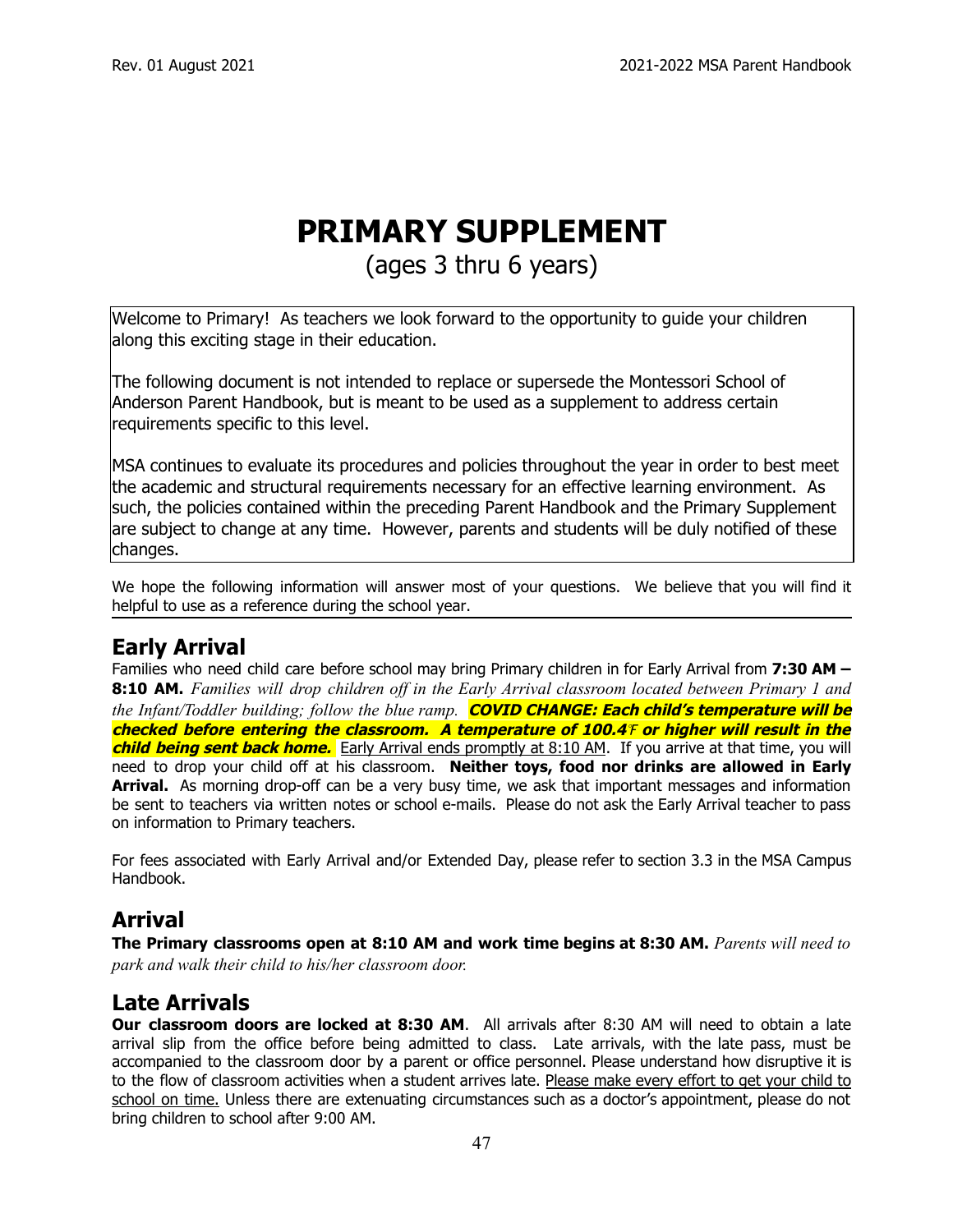# PRIMARY SUPPLEMENT

(ages 3 thru 6 years)

Welcome to Primary! As teachers we look forward to the opportunity to guide your children along this exciting stage in their education.

The following document is not intended to replace or supersede the Montessori School of Anderson Parent Handbook, but is meant to be used as a supplement to address certain requirements specific to this level.

MSA continues to evaluate its procedures and policies throughout the year in order to best meet the academic and structural requirements necessary for an effective learning environment. As such, the policies contained within the preceding Parent Handbook and the Primary Supplement are subject to change at any time. However, parents and students will be duly notified of these changes.

We hope the following information will answer most of your questions. We believe that you will find it helpful to use as a reference during the school year.

## Early Arrival

Families who need child care before school may bring Primary children in for Early Arrival from **7:30 AM – 8:10 AM.** *Families will drop children off in the Early Arrival classroom located between Primary 1 and the Infant/Toddler building; follow the blue ramp.* ***COVID CHANGE: Each child's temperature will be checked before entering the classroom. A temperature of 100.4℉ or higher will result in the child being sent back home.*** <u>Early Arrival ends promptly at 8:10 AM</u>. If you arrive at that time, you will need to drop your child off at his classroom. **Neither toys, food nor drinks are allowed in Early Arrival.** As morning drop-off can be a very busy time, we ask that important messages and information be sent to teachers via written notes or school e-mails. Please do not ask the Early Arrival teacher to pass on information to Primary teachers.

For fees associated with Early Arrival and/or Extended Day, please refer to section 3.3 in the MSA Campus Handbook.

## Arrival

**The Primary classrooms open at 8:10 AM and work time begins at 8:30 AM.** *Parents will need to park and walk their child to his/her classroom door.*

## Late Arrivals

**Our classroom doors are locked at 8:30 AM**. All arrivals after 8:30 AM will need to obtain a late arrival slip from the office before being admitted to class. Late arrivals, with the late pass, must be accompanied to the classroom door by a parent or office personnel. Please understand how disruptive it is to the flow of classroom activities when a student arrives late. <u>Please make every effort to get your child to school on time.</u> Unless there are extenuating circumstances such as a doctor's appointment, please do not bring children to school after 9:00 AM.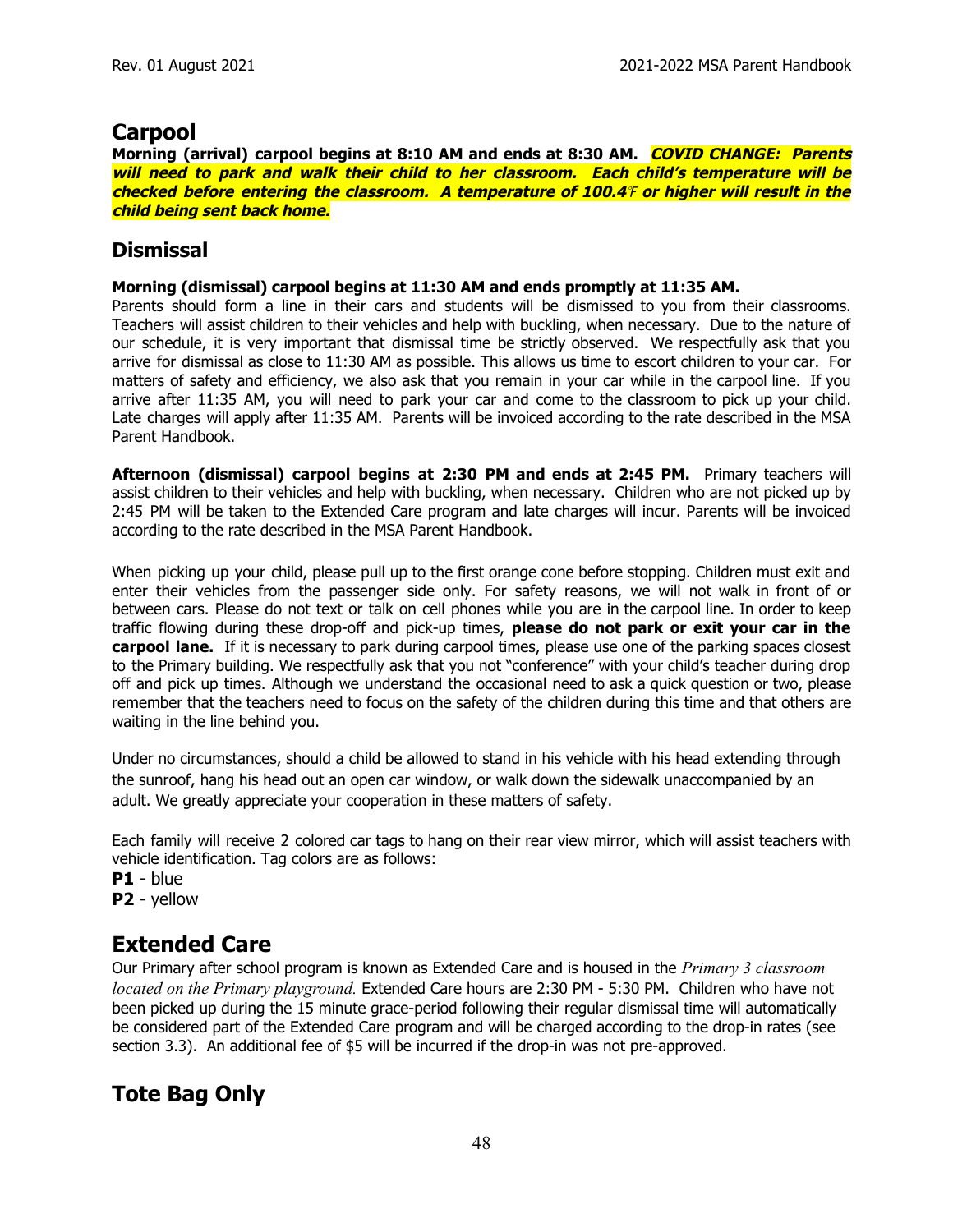## Carpool

**Morning (arrival) carpool begins at 8:10 AM and ends at 8:30 AM.** ***COVID CHANGE: Parents will need to park and walk their child to her classroom. Each child's temperature will be checked before entering the classroom. A temperature of 100.4℉ or higher will result in the child being sent back home.***

## Dismissal

**Morning (dismissal) carpool begins at 11:30 AM and ends promptly at 11:35 AM.**
Parents should form a line in their cars and students will be dismissed to you from their classrooms. Teachers will assist children to their vehicles and help with buckling, when necessary. Due to the nature of our schedule, it is very important that dismissal time be strictly observed. We respectfully ask that you arrive for dismissal as close to 11:30 AM as possible. This allows us time to escort children to your car. For matters of safety and efficiency, we also ask that you remain in your car while in the carpool line. If you arrive after 11:35 AM, you will need to park your car and come to the classroom to pick up your child. Late charges will apply after 11:35 AM. Parents will be invoiced according to the rate described in the MSA Parent Handbook.

**Afternoon (dismissal) carpool begins at 2:30 PM and ends at 2:45 PM.** Primary teachers will assist children to their vehicles and help with buckling, when necessary. Children who are not picked up by 2:45 PM will be taken to the Extended Care program and late charges will incur. Parents will be invoiced according to the rate described in the MSA Parent Handbook.

When picking up your child, please pull up to the first orange cone before stopping. Children must exit and enter their vehicles from the passenger side only. For safety reasons, we will not walk in front of or between cars. Please do not text or talk on cell phones while you are in the carpool line. In order to keep traffic flowing during these drop-off and pick-up times, **please do not park or exit your car in the carpool lane.** If it is necessary to park during carpool times, please use one of the parking spaces closest to the Primary building. We respectfully ask that you not "conference" with your child's teacher during drop off and pick up times. Although we understand the occasional need to ask a quick question or two, please remember that the teachers need to focus on the safety of the children during this time and that others are waiting in the line behind you.

Under no circumstances, should a child be allowed to stand in his vehicle with his head extending through the sunroof, hang his head out an open car window, or walk down the sidewalk unaccompanied by an adult. We greatly appreciate your cooperation in these matters of safety.

Each family will receive 2 colored car tags to hang on their rear view mirror, which will assist teachers with vehicle identification. Tag colors are as follows:
**P1** - blue
**P2** - yellow

## Extended Care

Our Primary after school program is known as Extended Care and is housed in the *Primary 3 classroom located on the Primary playground.* Extended Care hours are 2:30 PM - 5:30 PM. Children who have not been picked up during the 15 minute grace-period following their regular dismissal time will automatically be considered part of the Extended Care program and will be charged according to the drop-in rates (see section 3.3). An additional fee of $5 will be incurred if the drop-in was not pre-approved.

## Tote Bag Only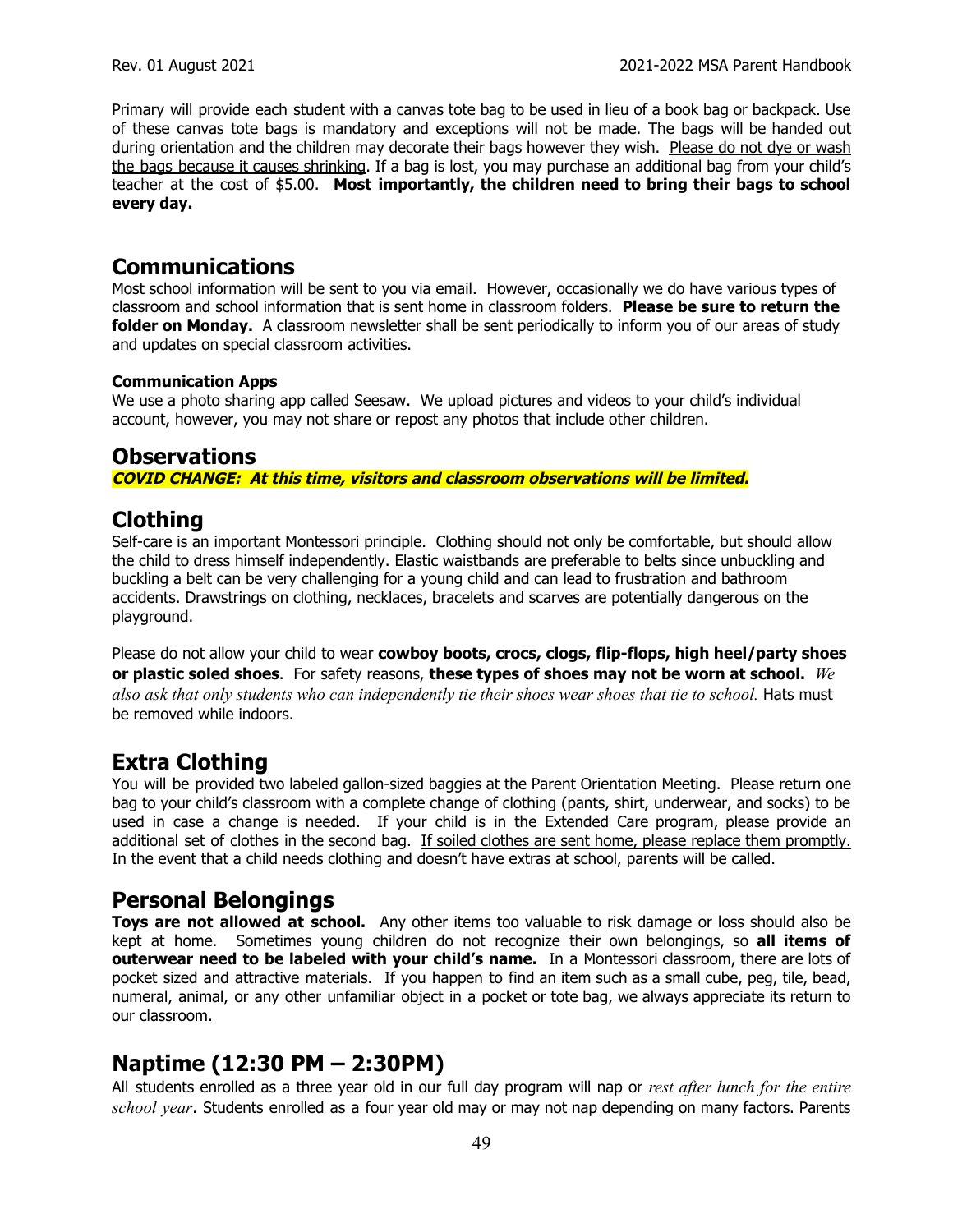Primary will provide each student with a canvas tote bag to be used in lieu of a book bag or backpack. Use of these canvas tote bags is mandatory and exceptions will not be made. The bags will be handed out during orientation and the children may decorate their bags however they wish. Please do not dye or wash the bags because it causes shrinking. If a bag is lost, you may purchase an additional bag from your child's teacher at the cost of $5.00. **Most importantly, the children need to bring their bags to school every day.**

## Communications

Most school information will be sent to you via email. However, occasionally we do have various types of classroom and school information that is sent home in classroom folders. **Please be sure to return the folder on Monday.** A classroom newsletter shall be sent periodically to inform you of our areas of study and updates on special classroom activities.

#### Communication Apps

We use a photo sharing app called Seesaw. We upload pictures and videos to your child's individual account, however, you may not share or repost any photos that include other children.

## Observations

***COVID CHANGE: At this time, visitors and classroom observations will be limited.***

## Clothing

Self-care is an important Montessori principle. Clothing should not only be comfortable, but should allow the child to dress himself independently. Elastic waistbands are preferable to belts since unbuckling and buckling a belt can be very challenging for a young child and can lead to frustration and bathroom accidents. Drawstrings on clothing, necklaces, bracelets and scarves are potentially dangerous on the playground.

Please do not allow your child to wear **cowboy boots, crocs, clogs, flip-flops, high heel/party shoes or plastic soled shoes**. For safety reasons, **these types of shoes may not be worn at school.** *We also ask that only students who can independently tie their shoes wear shoes that tie to school.* Hats must be removed while indoors.

## Extra Clothing

You will be provided two labeled gallon-sized baggies at the Parent Orientation Meeting. Please return one bag to your child's classroom with a complete change of clothing (pants, shirt, underwear, and socks) to be used in case a change is needed. If your child is in the Extended Care program, please provide an additional set of clothes in the second bag. If soiled clothes are sent home, please replace them promptly. In the event that a child needs clothing and doesn't have extras at school, parents will be called.

## Personal Belongings

**Toys are not allowed at school.** Any other items too valuable to risk damage or loss should also be kept at home. Sometimes young children do not recognize their own belongings, so **all items of outerwear need to be labeled with your child's name.** In a Montessori classroom, there are lots of pocket sized and attractive materials. If you happen to find an item such as a small cube, peg, tile, bead, numeral, animal, or any other unfamiliar object in a pocket or tote bag, we always appreciate its return to our classroom.

## Naptime (12:30 PM – 2:30PM)

All students enrolled as a three year old in our full day program will nap or *rest after lunch for the entire school year*. Students enrolled as a four year old may or may not nap depending on many factors. Parents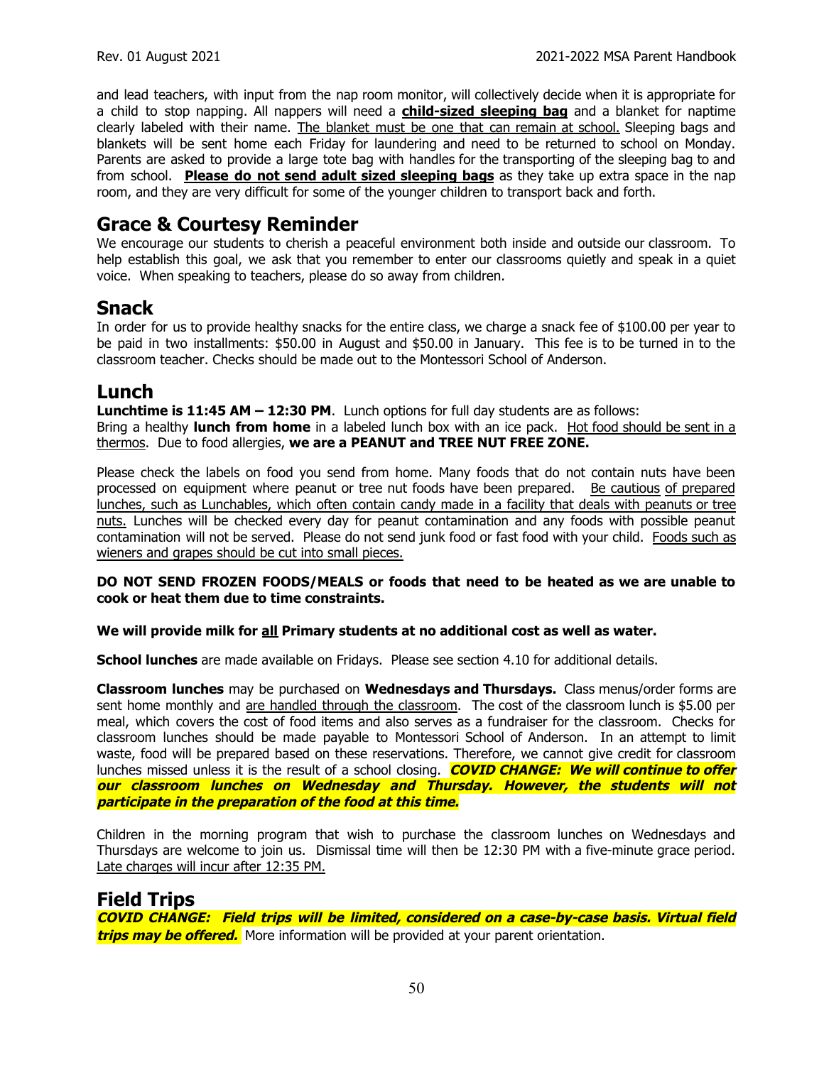and lead teachers, with input from the nap room monitor, will collectively decide when it is appropriate for a child to stop napping. All nappers will need a **child-sized sleeping bag** and a blanket for naptime clearly labeled with their name. The blanket must be one that can remain at school. Sleeping bags and blankets will be sent home each Friday for laundering and need to be returned to school on Monday. Parents are asked to provide a large tote bag with handles for the transporting of the sleeping bag to and from school. **Please do not send adult sized sleeping bags** as they take up extra space in the nap room, and they are very difficult for some of the younger children to transport back and forth.

## Grace & Courtesy Reminder

We encourage our students to cherish a peaceful environment both inside and outside our classroom. To help establish this goal, we ask that you remember to enter our classrooms quietly and speak in a quiet voice. When speaking to teachers, please do so away from children.

## Snack

In order for us to provide healthy snacks for the entire class, we charge a snack fee of $100.00 per year to be paid in two installments: $50.00 in August and $50.00 in January. This fee is to be turned in to the classroom teacher. Checks should be made out to the Montessori School of Anderson.

## Lunch

**Lunchtime is 11:45 AM – 12:30 PM**. Lunch options for full day students are as follows:
Bring a healthy **lunch from home** in a labeled lunch box with an ice pack. Hot food should be sent in a thermos. Due to food allergies, **we are a PEANUT and TREE NUT FREE ZONE.**

Please check the labels on food you send from home. Many foods that do not contain nuts have been processed on equipment where peanut or tree nut foods have been prepared. Be cautious of prepared lunches, such as Lunchables, which often contain candy made in a facility that deals with peanuts or tree nuts. Lunches will be checked every day for peanut contamination and any foods with possible peanut contamination will not be served. Please do not send junk food or fast food with your child. Foods such as wieners and grapes should be cut into small pieces.

**DO NOT SEND FROZEN FOODS/MEALS or foods that need to be heated as we are unable to cook or heat them due to time constraints.**

**We will provide milk for all Primary students at no additional cost as well as water.**

**School lunches** are made available on Fridays. Please see section 4.10 for additional details.

**Classroom lunches** may be purchased on **Wednesdays and Thursdays.** Class menus/order forms are sent home monthly and are handled through the classroom. The cost of the classroom lunch is $5.00 per meal, which covers the cost of food items and also serves as a fundraiser for the classroom. Checks for classroom lunches should be made payable to Montessori School of Anderson. In an attempt to limit waste, food will be prepared based on these reservations. Therefore, we cannot give credit for classroom lunches missed unless it is the result of a school closing. ***COVID CHANGE: We will continue to offer our classroom lunches on Wednesday and Thursday. However, the students will not participate in the preparation of the food at this time.***

Children in the morning program that wish to purchase the classroom lunches on Wednesdays and Thursdays are welcome to join us. Dismissal time will then be 12:30 PM with a five-minute grace period. Late charges will incur after 12:35 PM.

## Field Trips

***COVID CHANGE: Field trips will be limited, considered on a case-by-case basis. Virtual field trips may be offered.*** More information will be provided at your parent orientation.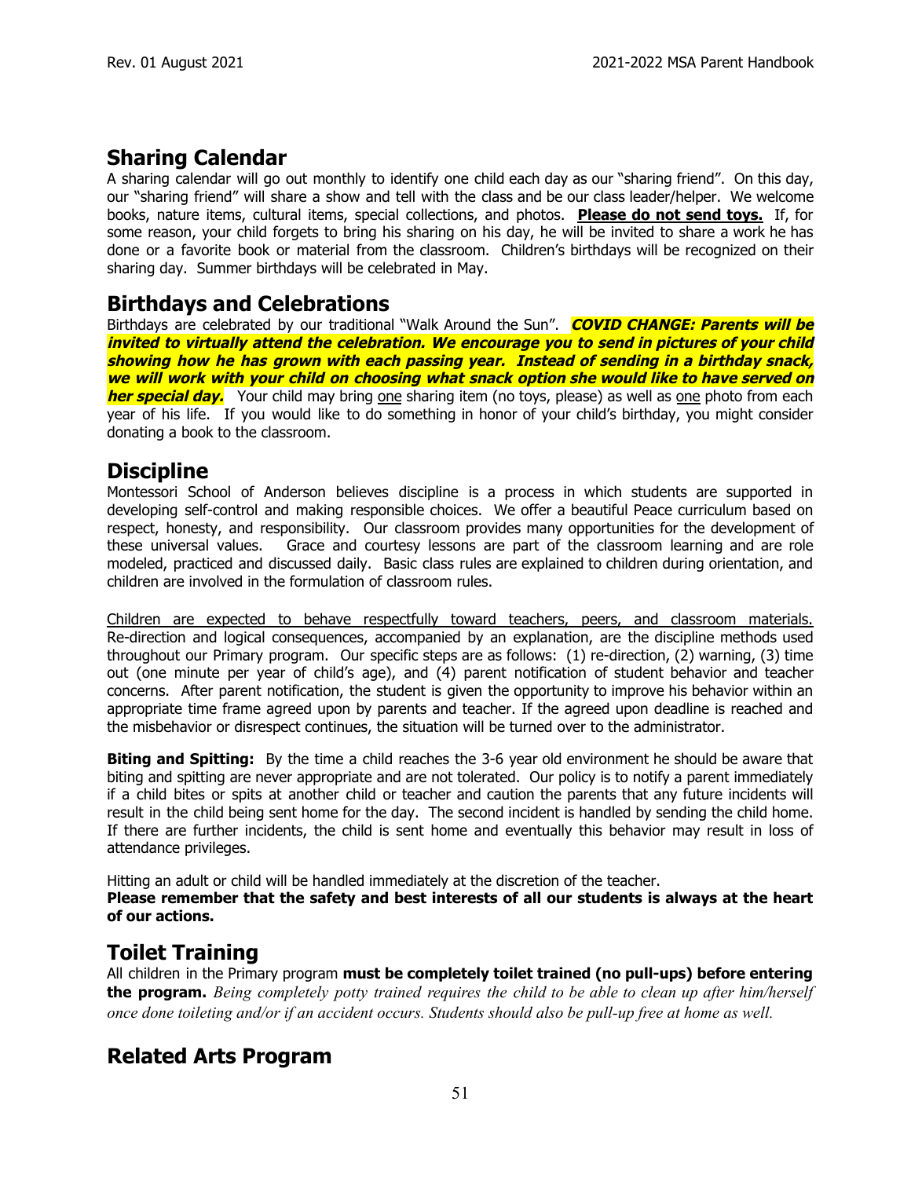## Sharing Calendar

A sharing calendar will go out monthly to identify one child each day as our "sharing friend". On this day, our "sharing friend" will share a show and tell with the class and be our class leader/helper. We welcome books, nature items, cultural items, special collections, and photos. **Please do not send toys.** If, for some reason, your child forgets to bring his sharing on his day, he will be invited to share a work he has done or a favorite book or material from the classroom. Children's birthdays will be recognized on their sharing day. Summer birthdays will be celebrated in May.

## Birthdays and Celebrations

Birthdays are celebrated by our traditional "Walk Around the Sun". ***COVID CHANGE: Parents will be invited to virtually attend the celebration. We encourage you to send in pictures of your child showing how he has grown with each passing year. Instead of sending in a birthday snack, we will work with your child on choosing what snack option she would like to have served on her special day.*** Your child may bring one sharing item (no toys, please) as well as one photo from each year of his life. If you would like to do something in honor of your child's birthday, you might consider donating a book to the classroom.

## Discipline

Montessori School of Anderson believes discipline is a process in which students are supported in developing self-control and making responsible choices. We offer a beautiful Peace curriculum based on respect, honesty, and responsibility. Our classroom provides many opportunities for the development of these universal values. Grace and courtesy lessons are part of the classroom learning and are role modeled, practiced and discussed daily. Basic class rules are explained to children during orientation, and children are involved in the formulation of classroom rules.

Children are expected to behave respectfully toward teachers, peers, and classroom materials. Re-direction and logical consequences, accompanied by an explanation, are the discipline methods used throughout our Primary program. Our specific steps are as follows: (1) re-direction, (2) warning, (3) time out (one minute per year of child's age), and (4) parent notification of student behavior and teacher concerns. After parent notification, the student is given the opportunity to improve his behavior within an appropriate time frame agreed upon by parents and teacher. If the agreed upon deadline is reached and the misbehavior or disrespect continues, the situation will be turned over to the administrator.

**Biting and Spitting:** By the time a child reaches the 3-6 year old environment he should be aware that biting and spitting are never appropriate and are not tolerated. Our policy is to notify a parent immediately if a child bites or spits at another child or teacher and caution the parents that any future incidents will result in the child being sent home for the day. The second incident is handled by sending the child home. If there are further incidents, the child is sent home and eventually this behavior may result in loss of attendance privileges.

Hitting an adult or child will be handled immediately at the discretion of the teacher.
**Please remember that the safety and best interests of all our students is always at the heart of our actions.**

## Toilet Training

All children in the Primary program **must be completely toilet trained (no pull-ups) before entering the program.** *Being completely potty trained requires the child to be able to clean up after him/herself once done toileting and/or if an accident occurs. Students should also be pull-up free at home as well.*

## Related Arts Program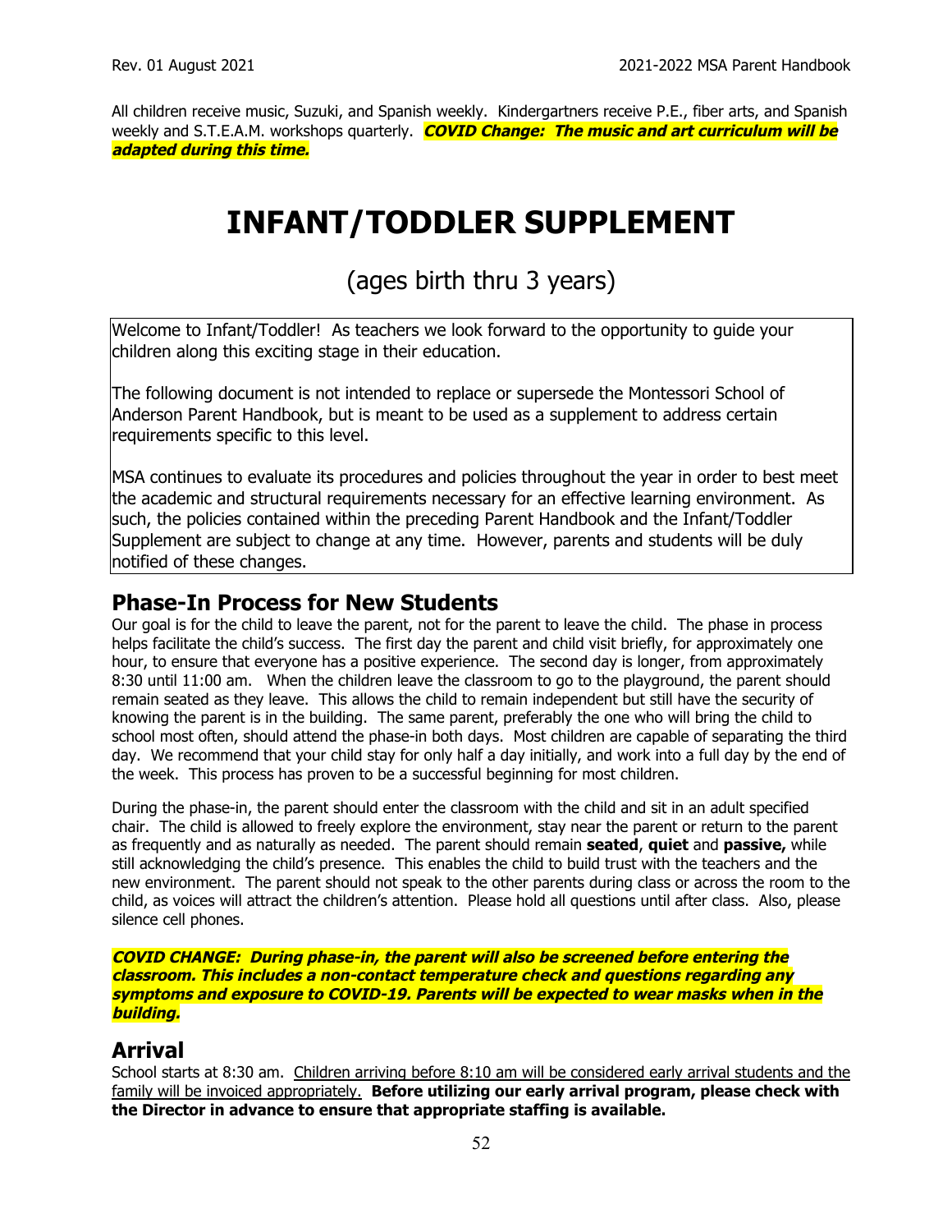All children receive music, Suzuki, and Spanish weekly. Kindergartners receive P.E., fiber arts, and Spanish weekly and S.T.E.A.M. workshops quarterly. ***COVID Change: The music and art curriculum will be adapted during this time.***

# INFANT/TODDLER SUPPLEMENT

## (ages birth thru 3 years)

Welcome to Infant/Toddler! As teachers we look forward to the opportunity to guide your children along this exciting stage in their education.

The following document is not intended to replace or supersede the Montessori School of Anderson Parent Handbook, but is meant to be used as a supplement to address certain requirements specific to this level.

MSA continues to evaluate its procedures and policies throughout the year in order to best meet the academic and structural requirements necessary for an effective learning environment. As such, the policies contained within the preceding Parent Handbook and the Infant/Toddler Supplement are subject to change at any time. However, parents and students will be duly notified of these changes.

## Phase-In Process for New Students

Our goal is for the child to leave the parent, not for the parent to leave the child. The phase in process helps facilitate the child's success. The first day the parent and child visit briefly, for approximately one hour, to ensure that everyone has a positive experience. The second day is longer, from approximately 8:30 until 11:00 am. When the children leave the classroom to go to the playground, the parent should remain seated as they leave. This allows the child to remain independent but still have the security of knowing the parent is in the building. The same parent, preferably the one who will bring the child to school most often, should attend the phase-in both days. Most children are capable of separating the third day. We recommend that your child stay for only half a day initially, and work into a full day by the end of the week. This process has proven to be a successful beginning for most children.

During the phase-in, the parent should enter the classroom with the child and sit in an adult specified chair. The child is allowed to freely explore the environment, stay near the parent or return to the parent as frequently and as naturally as needed. The parent should remain **seated**, **quiet** and **passive,** while still acknowledging the child's presence. This enables the child to build trust with the teachers and the new environment. The parent should not speak to the other parents during class or across the room to the child, as voices will attract the children's attention. Please hold all questions until after class. Also, please silence cell phones.

***COVID CHANGE: During phase-in, the parent will also be screened before entering the classroom. This includes a non-contact temperature check and questions regarding any symptoms and exposure to COVID-19. Parents will be expected to wear masks when in the building.***

## Arrival

School starts at 8:30 am. Children arriving before 8:10 am will be considered early arrival students and the family will be invoiced appropriately. **Before utilizing our early arrival program, please check with the Director in advance to ensure that appropriate staffing is available.**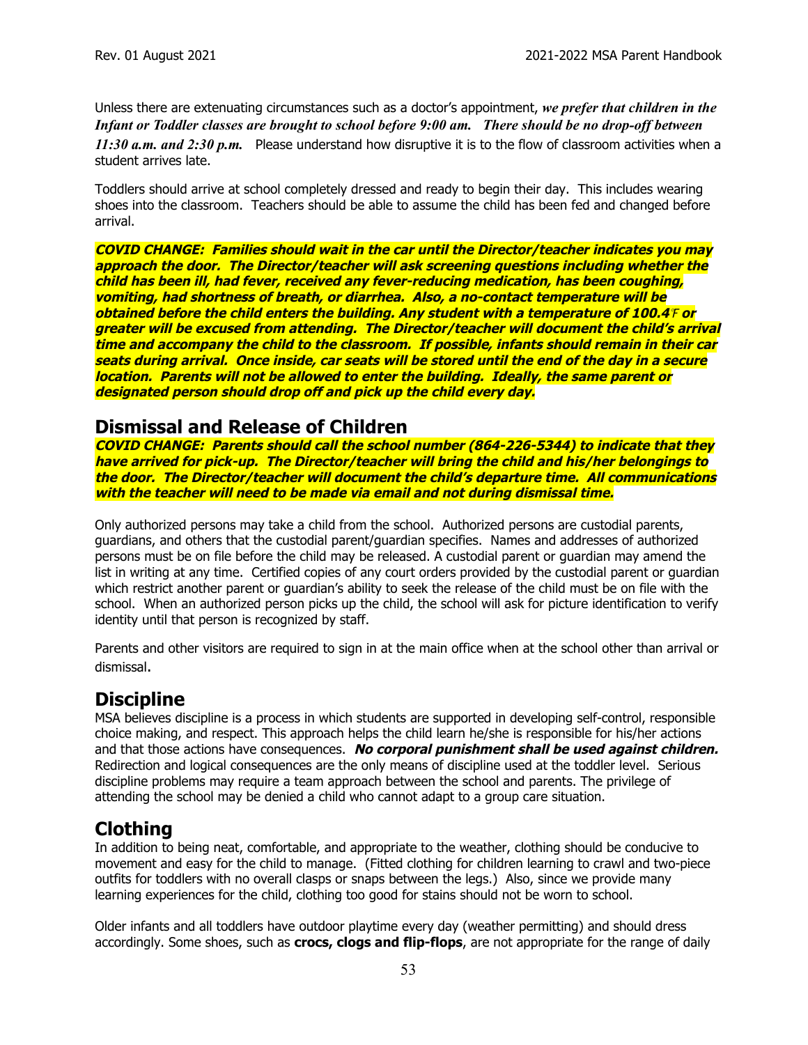Unless there are extenuating circumstances such as a doctor's appointment, ***we prefer that children in the Infant or Toddler classes are brought to school before 9:00 am. There should be no drop-off between 11:30 a.m. and 2:30 p.m.*** Please understand how disruptive it is to the flow of classroom activities when a student arrives late.

Toddlers should arrive at school completely dressed and ready to begin their day. This includes wearing shoes into the classroom. Teachers should be able to assume the child has been fed and changed before arrival.

***COVID CHANGE: Families should wait in the car until the Director/teacher indicates you may approach the door. The Director/teacher will ask screening questions including whether the child has been ill, had fever, received any fever-reducing medication, has been coughing, vomiting, had shortness of breath, or diarrhea. Also, a no-contact temperature will be obtained before the child enters the building. Any student with a temperature of 100.4℉ or greater will be excused from attending. The Director/teacher will document the child's arrival time and accompany the child to the classroom. If possible, infants should remain in their car seats during arrival. Once inside, car seats will be stored until the end of the day in a secure location. Parents will not be allowed to enter the building. Ideally, the same parent or designated person should drop off and pick up the child every day.***

## Dismissal and Release of Children

***COVID CHANGE: Parents should call the school number (864-226-5344) to indicate that they have arrived for pick-up. The Director/teacher will bring the child and his/her belongings to the door. The Director/teacher will document the child's departure time. All communications with the teacher will need to be made via email and not during dismissal time.***

Only authorized persons may take a child from the school. Authorized persons are custodial parents, guardians, and others that the custodial parent/guardian specifies. Names and addresses of authorized persons must be on file before the child may be released. A custodial parent or guardian may amend the list in writing at any time. Certified copies of any court orders provided by the custodial parent or guardian which restrict another parent or guardian's ability to seek the release of the child must be on file with the school. When an authorized person picks up the child, the school will ask for picture identification to verify identity until that person is recognized by staff.

Parents and other visitors are required to sign in at the main office when at the school other than arrival or dismissal.

## Discipline

MSA believes discipline is a process in which students are supported in developing self-control, responsible choice making, and respect. This approach helps the child learn he/she is responsible for his/her actions and that those actions have consequences. ***No corporal punishment shall be used against children.*** Redirection and logical consequences are the only means of discipline used at the toddler level. Serious discipline problems may require a team approach between the school and parents. The privilege of attending the school may be denied a child who cannot adapt to a group care situation.

## Clothing

In addition to being neat, comfortable, and appropriate to the weather, clothing should be conducive to movement and easy for the child to manage. (Fitted clothing for children learning to crawl and two-piece outfits for toddlers with no overall clasps or snaps between the legs.) Also, since we provide many learning experiences for the child, clothing too good for stains should not be worn to school.

Older infants and all toddlers have outdoor playtime every day (weather permitting) and should dress accordingly. Some shoes, such as **crocs, clogs and flip-flops**, are not appropriate for the range of daily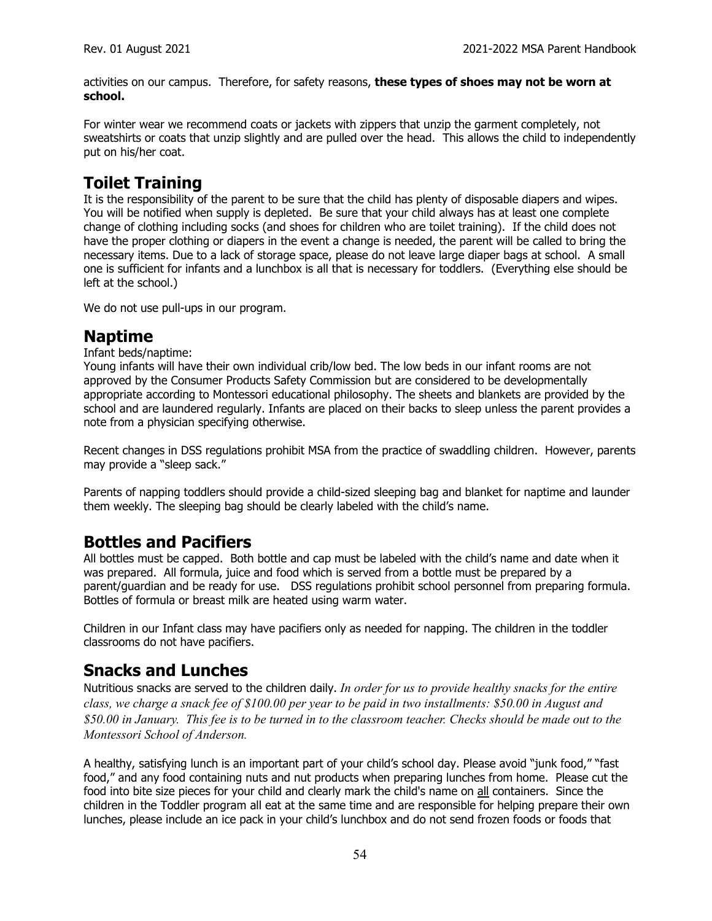activities on our campus. Therefore, for safety reasons, **these types of shoes may not be worn at school.**

For winter wear we recommend coats or jackets with zippers that unzip the garment completely, not sweatshirts or coats that unzip slightly and are pulled over the head. This allows the child to independently put on his/her coat.

## Toilet Training

It is the responsibility of the parent to be sure that the child has plenty of disposable diapers and wipes. You will be notified when supply is depleted. Be sure that your child always has at least one complete change of clothing including socks (and shoes for children who are toilet training). If the child does not have the proper clothing or diapers in the event a change is needed, the parent will be called to bring the necessary items. Due to a lack of storage space, please do not leave large diaper bags at school. A small one is sufficient for infants and a lunchbox is all that is necessary for toddlers. (Everything else should be left at the school.)

We do not use pull-ups in our program.

## Naptime

Infant beds/naptime:

Young infants will have their own individual crib/low bed. The low beds in our infant rooms are not approved by the Consumer Products Safety Commission but are considered to be developmentally appropriate according to Montessori educational philosophy. The sheets and blankets are provided by the school and are laundered regularly. Infants are placed on their backs to sleep unless the parent provides a note from a physician specifying otherwise.

Recent changes in DSS regulations prohibit MSA from the practice of swaddling children. However, parents may provide a "sleep sack."

Parents of napping toddlers should provide a child-sized sleeping bag and blanket for naptime and launder them weekly. The sleeping bag should be clearly labeled with the child's name.

## Bottles and Pacifiers

All bottles must be capped. Both bottle and cap must be labeled with the child's name and date when it was prepared. All formula, juice and food which is served from a bottle must be prepared by a parent/guardian and be ready for use. DSS regulations prohibit school personnel from preparing formula. Bottles of formula or breast milk are heated using warm water.

Children in our Infant class may have pacifiers only as needed for napping. The children in the toddler classrooms do not have pacifiers.

## Snacks and Lunches

Nutritious snacks are served to the children daily. *In order for us to provide healthy snacks for the entire class, we charge a snack fee of $100.00 per year to be paid in two installments: $50.00 in August and $50.00 in January. This fee is to be turned in to the classroom teacher. Checks should be made out to the Montessori School of Anderson.*

A healthy, satisfying lunch is an important part of your child's school day. Please avoid "junk food," "fast food," and any food containing nuts and nut products when preparing lunches from home. Please cut the food into bite size pieces for your child and clearly mark the child's name on <u>all</u> containers. Since the children in the Toddler program all eat at the same time and are responsible for helping prepare their own lunches, please include an ice pack in your child's lunchbox and do not send frozen foods or foods that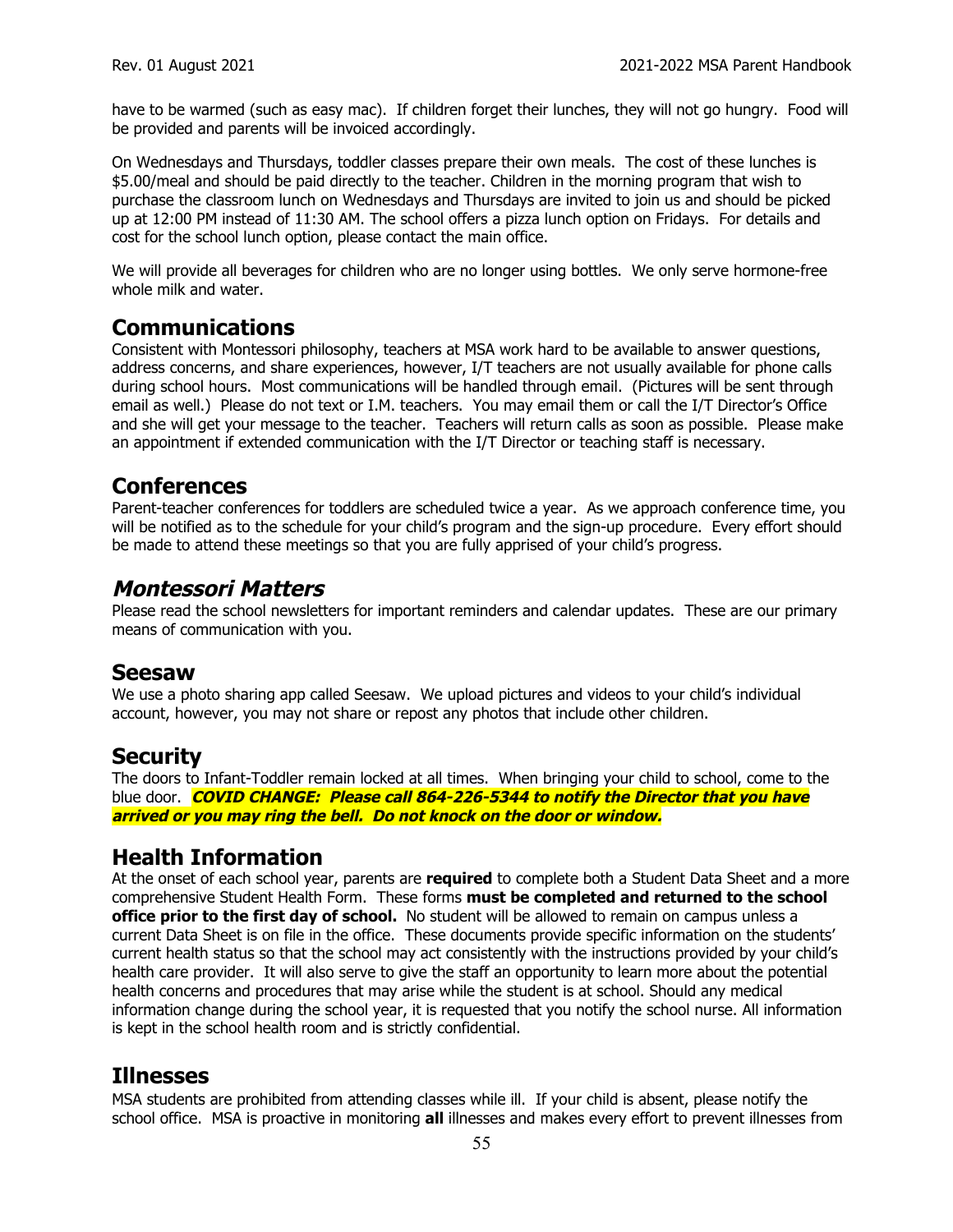have to be warmed (such as easy mac). If children forget their lunches, they will not go hungry. Food will be provided and parents will be invoiced accordingly.

On Wednesdays and Thursdays, toddler classes prepare their own meals. The cost of these lunches is $5.00/meal and should be paid directly to the teacher. Children in the morning program that wish to purchase the classroom lunch on Wednesdays and Thursdays are invited to join us and should be picked up at 12:00 PM instead of 11:30 AM. The school offers a pizza lunch option on Fridays. For details and cost for the school lunch option, please contact the main office.

We will provide all beverages for children who are no longer using bottles. We only serve hormone-free whole milk and water.

## Communications

Consistent with Montessori philosophy, teachers at MSA work hard to be available to answer questions, address concerns, and share experiences, however, I/T teachers are not usually available for phone calls during school hours. Most communications will be handled through email. (Pictures will be sent through email as well.) Please do not text or I.M. teachers. You may email them or call the I/T Director's Office and she will get your message to the teacher. Teachers will return calls as soon as possible. Please make an appointment if extended communication with the I/T Director or teaching staff is necessary.

## Conferences

Parent-teacher conferences for toddlers are scheduled twice a year. As we approach conference time, you will be notified as to the schedule for your child's program and the sign-up procedure. Every effort should be made to attend these meetings so that you are fully apprised of your child's progress.

## *Montessori Matters*

Please read the school newsletters for important reminders and calendar updates. These are our primary means of communication with you.

## Seesaw

We use a photo sharing app called Seesaw. We upload pictures and videos to your child's individual account, however, you may not share or repost any photos that include other children.

## Security

The doors to Infant-Toddler remain locked at all times. When bringing your child to school, come to the blue door. ***COVID CHANGE: Please call 864-226-5344 to notify the Director that you have arrived or you may ring the bell. Do not knock on the door or window.***

## Health Information

At the onset of each school year, parents are **required** to complete both a Student Data Sheet and a more comprehensive Student Health Form. These forms **must be completed and returned to the school office prior to the first day of school.** No student will be allowed to remain on campus unless a current Data Sheet is on file in the office. These documents provide specific information on the students' current health status so that the school may act consistently with the instructions provided by your child's health care provider. It will also serve to give the staff an opportunity to learn more about the potential health concerns and procedures that may arise while the student is at school. Should any medical information change during the school year, it is requested that you notify the school nurse. All information is kept in the school health room and is strictly confidential.

## Illnesses

MSA students are prohibited from attending classes while ill. If your child is absent, please notify the school office. MSA is proactive in monitoring **all** illnesses and makes every effort to prevent illnesses from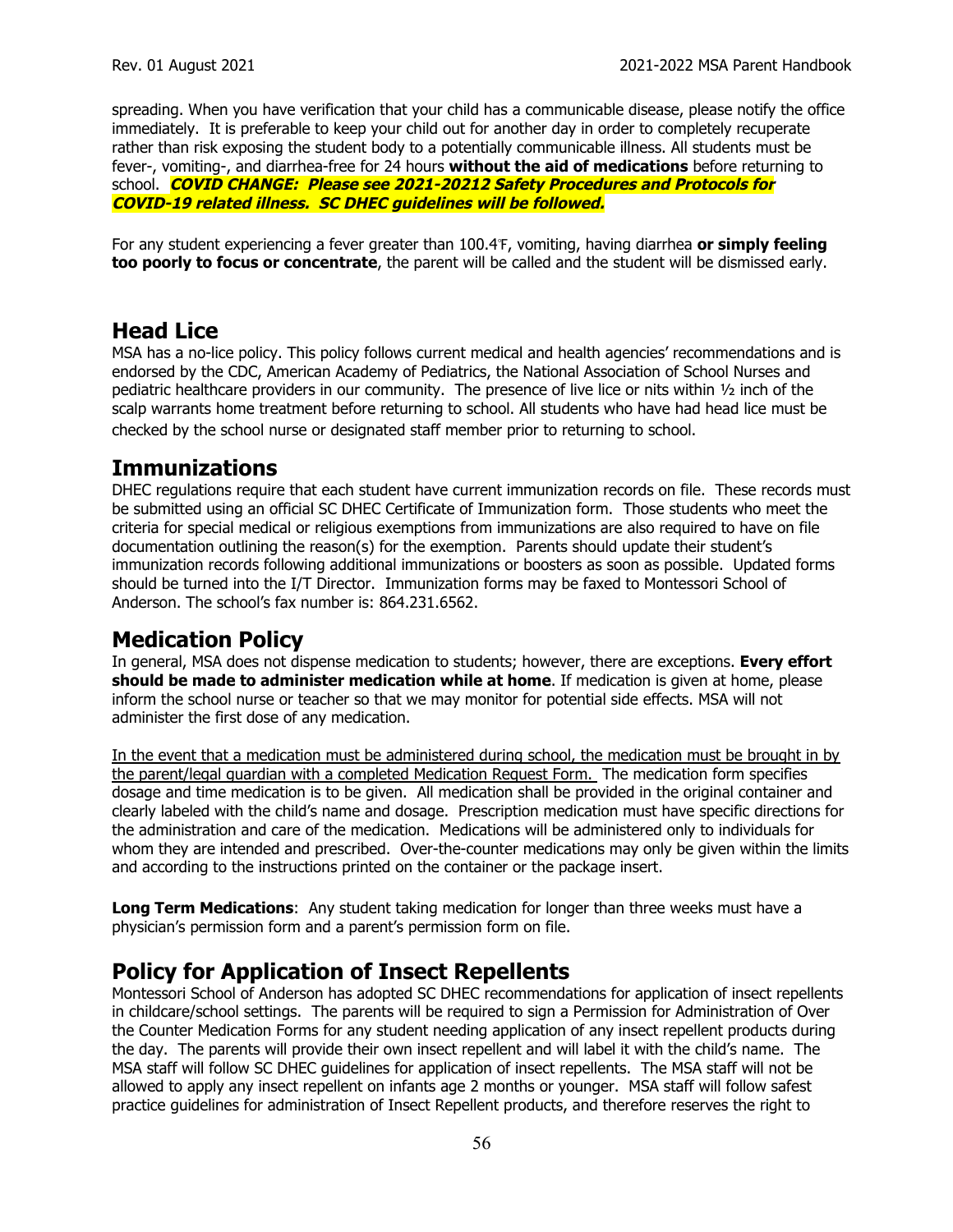spreading. When you have verification that your child has a communicable disease, please notify the office immediately. It is preferable to keep your child out for another day in order to completely recuperate rather than risk exposing the student body to a potentially communicable illness. All students must be fever-, vomiting-, and diarrhea-free for 24 hours **without the aid of medications** before returning to school. ***COVID CHANGE: Please see 2021-20212 Safety Procedures and Protocols for COVID-19 related illness. SC DHEC guidelines will be followed.***

For any student experiencing a fever greater than 100.4℉, vomiting, having diarrhea **or simply feeling too poorly to focus or concentrate**, the parent will be called and the student will be dismissed early.

## Head Lice

MSA has a no-lice policy. This policy follows current medical and health agencies' recommendations and is endorsed by the CDC, American Academy of Pediatrics, the National Association of School Nurses and pediatric healthcare providers in our community. The presence of live lice or nits within ½ inch of the scalp warrants home treatment before returning to school. All students who have had head lice must be checked by the school nurse or designated staff member prior to returning to school.

## Immunizations

DHEC regulations require that each student have current immunization records on file. These records must be submitted using an official SC DHEC Certificate of Immunization form. Those students who meet the criteria for special medical or religious exemptions from immunizations are also required to have on file documentation outlining the reason(s) for the exemption. Parents should update their student's immunization records following additional immunizations or boosters as soon as possible. Updated forms should be turned into the I/T Director. Immunization forms may be faxed to Montessori School of Anderson. The school's fax number is: 864.231.6562.

## Medication Policy

In general, MSA does not dispense medication to students; however, there are exceptions. **Every effort should be made to administer medication while at home**. If medication is given at home, please inform the school nurse or teacher so that we may monitor for potential side effects. MSA will not administer the first dose of any medication.

<u>In the event that a medication must be administered during school, the medication must be brought in by the parent/legal guardian with a completed Medication Request Form.</u> The medication form specifies dosage and time medication is to be given. All medication shall be provided in the original container and clearly labeled with the child's name and dosage. Prescription medication must have specific directions for the administration and care of the medication. Medications will be administered only to individuals for whom they are intended and prescribed. Over-the-counter medications may only be given within the limits and according to the instructions printed on the container or the package insert.

**Long Term Medications**: Any student taking medication for longer than three weeks must have a physician's permission form and a parent's permission form on file.

## Policy for Application of Insect Repellents

Montessori School of Anderson has adopted SC DHEC recommendations for application of insect repellents in childcare/school settings. The parents will be required to sign a Permission for Administration of Over the Counter Medication Forms for any student needing application of any insect repellent products during the day. The parents will provide their own insect repellent and will label it with the child's name. The MSA staff will follow SC DHEC guidelines for application of insect repellents. The MSA staff will not be allowed to apply any insect repellent on infants age 2 months or younger. MSA staff will follow safest practice guidelines for administration of Insect Repellent products, and therefore reserves the right to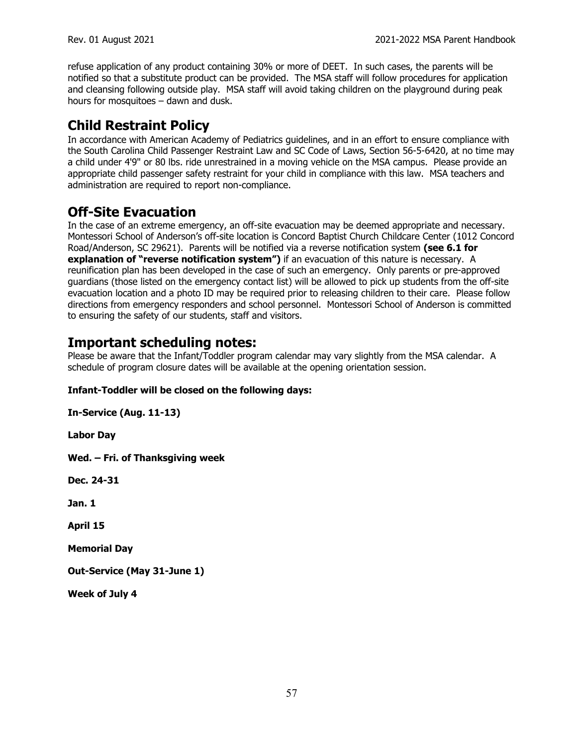refuse application of any product containing 30% or more of DEET. In such cases, the parents will be notified so that a substitute product can be provided. The MSA staff will follow procedures for application and cleansing following outside play. MSA staff will avoid taking children on the playground during peak hours for mosquitoes – dawn and dusk.

## Child Restraint Policy

In accordance with American Academy of Pediatrics guidelines, and in an effort to ensure compliance with the South Carolina Child Passenger Restraint Law and SC Code of Laws, Section 56-5-6420, at no time may a child under 4'9" or 80 lbs. ride unrestrained in a moving vehicle on the MSA campus. Please provide an appropriate child passenger safety restraint for your child in compliance with this law. MSA teachers and administration are required to report non-compliance.

## Off-Site Evacuation

In the case of an extreme emergency, an off-site evacuation may be deemed appropriate and necessary. Montessori School of Anderson's off-site location is Concord Baptist Church Childcare Center (1012 Concord Road/Anderson, SC 29621). Parents will be notified via a reverse notification system **(see 6.1 for explanation of "reverse notification system")** if an evacuation of this nature is necessary. A reunification plan has been developed in the case of such an emergency. Only parents or pre-approved guardians (those listed on the emergency contact list) will be allowed to pick up students from the off-site evacuation location and a photo ID may be required prior to releasing children to their care. Please follow directions from emergency responders and school personnel. Montessori School of Anderson is committed to ensuring the safety of our students, staff and visitors.

## Important scheduling notes:

Please be aware that the Infant/Toddler program calendar may vary slightly from the MSA calendar. A schedule of program closure dates will be available at the opening orientation session.

**Infant-Toddler will be closed on the following days:**

**In-Service (Aug. 11-13)**

**Labor Day**

**Wed. – Fri. of Thanksgiving week**

**Dec. 24-31**

**Jan. 1**

**April 15**

**Memorial Day**

**Out-Service (May 31-June 1)**

**Week of July 4**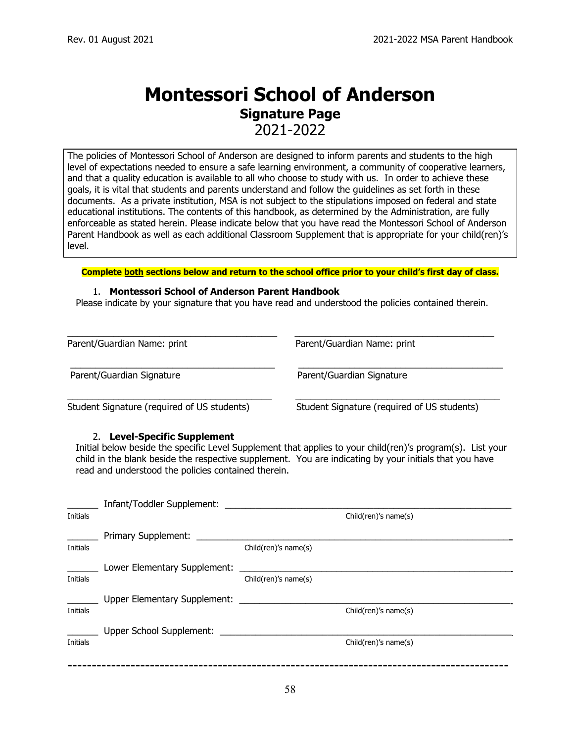# Montessori School of Anderson

## Signature Page

## 2021-2022

The policies of Montessori School of Anderson are designed to inform parents and students to the high level of expectations needed to ensure a safe learning environment, a community of cooperative learners, and that a quality education is available to all who choose to study with us. In order to achieve these goals, it is vital that students and parents understand and follow the guidelines as set forth in these documents. As a private institution, MSA is not subject to the stipulations imposed on federal and state educational institutions. The contents of this handbook, as determined by the Administration, are fully enforceable as stated herein. Please indicate below that you have read the Montessori School of Anderson Parent Handbook as well as each additional Classroom Supplement that is appropriate for your child(ren)'s level.

**Complete both sections below and return to the school office prior to your child's first day of class.**

1. **Montessori School of Anderson Parent Handbook**

Please indicate by your signature that you have read and understood the policies contained therein.

| | |
|---|---|
| ______________________________ | ______________________________ |
| Parent/Guardian Name: print | Parent/Guardian Name: print |
| ______________________________ | ______________________________ |
| Parent/Guardian Signature | Parent/Guardian Signature |
| ______________________________ | ______________________________ |
| Student Signature (required of US students) | Student Signature (required of US students) |

2. **Level-Specific Supplement**

Initial below beside the specific Level Supplement that applies to your child(ren)'s program(s). List your child in the blank beside the respective supplement. You are indicating by your initials that you have read and understood the policies contained therein.

______ Infant/Toddler Supplement: ______________________________
Initials — Child(ren)'s name(s)

______ Primary Supplement: ______________________________
Initials — Child(ren)'s name(s)

______ Lower Elementary Supplement: ______________________________
Initials — Child(ren)'s name(s)

______ Upper Elementary Supplement: ______________________________
Initials — Child(ren)'s name(s)

______ Upper School Supplement: ______________________________
Initials — Child(ren)'s name(s)

------------------------------------------------------------------------------------------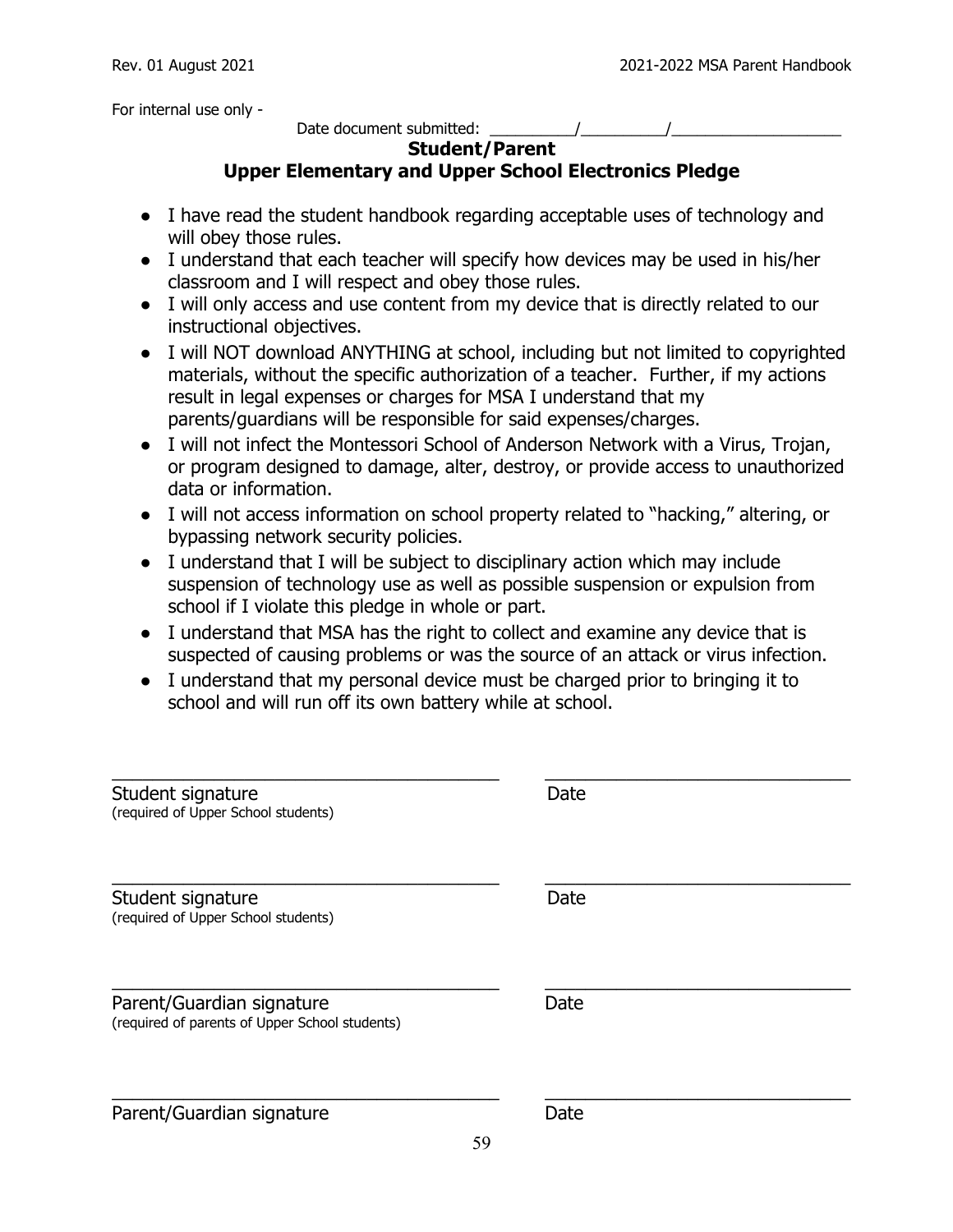For internal use only -

Date document submitted: __________/__________/____________________

## Student/Parent
## Upper Elementary and Upper School Electronics Pledge

- I have read the student handbook regarding acceptable uses of technology and will obey those rules.
- I understand that each teacher will specify how devices may be used in his/her classroom and I will respect and obey those rules.
- I will only access and use content from my device that is directly related to our instructional objectives.
- I will NOT download ANYTHING at school, including but not limited to copyrighted materials, without the specific authorization of a teacher. Further, if my actions result in legal expenses or charges for MSA I understand that my parents/guardians will be responsible for said expenses/charges.
- I will not infect the Montessori School of Anderson Network with a Virus, Trojan, or program designed to damage, alter, destroy, or provide access to unauthorized data or information.
- I will not access information on school property related to "hacking," altering, or bypassing network security policies.
- I understand that I will be subject to disciplinary action which may include suspension of technology use as well as possible suspension or expulsion from school if I violate this pledge in whole or part.
- I understand that MSA has the right to collect and examine any device that is suspected of causing problems or was the source of an attack or virus infection.
- I understand that my personal device must be charged prior to bringing it to school and will run off its own battery while at school.

_______________________________________ _______________________________

Student signature Date
(required of Upper School students)

_______________________________________ _______________________________

Student signature Date
(required of Upper School students)

_______________________________________ _______________________________

Parent/Guardian signature Date
(required of parents of Upper School students)

_______________________________________ _______________________________

Parent/Guardian signature Date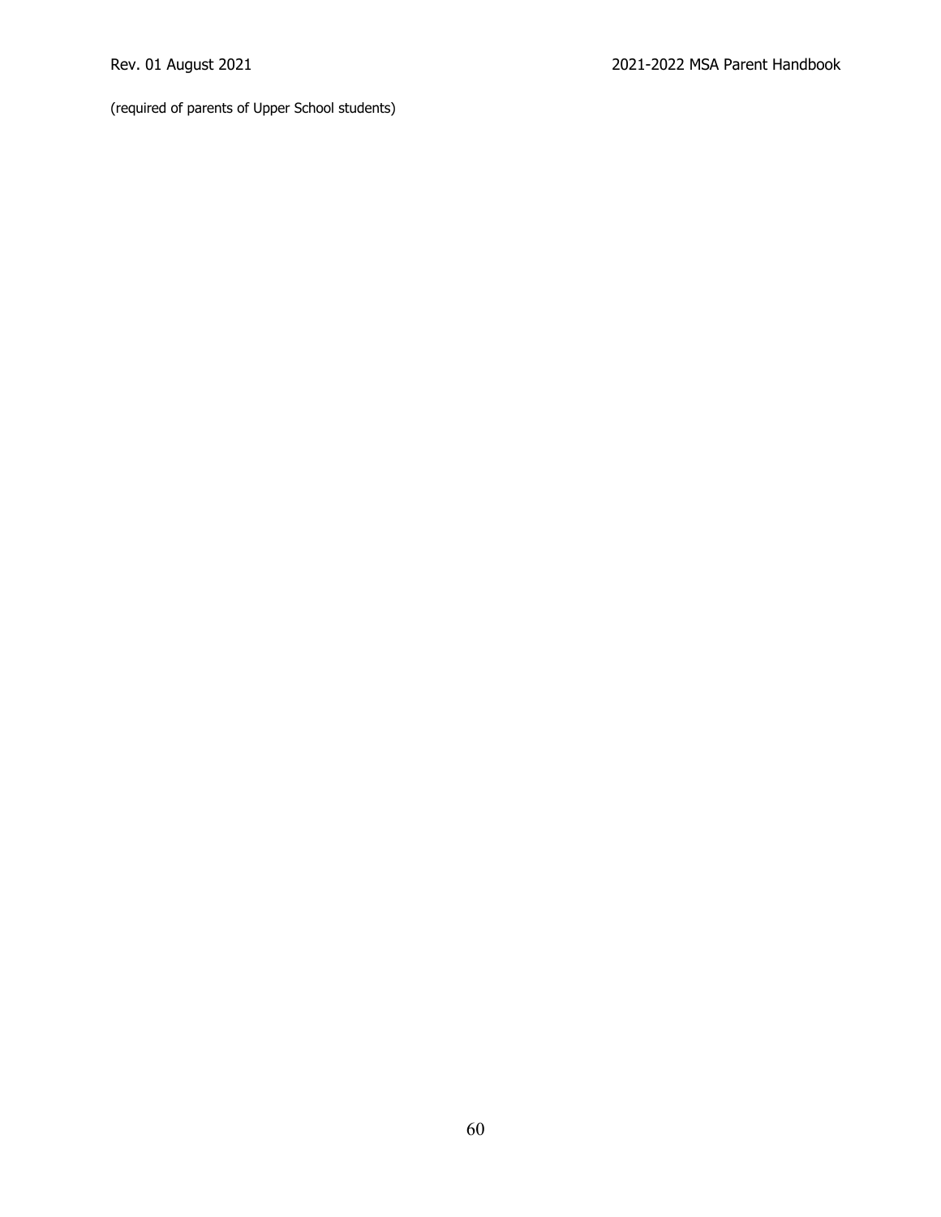(required of parents of Upper School students)